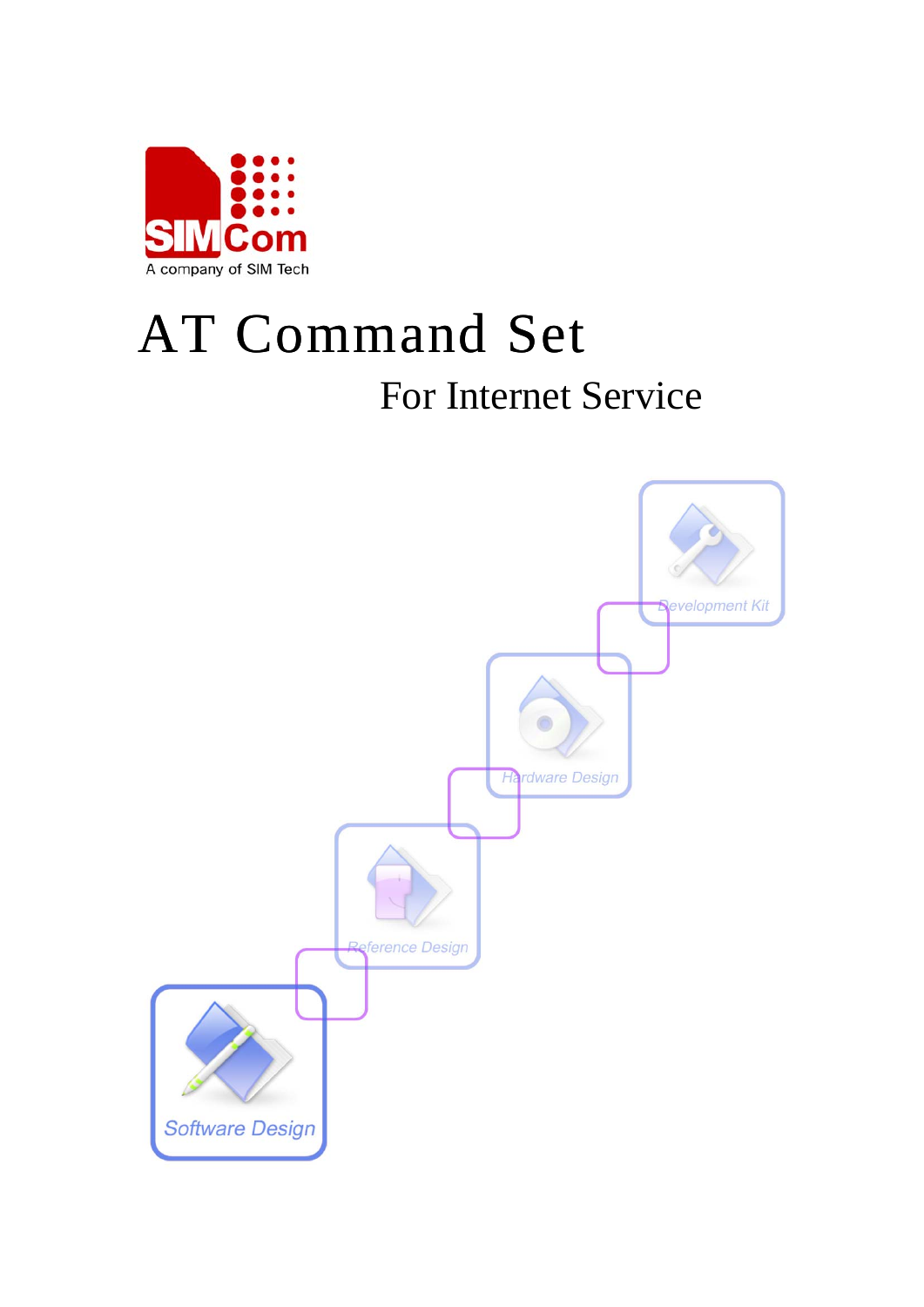SIMCom

A company of SIM Tech

# AT Command Set

## For Internet Service

Development Kit

Hardware Design

Reference Design

Software Design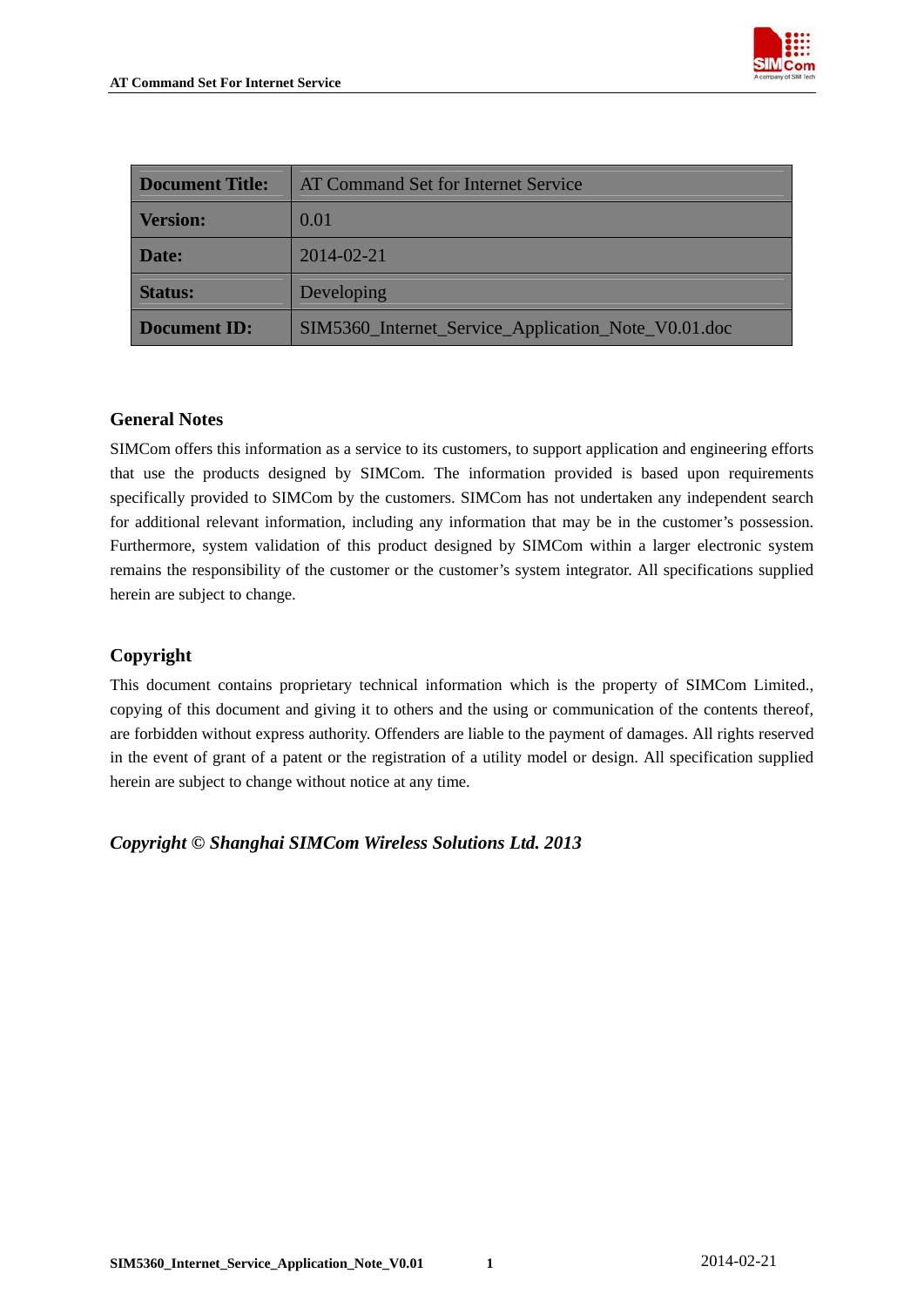| Document Title: | AT Command Set for Internet Service |
|---|---|
| Version: | 0.01 |
| Date: | 2014-02-21 |
| Status: | Developing |
| Document ID: | SIM5360_Internet_Service_Application_Note_V0.01.doc |

## General Notes

SIMCom offers this information as a service to its customers, to support application and engineering efforts that use the products designed by SIMCom. The information provided is based upon requirements specifically provided to SIMCom by the customers. SIMCom has not undertaken any independent search for additional relevant information, including any information that may be in the customer's possession. Furthermore, system validation of this product designed by SIMCom within a larger electronic system remains the responsibility of the customer or the customer's system integrator. All specifications supplied herein are subject to change.

## Copyright

This document contains proprietary technical information which is the property of SIMCom Limited., copying of this document and giving it to others and the using or communication of the contents thereof, are forbidden without express authority. Offenders are liable to the payment of damages. All rights reserved in the event of grant of a patent or the registration of a utility model or design. All specification supplied herein are subject to change without notice at any time.

***Copyright © Shanghai SIMCom Wireless Solutions Ltd. 2013***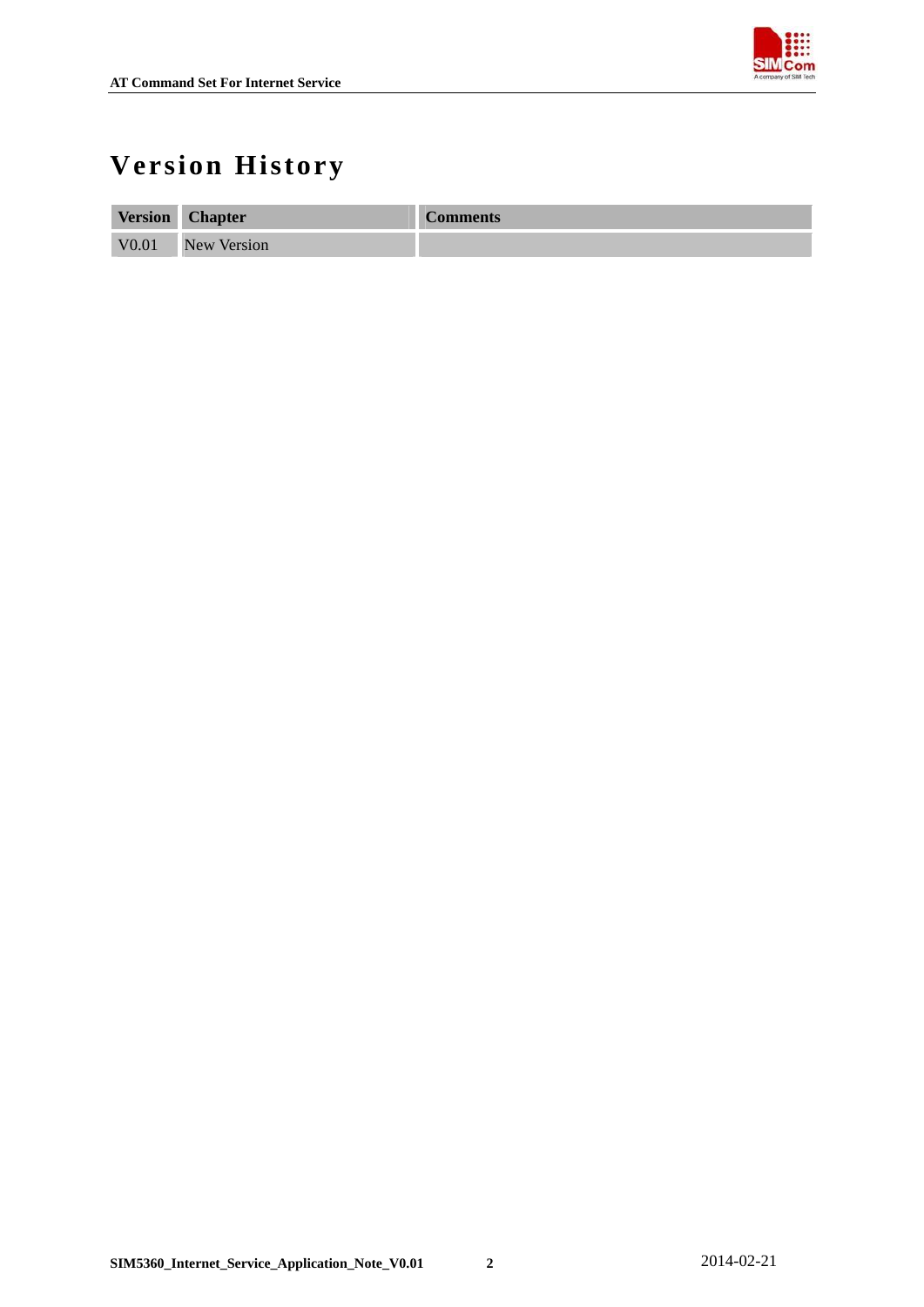# Version History

| Version | Chapter | Comments |
|---|---|---|
| V0.01 | New Version | |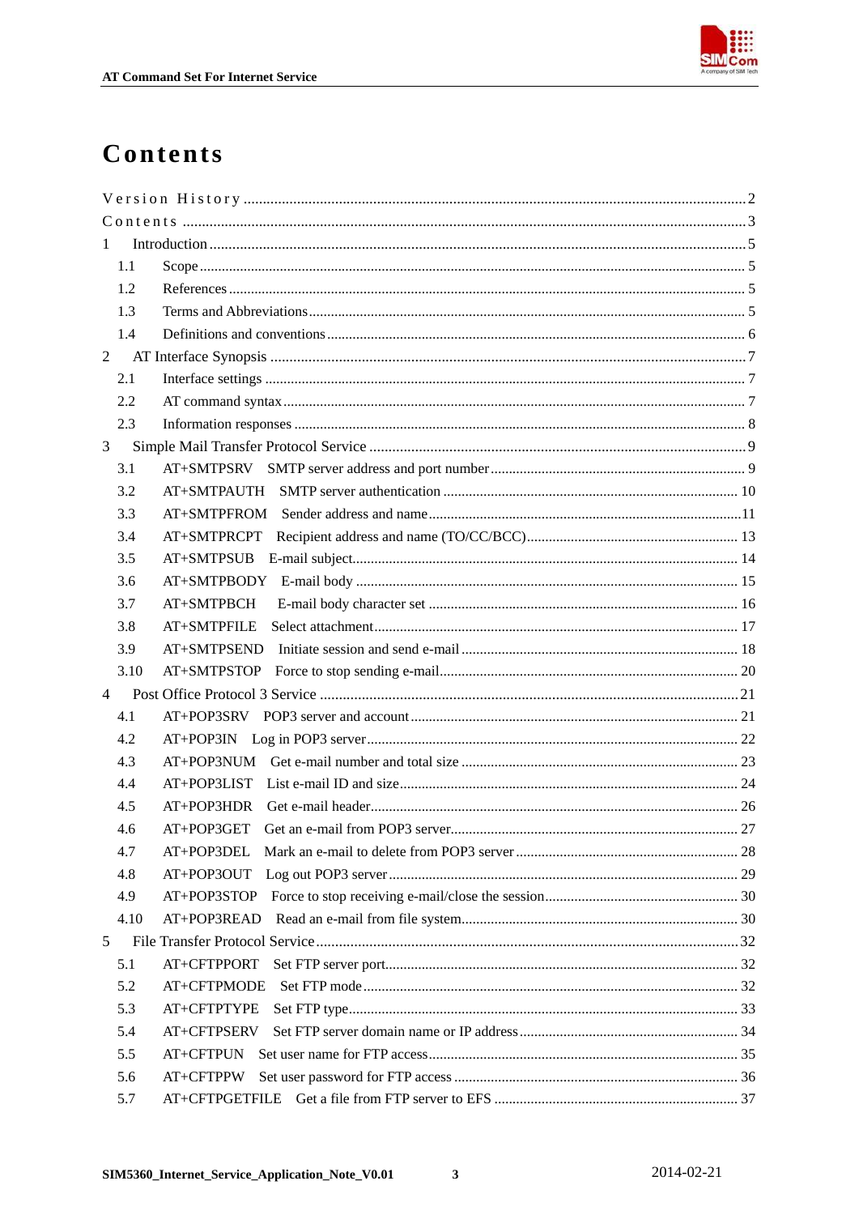# Contents

Version History ........................................................................................................ 2

Contents ...................................................................................................................... 3

1 Introduction ............................................................................................................ 5

- 1.1 Scope ................................................................................................................ 5
- 1.2 References ........................................................................................................ 5
- 1.3 Terms and Abbreviations ................................................................................. 5
- 1.4 Definitions and conventions ............................................................................. 6

2 AT Interface Synopsis .............................................................................................. 7

- 2.1 Interface settings .............................................................................................. 7
- 2.2 AT command syntax ......................................................................................... 7
- 2.3 Information responses ...................................................................................... 8

3 Simple Mail Transfer Protocol Service .................................................................... 9

- 3.1 AT+SMTPSRV SMTP server address and port number ..................................... 9
- 3.2 AT+SMTPAUTH SMTP server authentication ................................................. 10
- 3.3 AT+SMTPFROM Sender address and name .................................................... 11
- 3.4 AT+SMTPRCPT Recipient address and name (TO/CC/BCC) .......................... 13
- 3.5 AT+SMTPSUB E-mail subject ........................................................................ 14
- 3.6 AT+SMTPBODY E-mail body ......................................................................... 15
- 3.7 AT+SMTPBCH E-mail body character set ....................................................... 16
- 3.8 AT+SMTPFILE Select attachment .................................................................. 17
- 3.9 AT+SMTPSEND Initiate session and send e-mail ........................................... 18
- 3.10 AT+SMTPSTOP Force to stop sending e-mail ................................................ 20

4 Post Office Protocol 3 Service ............................................................................... 21

- 4.1 AT+POP3SRV POP3 server and account ........................................................ 21
- 4.2 AT+POP3IN Log in POP3 server ..................................................................... 22
- 4.3 AT+POP3NUM Get e-mail number and total size ........................................... 23
- 4.4 AT+POP3LIST List e-mail ID and size ............................................................ 24
- 4.5 AT+POP3HDR Get e-mail header .................................................................... 26
- 4.6 AT+POP3GET Get an e-mail from POP3 server .............................................. 27
- 4.7 AT+POP3DEL Mark an e-mail to delete from POP3 server ............................ 28
- 4.8 AT+POP3OUT Log out POP3 server ............................................................... 29
- 4.9 AT+POP3STOP Force to stop receiving e-mail/close the session .................... 30
- 4.10 AT+POP3READ Read an e-mail from file system ......................................... 30

5 File Transfer Protocol Service ............................................................................... 32

- 5.1 AT+CFTPPORT Set FTP server port ............................................................... 32
- 5.2 AT+CFTPMODE Set FTP mode ...................................................................... 32
- 5.3 AT+CFTPTYPE Set FTP type .......................................................................... 33
- 5.4 AT+CFTPSERV Set FTP server domain name or IP address ........................... 34
- 5.5 AT+CFTPUN Set user name for FTP access .................................................... 35
- 5.6 AT+CFTPPW Set user password for FTP access ............................................. 36
- 5.7 AT+CFTPGETFILE Get a file from FTP server to EFS .................................. 37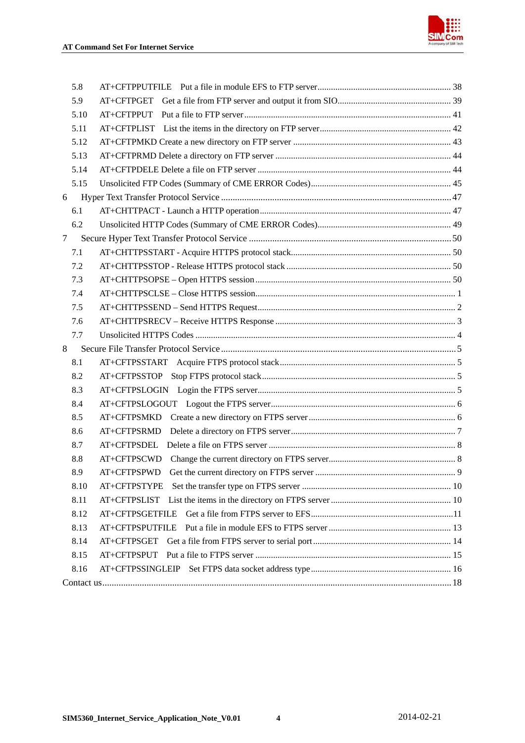5.8 AT+CFTPPUTFILE Put a file in module EFS to FTP server ... 38
5.9 AT+CFTPGET Get a file from FTP server and output it from SIO ... 39
5.10 AT+CFTPPUT Put a file to FTP server ... 41
5.11 AT+CFTPLIST List the items in the directory on FTP server ... 42
5.12 AT+CFTPMKD Create a new directory on FTP server ... 43
5.13 AT+CFTPRMD Delete a directory on FTP server ... 44
5.14 AT+CFTPDELE Delete a file on FTP server ... 44
5.15 Unsolicited FTP Codes (Summary of CME ERROR Codes) ... 45

6 Hyper Text Transfer Protocol Service ... 47
6.1 AT+CHTTPACT - Launch a HTTP operation ... 47
6.2 Unsolicited HTTP Codes (Summary of CME ERROR Codes) ... 49

7 Secure Hyper Text Transfer Protocol Service ... 50
7.1 AT+CHTTPSSTART - Acquire HTTPS protocol stack ... 50
7.2 AT+CHTTPSSTOP - Release HTTPS protocol stack ... 50
7.3 AT+CHTTPSOPSE – Open HTTPS session ... 50
7.4 AT+CHTTPSCLSE – Close HTTPS session ... 1
7.5 AT+CHTTPSSEND – Send HTTPS Request ... 2
7.6 AT+CHTTPSRECV – Receive HTTPS Response ... 3
7.7 Unsolicited HTTPS Codes ... 4

8 Secure File Transfer Protocol Service ... 5
8.1 AT+CFTPSSTART Acquire FTPS protocol stack ... 5
8.2 AT+CFTPSSTOP Stop FTPS protocol stack ... 5
8.3 AT+CFTPSLOGIN Login the FTPS server ... 5
8.4 AT+CFTPSLOGOUT Logout the FTPS server ... 6
8.5 AT+CFTPSMKD Create a new directory on FTPS server ... 6
8.6 AT+CFTPSRMD Delete a directory on FTPS server ... 7
8.7 AT+CFTPSDEL Delete a file on FTPS server ... 8
8.8 AT+CFTPSCWD Change the current directory on FTPS server ... 8
8.9 AT+CFTPSPWD Get the current directory on FTPS server ... 9
8.10 AT+CFTPSTYPE Set the transfer type on FTPS server ... 10
8.11 AT+CFTPSLIST List the items in the directory on FTPS server ... 10
8.12 AT+CFTPSGETFILE Get a file from FTPS server to EFS ... 11
8.13 AT+CFTPSPUTFILE Put a file in module EFS to FTPS server ... 13
8.14 AT+CFTPSGET Get a file from FTPS server to serial port ... 14
8.15 AT+CFTPSPUT Put a file to FTPS server ... 15
8.16 AT+CFTPSSINGLEIP Set FTPS data socket address type ... 16

Contact us ... 18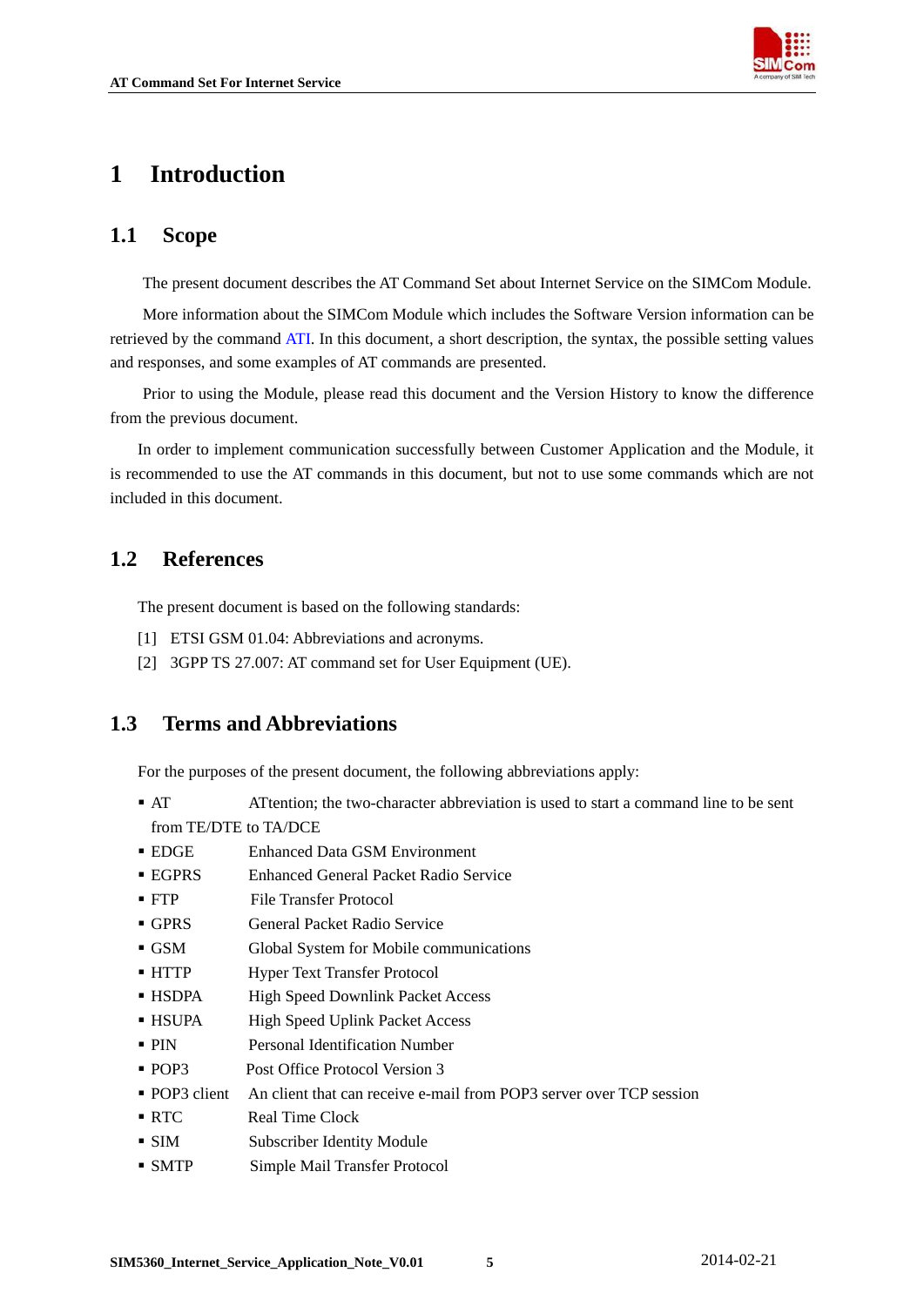# 1 Introduction

## 1.1 Scope

The present document describes the AT Command Set about Internet Service on the SIMCom Module.

More information about the SIMCom Module which includes the Software Version information can be retrieved by the command ATI. In this document, a short description, the syntax, the possible setting values and responses, and some examples of AT commands are presented.

Prior to using the Module, please read this document and the Version History to know the difference from the previous document.

In order to implement communication successfully between Customer Application and the Module, it is recommended to use the AT commands in this document, but not to use some commands which are not included in this document.

## 1.2 References

The present document is based on the following standards:

[1] ETSI GSM 01.04: Abbreviations and acronyms.

[2] 3GPP TS 27.007: AT command set for User Equipment (UE).

## 1.3 Terms and Abbreviations

For the purposes of the present document, the following abbreviations apply:

- AT ATtention; the two-character abbreviation is used to start a command line to be sent from TE/DTE to TA/DCE
- EDGE Enhanced Data GSM Environment
- EGPRS Enhanced General Packet Radio Service
- FTP File Transfer Protocol
- GPRS General Packet Radio Service
- GSM Global System for Mobile communications
- HTTP Hyper Text Transfer Protocol
- HSDPA High Speed Downlink Packet Access
- HSUPA High Speed Uplink Packet Access
- PIN Personal Identification Number
- POP3 Post Office Protocol Version 3
- POP3 client An client that can receive e-mail from POP3 server over TCP session
- RTC Real Time Clock
- SIM Subscriber Identity Module
- SMTP Simple Mail Transfer Protocol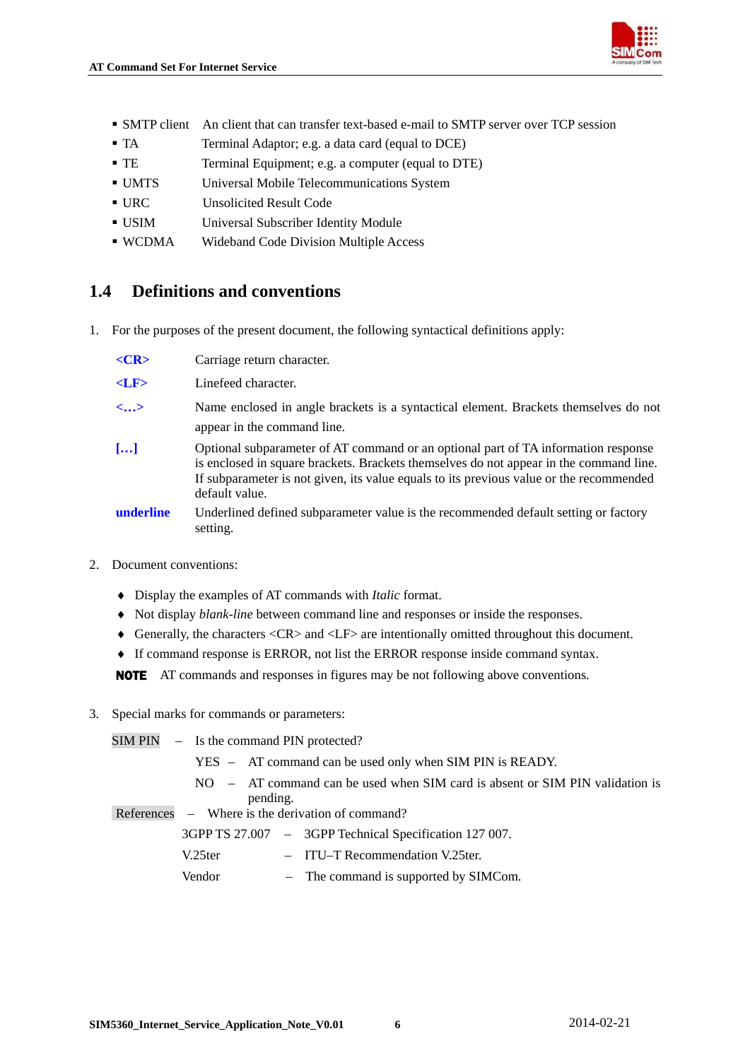- SMTP client An client that can transfer text-based e-mail to SMTP server over TCP session
- TA Terminal Adaptor; e.g. a data card (equal to DCE)
- TE Terminal Equipment; e.g. a computer (equal to DTE)
- UMTS Universal Mobile Telecommunications System
- URC Unsolicited Result Code
- USIM Universal Subscriber Identity Module
- WCDMA Wideband Code Division Multiple Access

## 1.4 Definitions and conventions

1. For the purposes of the present document, the following syntactical definitions apply:

| | |
|---|---|
| **<CR>** | Carriage return character. |
| **<LF>** | Linefeed character. |
| **<...>** | Name enclosed in angle brackets is a syntactical element. Brackets themselves do not appear in the command line. |
| **[...]** | Optional subparameter of AT command or an optional part of TA information response is enclosed in square brackets. Brackets themselves do not appear in the command line. If subparameter is not given, its value equals to its previous value or the recommended default value. |
| **underline** | Underlined defined subparameter value is the recommended default setting or factory setting. |

2. Document conventions:

- Display the examples of AT commands with *Italic* format.
- Not display *blank-line* between command line and responses or inside the responses.
- Generally, the characters <CR> and <LF> are intentionally omitted throughout this document.
- If command response is ERROR, not list the ERROR response inside command syntax.

**NOTE** AT commands and responses in figures may be not following above conventions.

3. Special marks for commands or parameters:

SIM PIN – Is the command PIN protected?

- YES – AT command can be used only when SIM PIN is READY.
- NO – AT command can be used when SIM card is absent or SIM PIN validation is pending.

References – Where is the derivation of command?

- 3GPP TS 27.007 – 3GPP Technical Specification 127 007.
- V.25ter – ITU–T Recommendation V.25ter.
- Vendor – The command is supported by SIMCom.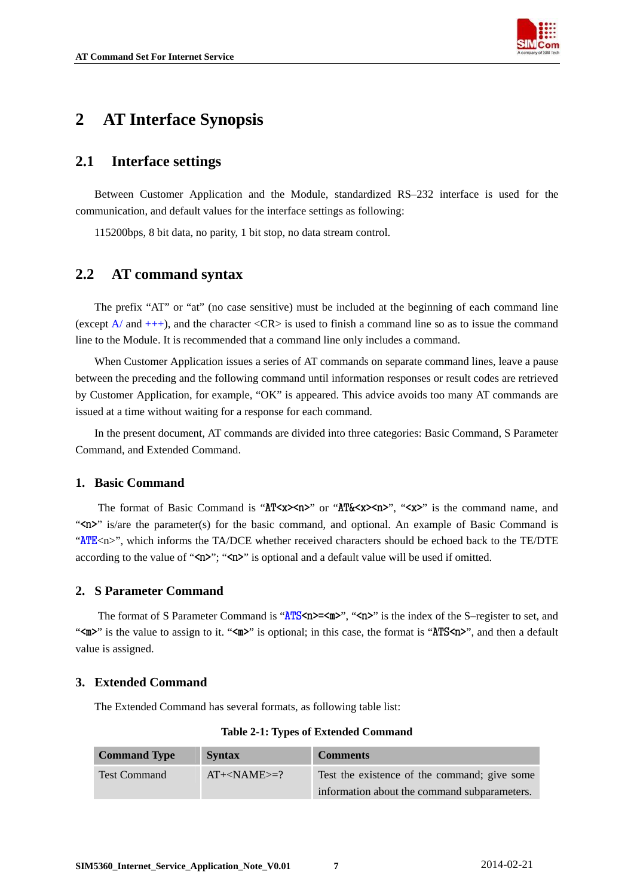# 2 AT Interface Synopsis

## 2.1 Interface settings

Between Customer Application and the Module, standardized RS–232 interface is used for the communication, and default values for the interface settings as following:

115200bps, 8 bit data, no parity, 1 bit stop, no data stream control.

## 2.2 AT command syntax

The prefix "AT" or "at" (no case sensitive) must be included at the beginning of each command line (except A/ and +++), and the character <CR> is used to finish a command line so as to issue the command line to the Module. It is recommended that a command line only includes a command.

When Customer Application issues a series of AT commands on separate command lines, leave a pause between the preceding and the following command until information responses or result codes are retrieved by Customer Application, for example, "OK" is appeared. This advice avoids too many AT commands are issued at a time without waiting for a response for each command.

In the present document, AT commands are divided into three categories: Basic Command, S Parameter Command, and Extended Command.

### 1. Basic Command

The format of Basic Command is "AT<x><n>" or "AT&<x><n>", "<x>" is the command name, and "<n>" is/are the parameter(s) for the basic command, and optional. An example of Basic Command is "ATE<n>", which informs the TA/DCE whether received characters should be echoed back to the TE/DTE according to the value of "<n>"; "<n>" is optional and a default value will be used if omitted.

### 2. S Parameter Command

The format of S Parameter Command is "ATS<n>=<m>", "<n>" is the index of the S–register to set, and "<m>" is the value to assign to it. "<m>" is optional; in this case, the format is "ATS<n>", and then a default value is assigned.

### 3. Extended Command

The Extended Command has several formats, as following table list:

**Table 2-1: Types of Extended Command**

| Command Type | Syntax | Comments |
|---|---|---|
| Test Command | AT+<NAME>=? | Test the existence of the command; give some information about the command subparameters. |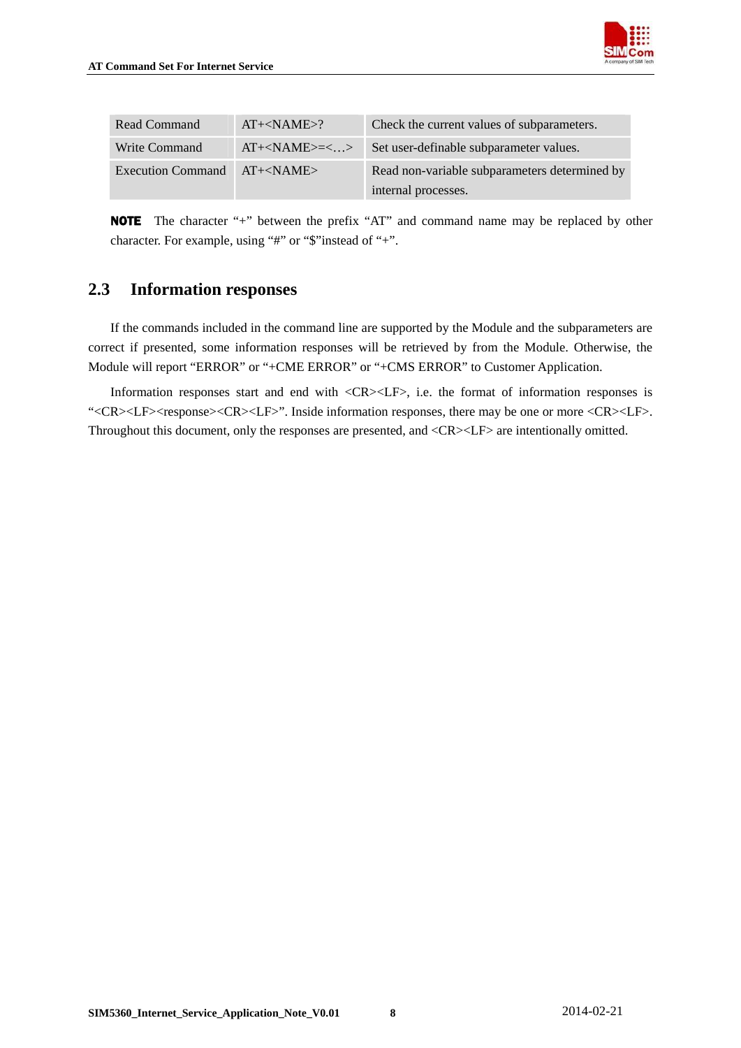| Read Command | AT+<NAME>? | Check the current values of subparameters. |
|---|---|---|
| Write Command | AT+<NAME>=<…> | Set user-definable subparameter values. |
| Execution Command | AT+<NAME> | Read non-variable subparameters determined by internal processes. |

**NOTE** The character "+" between the prefix "AT" and command name may be replaced by other character. For example, using "#" or "$"instead of "+".

## 2.3 Information responses

If the commands included in the command line are supported by the Module and the subparameters are correct if presented, some information responses will be retrieved by from the Module. Otherwise, the Module will report "ERROR" or "+CME ERROR" or "+CMS ERROR" to Customer Application.

Information responses start and end with <CR><LF>, i.e. the format of information responses is "<CR><LF><response><CR><LF>". Inside information responses, there may be one or more <CR><LF>. Throughout this document, only the responses are presented, and <CR><LF> are intentionally omitted.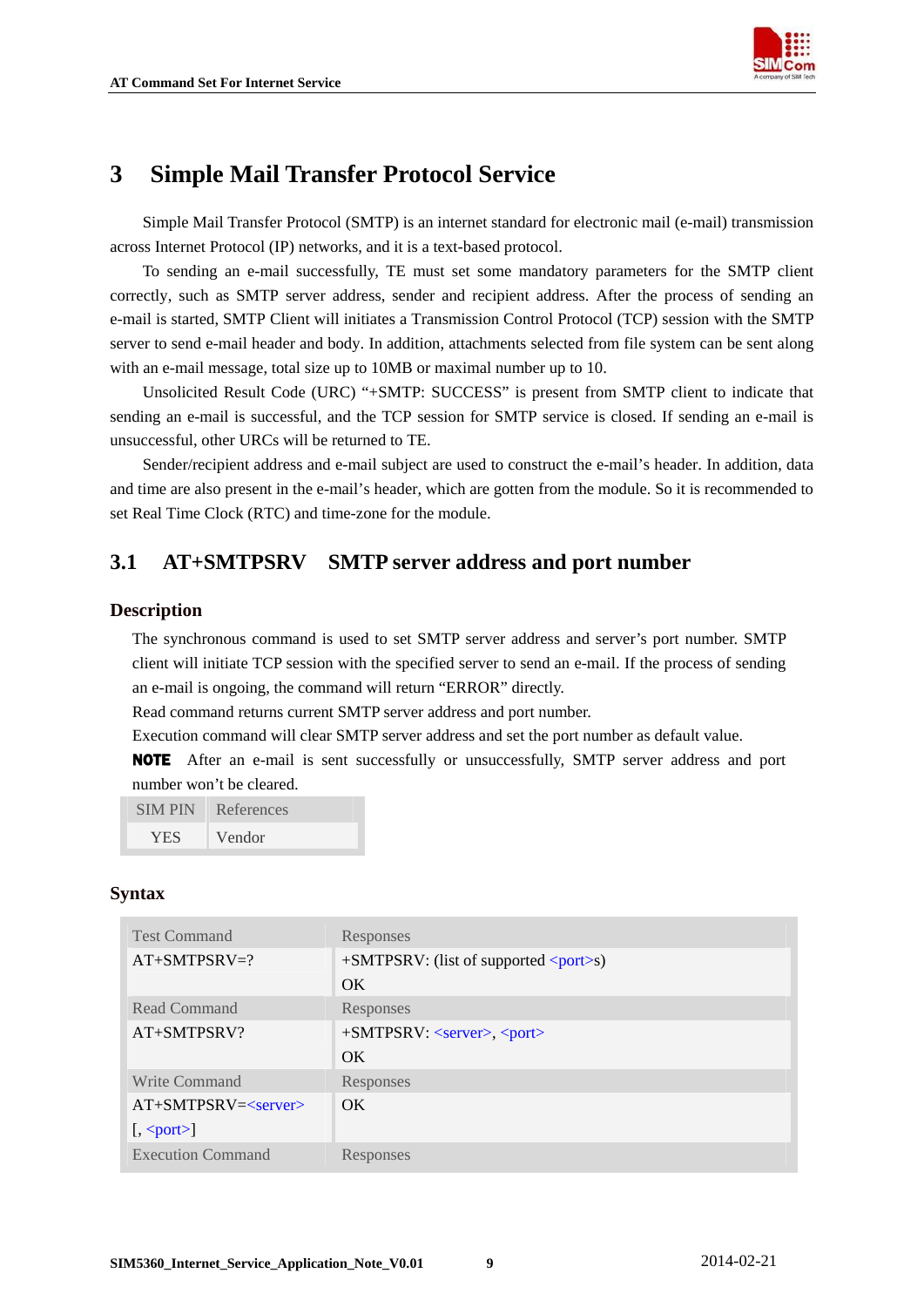# 3 Simple Mail Transfer Protocol Service

Simple Mail Transfer Protocol (SMTP) is an internet standard for electronic mail (e-mail) transmission across Internet Protocol (IP) networks, and it is a text-based protocol.

To sending an e-mail successfully, TE must set some mandatory parameters for the SMTP client correctly, such as SMTP server address, sender and recipient address. After the process of sending an e-mail is started, SMTP Client will initiates a Transmission Control Protocol (TCP) session with the SMTP server to send e-mail header and body. In addition, attachments selected from file system can be sent along with an e-mail message, total size up to 10MB or maximal number up to 10.

Unsolicited Result Code (URC) "+SMTP: SUCCESS" is present from SMTP client to indicate that sending an e-mail is successful, and the TCP session for SMTP service is closed. If sending an e-mail is unsuccessful, other URCs will be returned to TE.

Sender/recipient address and e-mail subject are used to construct the e-mail's header. In addition, data and time are also present in the e-mail's header, which are gotten from the module. So it is recommended to set Real Time Clock (RTC) and time-zone for the module.

## 3.1 AT+SMTPSRV SMTP server address and port number

### Description

The synchronous command is used to set SMTP server address and server's port number. SMTP client will initiate TCP session with the specified server to send an e-mail. If the process of sending an e-mail is ongoing, the command will return "ERROR" directly.

Read command returns current SMTP server address and port number.

Execution command will clear SMTP server address and set the port number as default value.

**NOTE** After an e-mail is sent successfully or unsuccessfully, SMTP server address and port number won't be cleared.

| SIM PIN | References |
|---|---|
| YES | Vendor |

### Syntax

| Test Command | Responses |
|---|---|
| AT+SMTPSRV=? | +SMTPSRV: (list of supported <port>s)<br>OK |
| **Read Command** | **Responses** |
| AT+SMTPSRV? | +SMTPSRV: <server>, <port><br>OK |
| **Write Command** | **Responses** |
| AT+SMTPSRV=<server>[, <port>] | OK |
| **Execution Command** | **Responses** |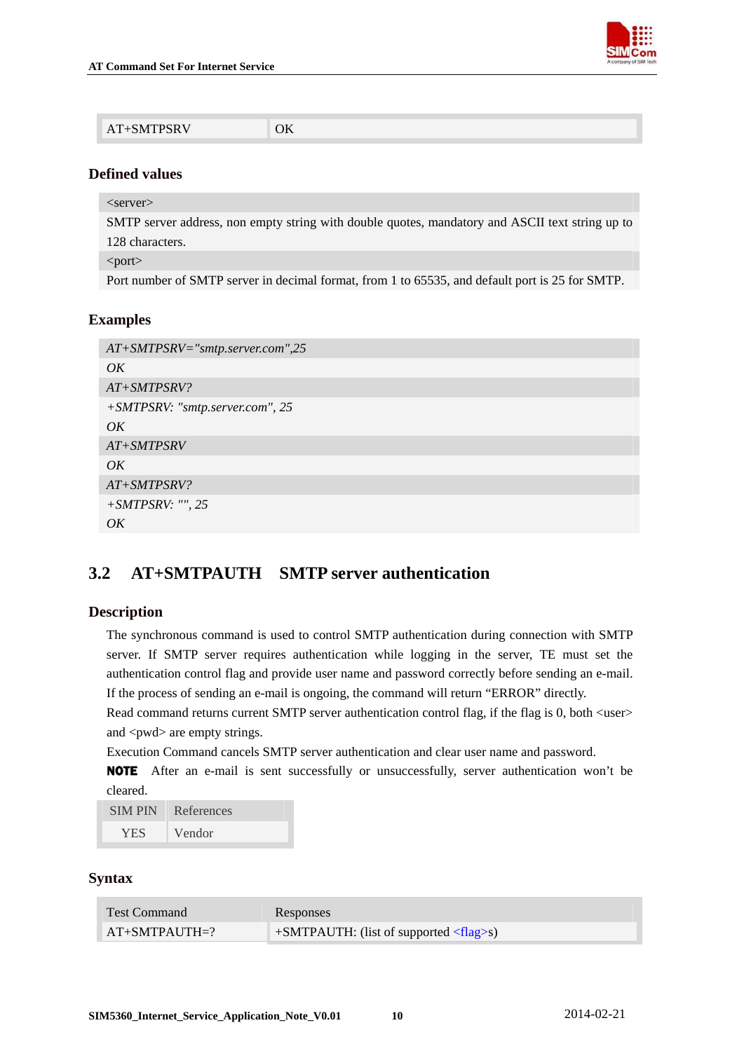| AT+SMTPSRV | OK |
|---|---|

### Defined values

| <server> |
|---|
| SMTP server address, non empty string with double quotes, mandatory and ASCII text string up to 128 characters. |
| <port> |
| Port number of SMTP server in decimal format, from 1 to 65535, and default port is 25 for SMTP. |

### Examples

```
AT+SMTPSRV="smtp.server.com",25
OK
AT+SMTPSRV?
+SMTPSRV: "smtp.server.com", 25
OK
AT+SMTPSRV
OK
AT+SMTPSRV?
+SMTPSRV: "", 25
OK
```

## 3.2 AT+SMTPAUTH SMTP server authentication

### Description

The synchronous command is used to control SMTP authentication during connection with SMTP server. If SMTP server requires authentication while logging in the server, TE must set the authentication control flag and provide user name and password correctly before sending an e-mail. If the process of sending an e-mail is ongoing, the command will return "ERROR" directly.

Read command returns current SMTP server authentication control flag, if the flag is 0, both <user> and <pwd> are empty strings.

Execution Command cancels SMTP server authentication and clear user name and password.

**NOTE** After an e-mail is sent successfully or unsuccessfully, server authentication won't be cleared.

| SIM PIN | References |
|---|---|
| YES | Vendor |

### Syntax

| Test Command | Responses |
|---|---|
| AT+SMTPAUTH=? | +SMTPAUTH: (list of supported <flag>s) |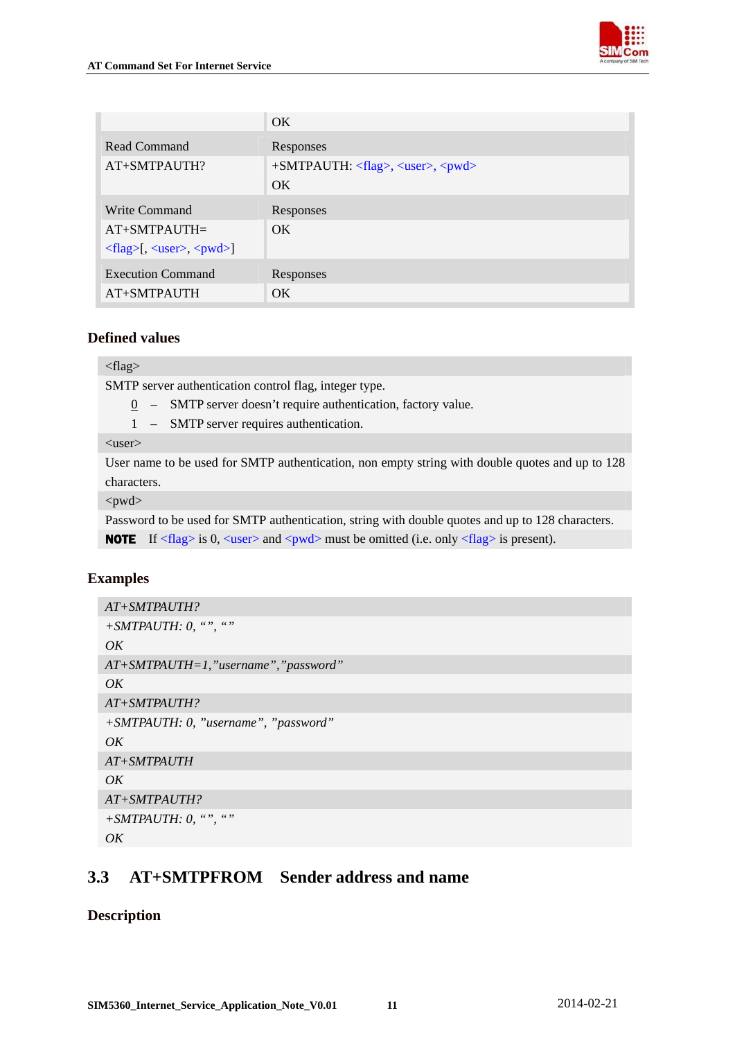| | OK |
|---|---|
| Read Command<br>AT+SMTPAUTH? | Responses<br>+SMTPAUTH: <flag>, <user>, <pwd><br>OK |
| Write Command<br>AT+SMTPAUTH=<br><flag>[, <user>, <pwd>] | Responses<br>OK |
| Execution Command<br>AT+SMTPAUTH | Responses<br>OK |

### Defined values

<flag>

SMTP server authentication control flag, integer type.

0 – SMTP server doesn't require authentication, factory value.

1 – SMTP server requires authentication.

<user>

User name to be used for SMTP authentication, non empty string with double quotes and up to 128 characters.

<pwd>

Password to be used for SMTP authentication, string with double quotes and up to 128 characters.

**NOTE** If <flag> is 0, <user> and <pwd> must be omitted (i.e. only <flag> is present).

### Examples

*AT+SMTPAUTH?*

*+SMTPAUTH: 0, "", ""*

*OK*

*AT+SMTPAUTH=1,"username","password"*

*OK*

*AT+SMTPAUTH?*

*+SMTPAUTH: 0, "username", "password"*

*OK*

*AT+SMTPAUTH*

*OK*

*AT+SMTPAUTH?*

*+SMTPAUTH: 0, "", ""*

*OK*

## 3.3 AT+SMTPFROM Sender address and name

### Description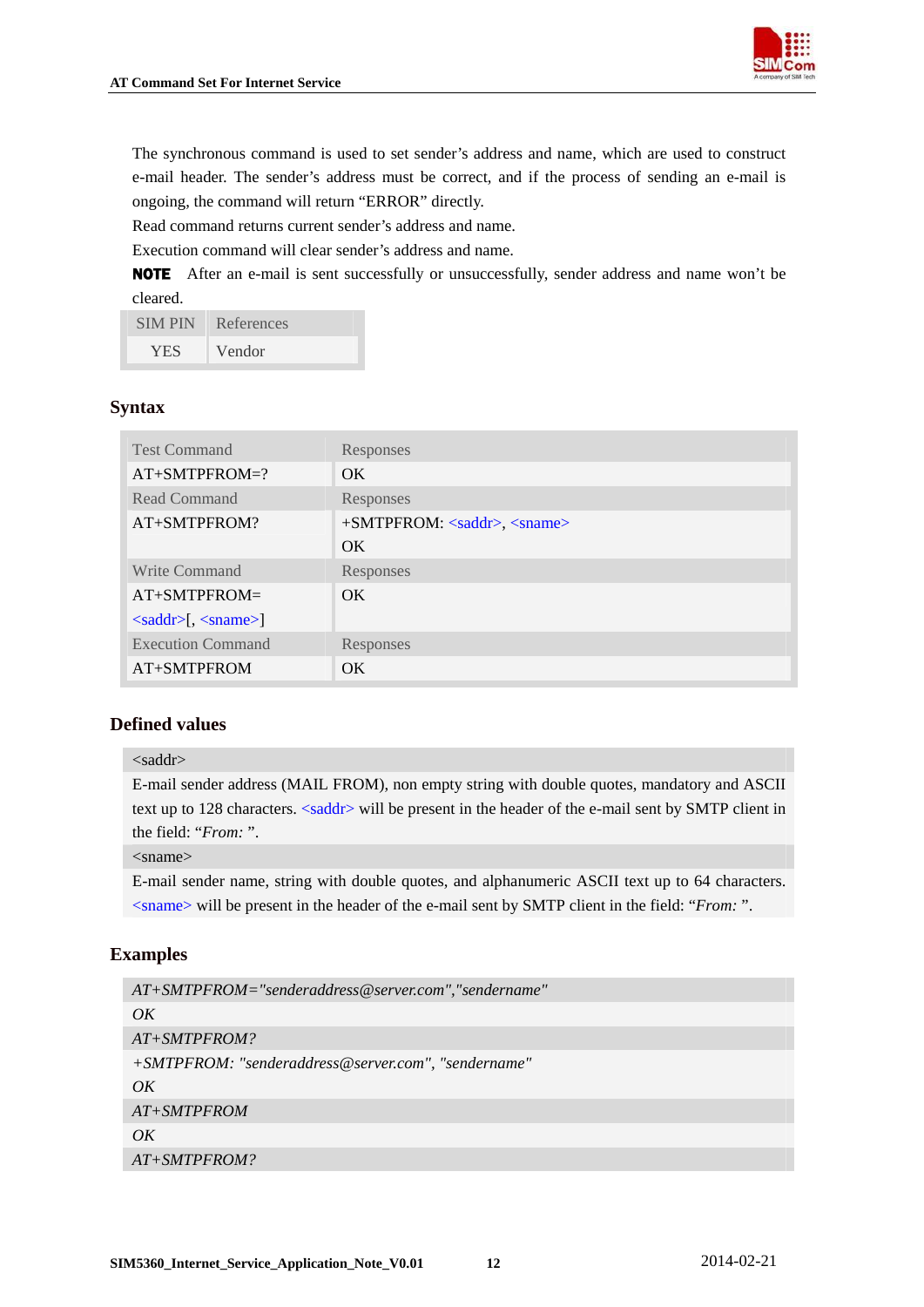The synchronous command is used to set sender's address and name, which are used to construct e-mail header. The sender's address must be correct, and if the process of sending an e-mail is ongoing, the command will return "ERROR" directly.

Read command returns current sender's address and name.

Execution command will clear sender's address and name.

**NOTE** After an e-mail is sent successfully or unsuccessfully, sender address and name won't be cleared.

| SIM PIN | References |
|---|---|
| YES | Vendor |

## Syntax

| Test Command | Responses |
|---|---|
| AT+SMTPFROM=? | OK |
| Read Command | Responses |
| AT+SMTPFROM? | +SMTPFROM: <saddr>, <sname><br>OK |
| Write Command | Responses |
| AT+SMTPFROM=<br><saddr>[, <sname>] | OK |
| Execution Command | Responses |
| AT+SMTPFROM | OK |

## Defined values

<saddr>

E-mail sender address (MAIL FROM), non empty string with double quotes, mandatory and ASCII text up to 128 characters. <saddr> will be present in the header of the e-mail sent by SMTP client in the field: "*From:* ".

<sname>

E-mail sender name, string with double quotes, and alphanumeric ASCII text up to 64 characters. <sname> will be present in the header of the e-mail sent by SMTP client in the field: "*From:* ".

## Examples

*AT+SMTPFROM="senderaddress@server.com","sendername"*
*OK*
*AT+SMTPFROM?*
*+SMTPFROM: "senderaddress@server.com", "sendername"*
*OK*
*AT+SMTPFROM*
*OK*
*AT+SMTPFROM?*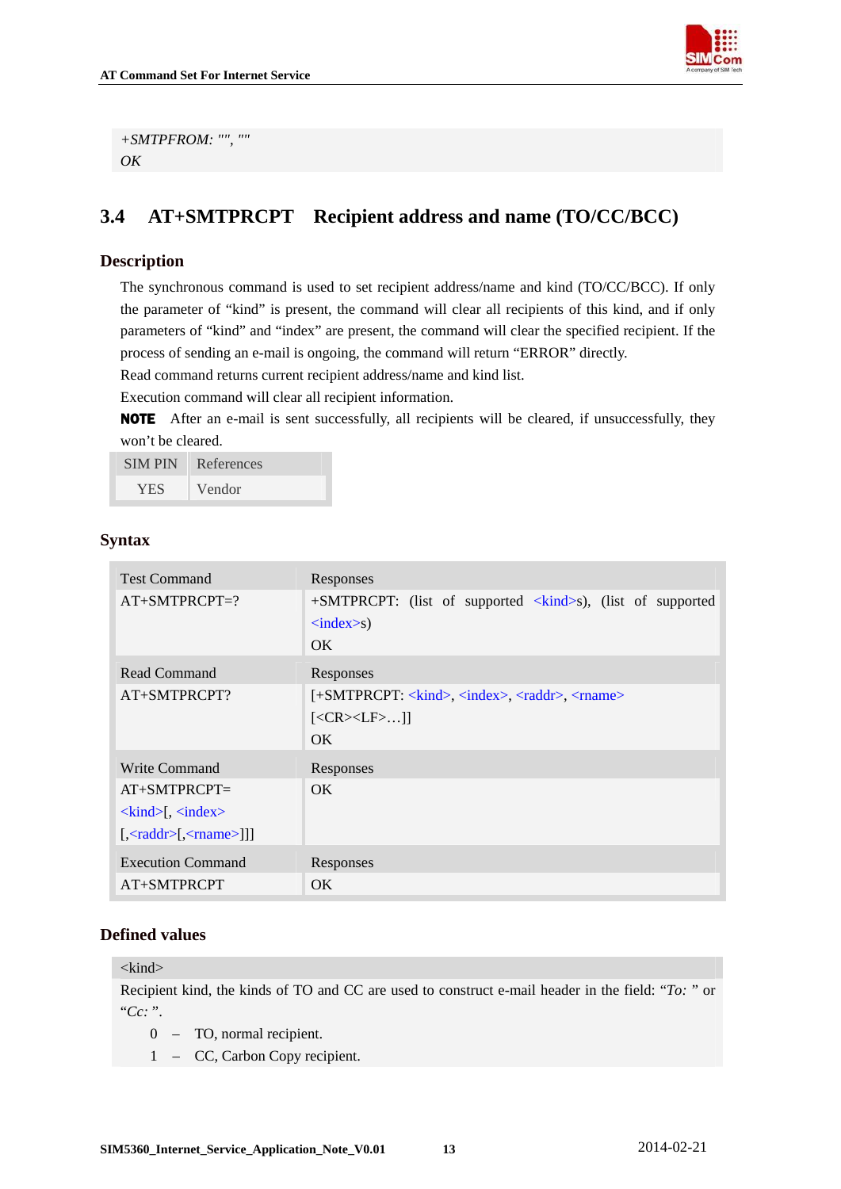*+SMTPFROM: "", ""*
*OK*

## 3.4 AT+SMTPRCPT Recipient address and name (TO/CC/BCC)

### Description

The synchronous command is used to set recipient address/name and kind (TO/CC/BCC). If only the parameter of "kind" is present, the command will clear all recipients of this kind, and if only parameters of "kind" and "index" are present, the command will clear the specified recipient. If the process of sending an e-mail is ongoing, the command will return "ERROR" directly.

Read command returns current recipient address/name and kind list.

Execution command will clear all recipient information.

**NOTE** After an e-mail is sent successfully, all recipients will be cleared, if unsuccessfully, they won't be cleared.

| SIM PIN | References |
|---|---|
| YES | Vendor |

### Syntax

| Test Command | Responses |
|---|---|
| AT+SMTPRCPT=? | +SMTPRCPT: (list of supported <kind>s), (list of supported <index>s)<br>OK |
| **Read Command** | **Responses** |
| AT+SMTPRCPT? | [+SMTPRCPT: <kind>, <index>, <raddr>, <rname><br>[<CR><LF>…]]<br>OK |
| **Write Command** | **Responses** |
| AT+SMTPRCPT=<kind>[, <index>[,<raddr>[,<rname>]]] | OK |
| **Execution Command** | **Responses** |
| AT+SMTPRCPT | OK |

### Defined values

<kind>

Recipient kind, the kinds of TO and CC are used to construct e-mail header in the field: "*To:* " or "*Cc:* ".

0 – TO, normal recipient.
1 – CC, Carbon Copy recipient.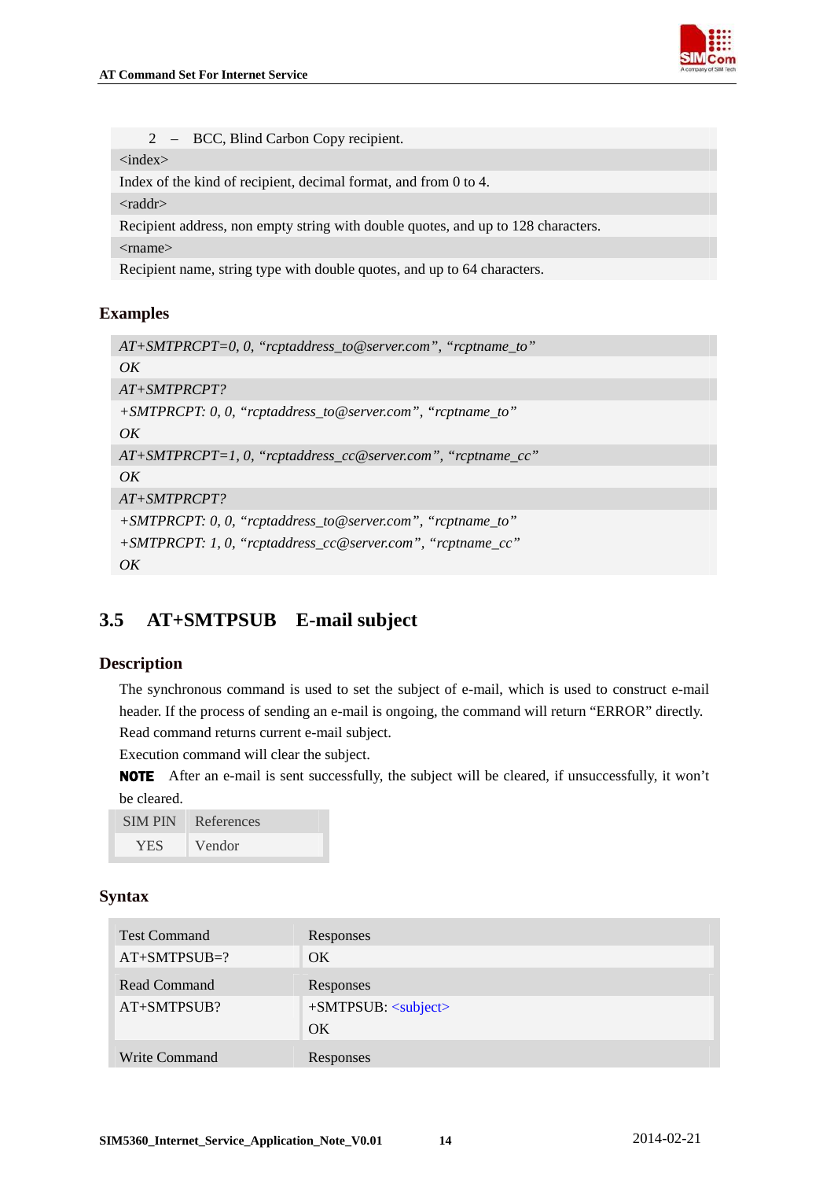| 2 – BCC, Blind Carbon Copy recipient. |
|---|
| <index> |
| Index of the kind of recipient, decimal format, and from 0 to 4. |
| <raddr> |
| Recipient address, non empty string with double quotes, and up to 128 characters. |
| <rname> |
| Recipient name, string type with double quotes, and up to 64 characters. |

### Examples

| *AT+SMTPRCPT=0, 0, "rcptaddress_to@server.com", "rcptname_to"* |
|---|
| *OK* |
| *AT+SMTPRCPT?* |
| *+SMTPRCPT: 0, 0, "rcptaddress_to@server.com", "rcptname_to"*<br>*OK* |
| *AT+SMTPRCPT=1, 0, "rcptaddress_cc@server.com", "rcptname_cc"* |
| *OK* |
| *AT+SMTPRCPT?* |
| *+SMTPRCPT: 0, 0, "rcptaddress_to@server.com", "rcptname_to"*<br>*+SMTPRCPT: 1, 0, "rcptaddress_cc@server.com", "rcptname_cc"*<br>*OK* |

## 3.5 AT+SMTPSUB E-mail subject

### Description

The synchronous command is used to set the subject of e-mail, which is used to construct e-mail header. If the process of sending an e-mail is ongoing, the command will return "ERROR" directly.

Read command returns current e-mail subject.

Execution command will clear the subject.

**NOTE** After an e-mail is sent successfully, the subject will be cleared, if unsuccessfully, it won't be cleared.

| SIM PIN | References |
|---|---|
| YES | Vendor |

### Syntax

| Test Command | Responses |
|---|---|
| AT+SMTPSUB=? | OK |
| Read Command | Responses |
| AT+SMTPSUB? | +SMTPSUB: <subject><br>OK |
| Write Command | Responses |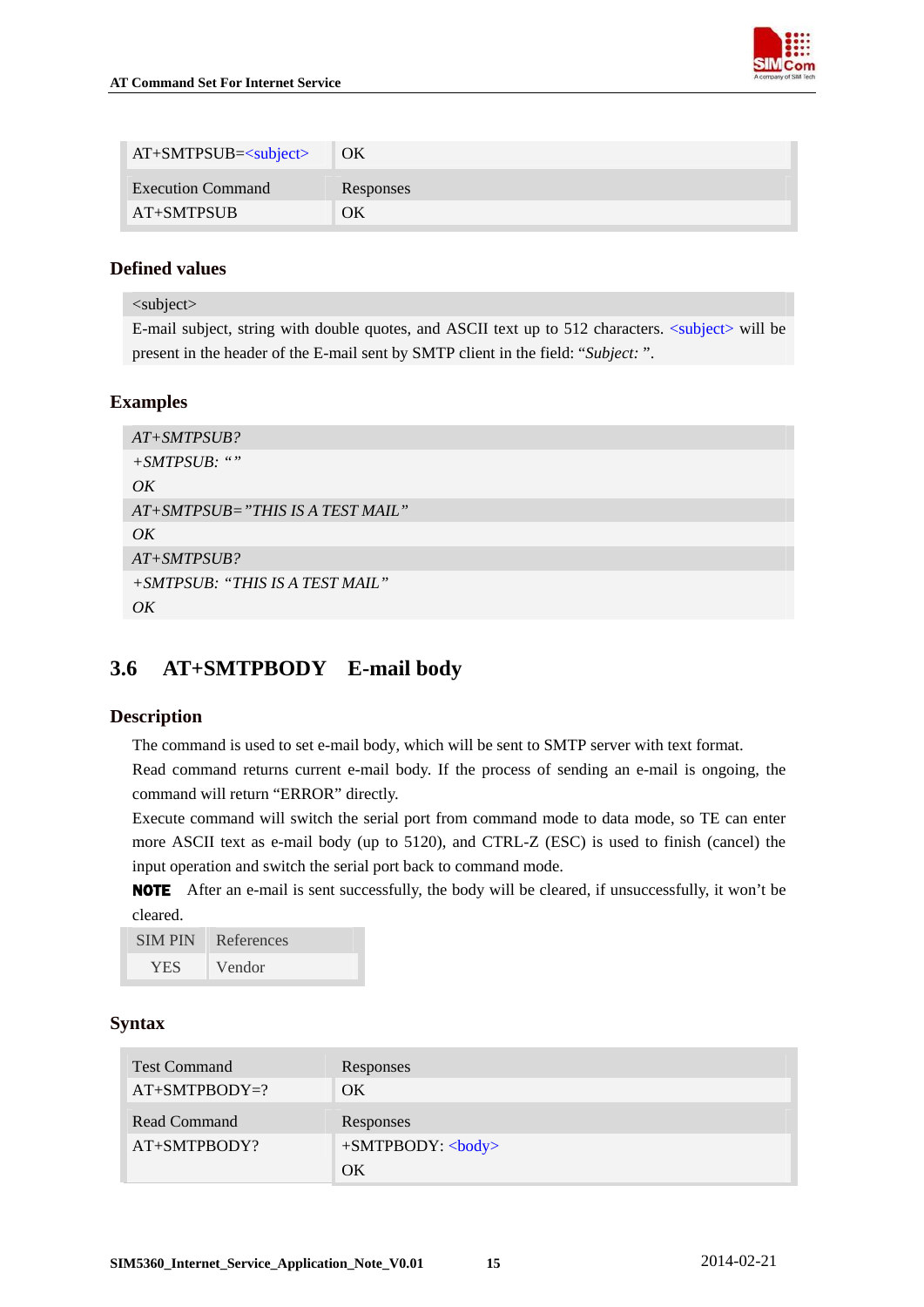| AT+SMTPSUB=<subject> | OK |
|---|---|
| Execution Command | Responses |
| AT+SMTPSUB | OK |

### Defined values

| <subject> |
|---|
| E-mail subject, string with double quotes, and ASCII text up to 512 characters. <subject> will be present in the header of the E-mail sent by SMTP client in the field: "*Subject:* ". |

### Examples

| |
|---|
| *AT+SMTPSUB?* |
| *+SMTPSUB: ""* |
| *OK* |
| *AT+SMTPSUB="THIS IS A TEST MAIL"* |
| *OK* |
| *AT+SMTPSUB?* |
| *+SMTPSUB: "THIS IS A TEST MAIL"* |
| *OK* |

## 3.6 AT+SMTPBODY E-mail body

### Description

The command is used to set e-mail body, which will be sent to SMTP server with text format.

Read command returns current e-mail body. If the process of sending an e-mail is ongoing, the command will return "ERROR" directly.

Execute command will switch the serial port from command mode to data mode, so TE can enter more ASCII text as e-mail body (up to 5120), and CTRL-Z (ESC) is used to finish (cancel) the input operation and switch the serial port back to command mode.

**NOTE** After an e-mail is sent successfully, the body will be cleared, if unsuccessfully, it won't be cleared.

| SIM PIN | References |
|---|---|
| YES | Vendor |

### Syntax

| Test Command | Responses |
|---|---|
| AT+SMTPBODY=? | OK |
| Read Command | Responses |
| AT+SMTPBODY? | +SMTPBODY: <body><br>OK |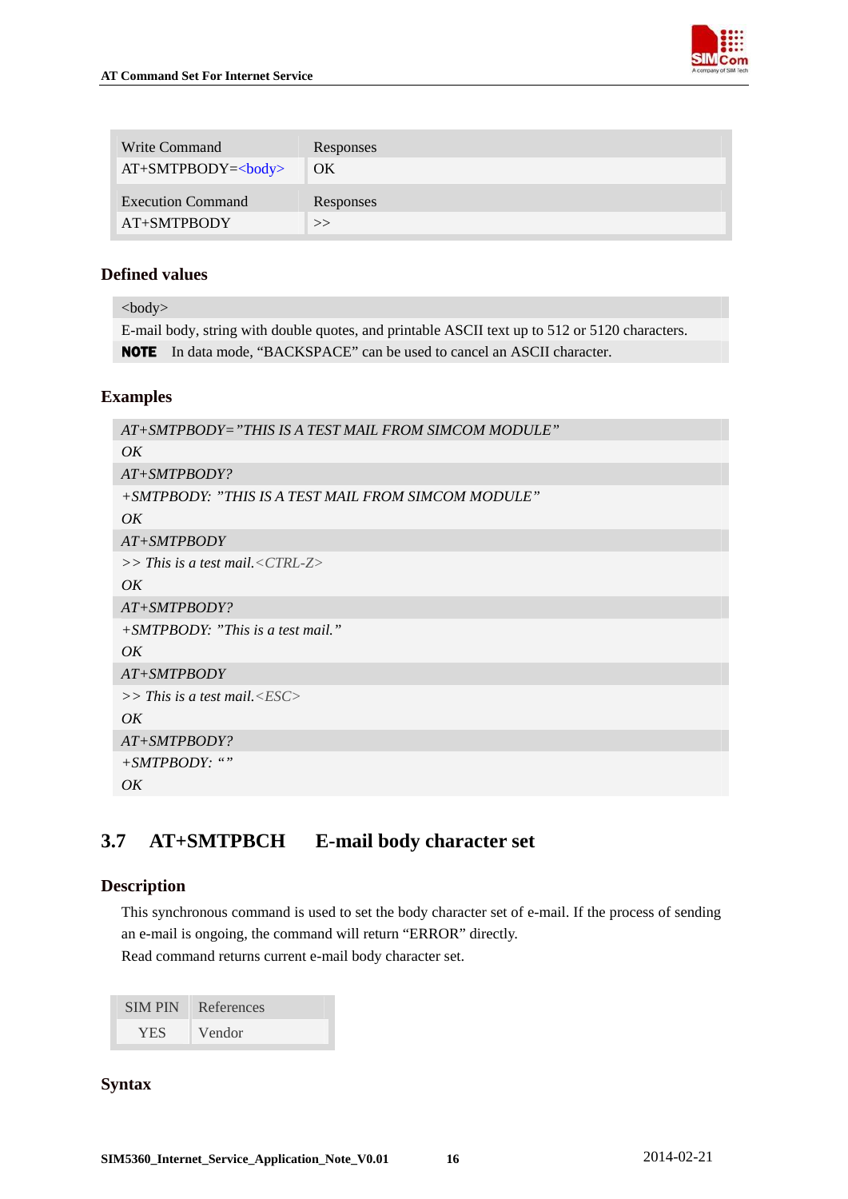| Write Command | Responses |
|---|---|
| AT+SMTPBODY=<body> | OK |
| Execution Command | Responses |
| AT+SMTPBODY | >> |

### Defined values

| <body> |
|---|
| E-mail body, string with double quotes, and printable ASCII text up to 512 or 5120 characters. |
| **NOTE** In data mode, “BACKSPACE” can be used to cancel an ASCII character. |

### Examples

| *AT+SMTPBODY=”THIS IS A TEST MAIL FROM SIMCOM MODULE”* |
|---|
| *OK* |
| *AT+SMTPBODY?* |
| *+SMTPBODY: ”THIS IS A TEST MAIL FROM SIMCOM MODULE”* <br> *OK* |
| *AT+SMTPBODY* |
| *>> This is a test mail.<CTRL-Z>* <br> *OK* |
| *AT+SMTPBODY?* |
| *+SMTPBODY: ”This is a test mail.”* <br> *OK* |
| *AT+SMTPBODY* |
| *>> This is a test mail.<ESC>* <br> *OK* |
| *AT+SMTPBODY?* |
| *+SMTPBODY: “”* <br> *OK* |

## 3.7 AT+SMTPBCH E-mail body character set

### Description

This synchronous command is used to set the body character set of e-mail. If the process of sending an e-mail is ongoing, the command will return “ERROR” directly.
Read command returns current e-mail body character set.

| SIM PIN | References |
|---|---|
| YES | Vendor |

### Syntax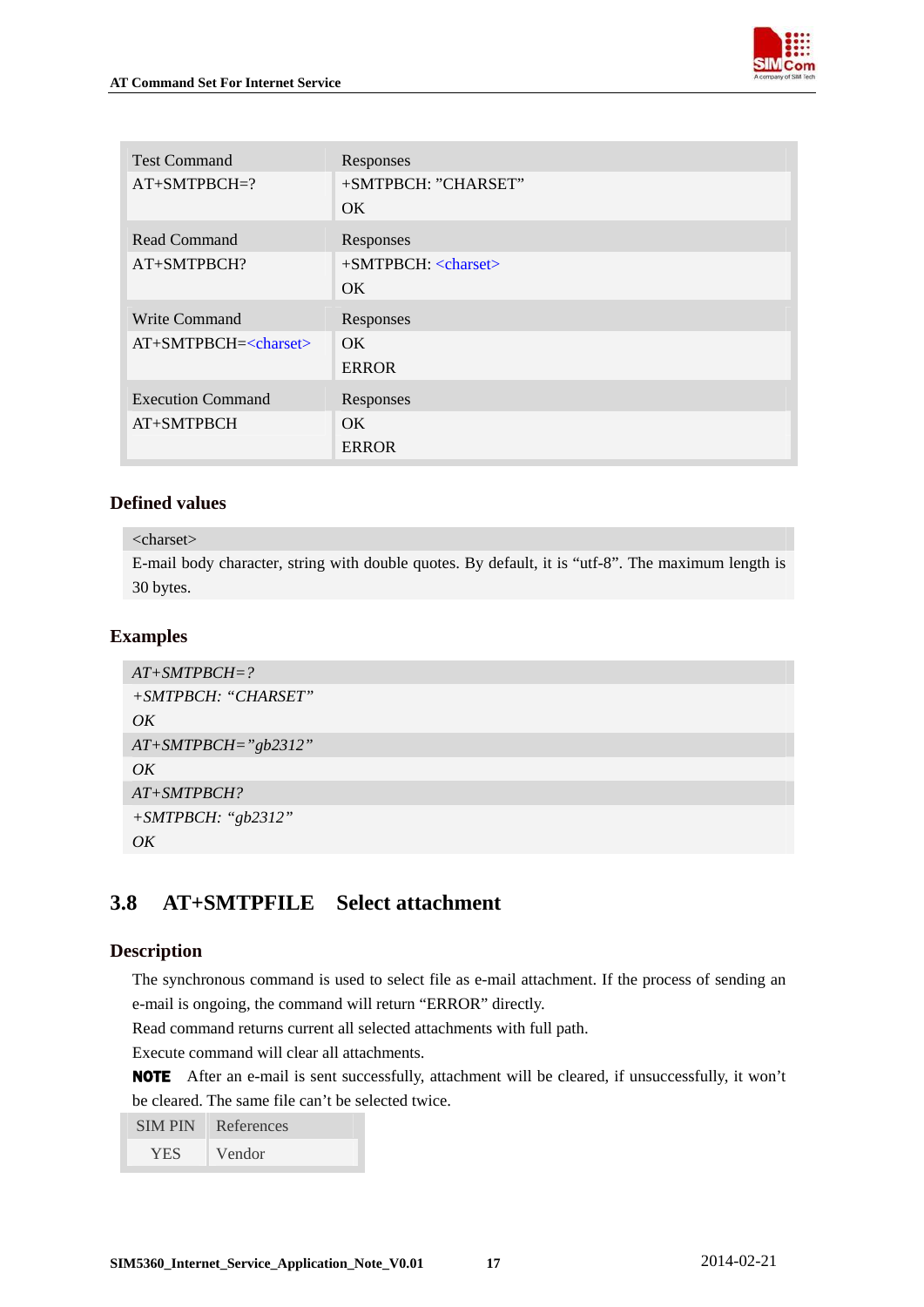| Test Command | Responses |
|---|---|
| AT+SMTPBCH=? | +SMTPBCH: "CHARSET"<br>OK |
| Read Command | Responses |
| AT+SMTPBCH? | +SMTPBCH: <charset><br>OK |
| Write Command | Responses |
| AT+SMTPBCH=<charset> | OK<br>ERROR |
| Execution Command | Responses |
| AT+SMTPBCH | OK<br>ERROR |

### Defined values

| <charset> |
|---|
| E-mail body character, string with double quotes. By default, it is "utf-8". The maximum length is 30 bytes. |

### Examples

```
AT+SMTPBCH=?
+SMTPBCH: "CHARSET"
OK
AT+SMTPBCH="gb2312"
OK
AT+SMTPBCH?
+SMTPBCH: "gb2312"
OK
```

## 3.8 AT+SMTPFILE Select attachment

### Description

The synchronous command is used to select file as e-mail attachment. If the process of sending an e-mail is ongoing, the command will return "ERROR" directly.

Read command returns current all selected attachments with full path.

Execute command will clear all attachments.

**NOTE** After an e-mail is sent successfully, attachment will be cleared, if unsuccessfully, it won't be cleared. The same file can't be selected twice.

| SIM PIN | References |
|---|---|
| YES | Vendor |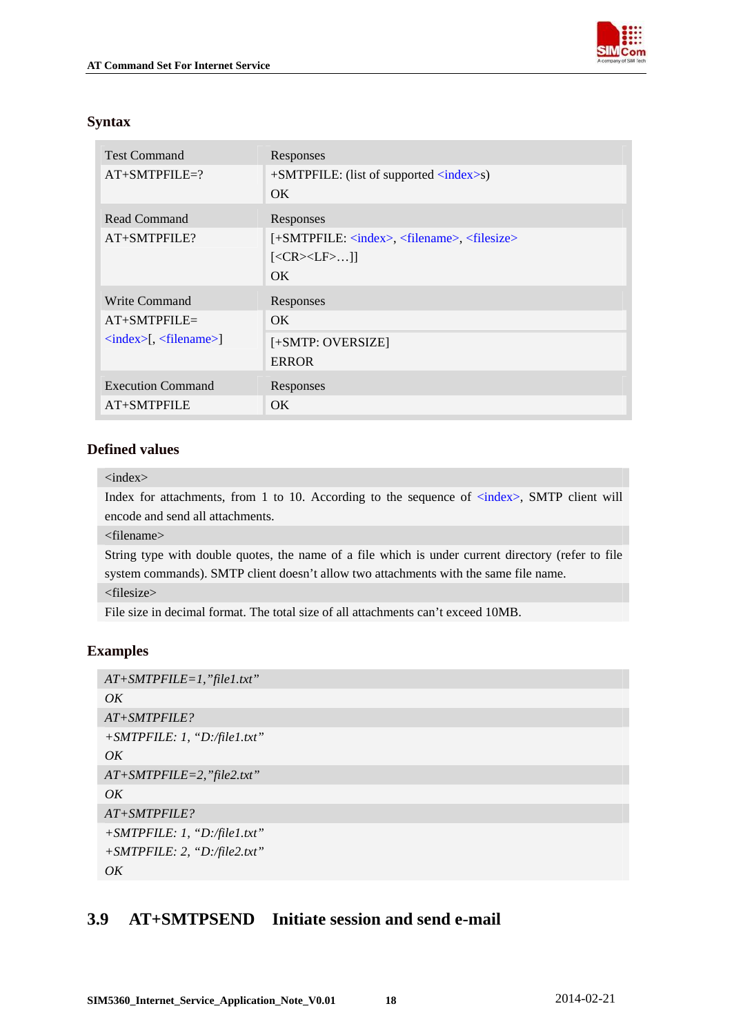### Syntax

| Test Command | Responses |
|---|---|
| AT+SMTPFILE=? | +SMTPFILE: (list of supported <index>s)<br>OK |
| **Read Command** | **Responses** |
| AT+SMTPFILE? | [+SMTPFILE: <index>, <filename>, <filesize><br>[<CR><LF>…]]<br>OK |
| **Write Command** | **Responses** |
| AT+SMTPFILE=<br><index>[, <filename>] | OK<br><br>[+SMTP: OVERSIZE]<br>ERROR |
| **Execution Command** | **Responses** |
| AT+SMTPFILE | OK |

### Defined values

<index>

Index for attachments, from 1 to 10. According to the sequence of <index>, SMTP client will encode and send all attachments.

<filename>

String type with double quotes, the name of a file which is under current directory (refer to file system commands). SMTP client doesn't allow two attachments with the same file name.

<filesize>

File size in decimal format. The total size of all attachments can't exceed 10MB.

### Examples

*AT+SMTPFILE=1,"file1.txt"*
*OK*
*AT+SMTPFILE?*
*+SMTPFILE: 1, "D:/file1.txt"*
*OK*
*AT+SMTPFILE=2,"file2.txt"*
*OK*
*AT+SMTPFILE?*
*+SMTPFILE: 1, "D:/file1.txt"*
*+SMTPFILE: 2, "D:/file2.txt"*
*OK*

## 3.9 AT+SMTPSEND Initiate session and send e-mail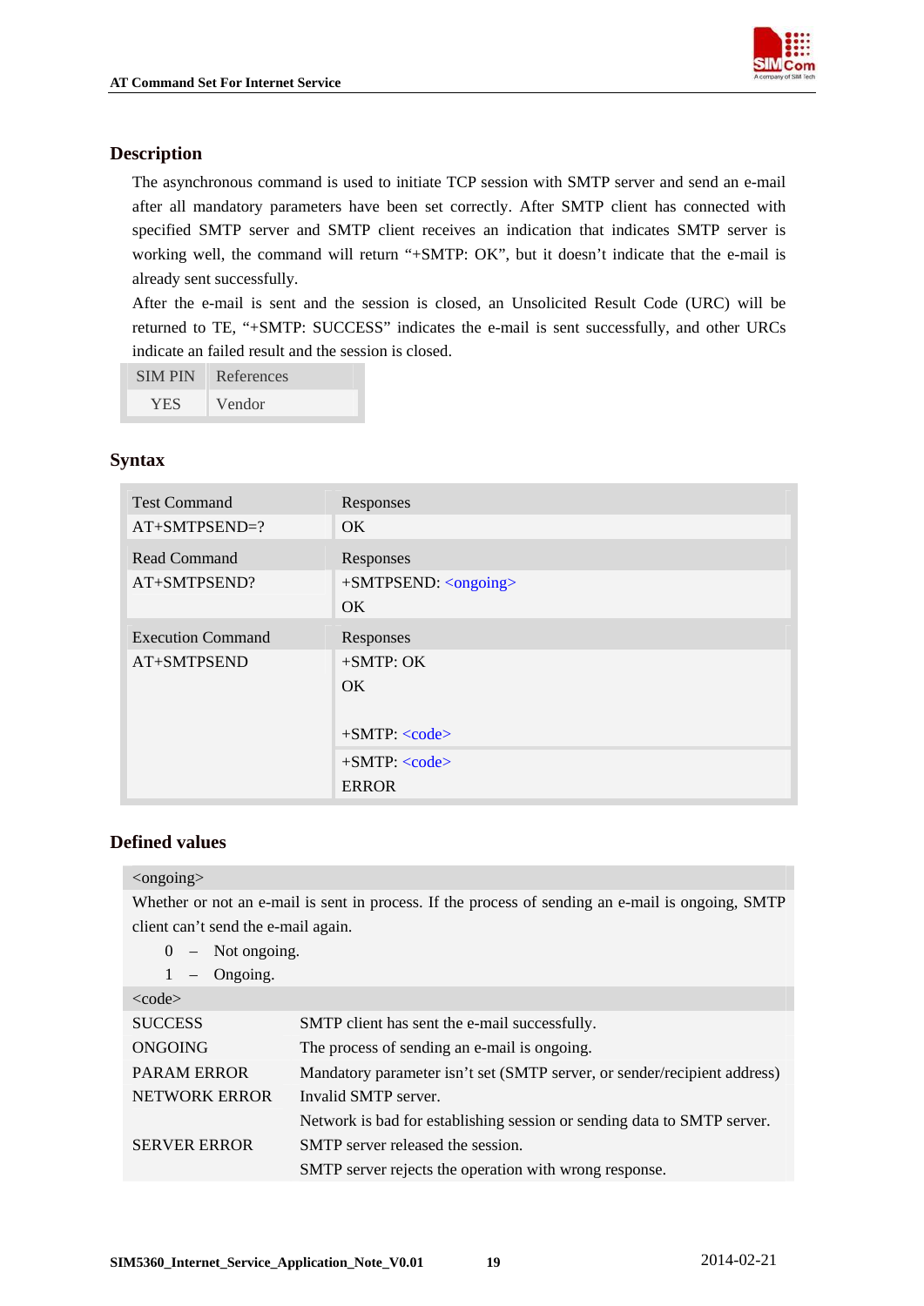### Description

The asynchronous command is used to initiate TCP session with SMTP server and send an e-mail after all mandatory parameters have been set correctly. After SMTP client has connected with specified SMTP server and SMTP client receives an indication that indicates SMTP server is working well, the command will return "+SMTP: OK", but it doesn't indicate that the e-mail is already sent successfully.

After the e-mail is sent and the session is closed, an Unsolicited Result Code (URC) will be returned to TE, "+SMTP: SUCCESS" indicates the e-mail is sent successfully, and other URCs indicate an failed result and the session is closed.

| SIM PIN | References |
|---|---|
| YES | Vendor |

### Syntax

| Test Command | Responses |
|---|---|
| AT+SMTPSEND=? | OK |
| **Read Command** | **Responses** |
| AT+SMTPSEND? | +SMTPSEND: <ongoing><br>OK |
| **Execution Command** | **Responses** |
| AT+SMTPSEND | +SMTP: OK<br>OK<br><br>+SMTP: <code> |
| | +SMTP: <code><br>ERROR |

### Defined values

**<ongoing>**

Whether or not an e-mail is sent in process. If the process of sending an e-mail is ongoing, SMTP client can't send the e-mail again.

- 0 – Not ongoing.
- 1 – Ongoing.

**<code>**

| | |
|---|---|
| SUCCESS | SMTP client has sent the e-mail successfully. |
| ONGOING | The process of sending an e-mail is ongoing. |
| PARAM ERROR | Mandatory parameter isn't set (SMTP server, or sender/recipient address) |
| NETWORK ERROR | Invalid SMTP server.<br>Network is bad for establishing session or sending data to SMTP server. |
| SERVER ERROR | SMTP server released the session.<br>SMTP server rejects the operation with wrong response. |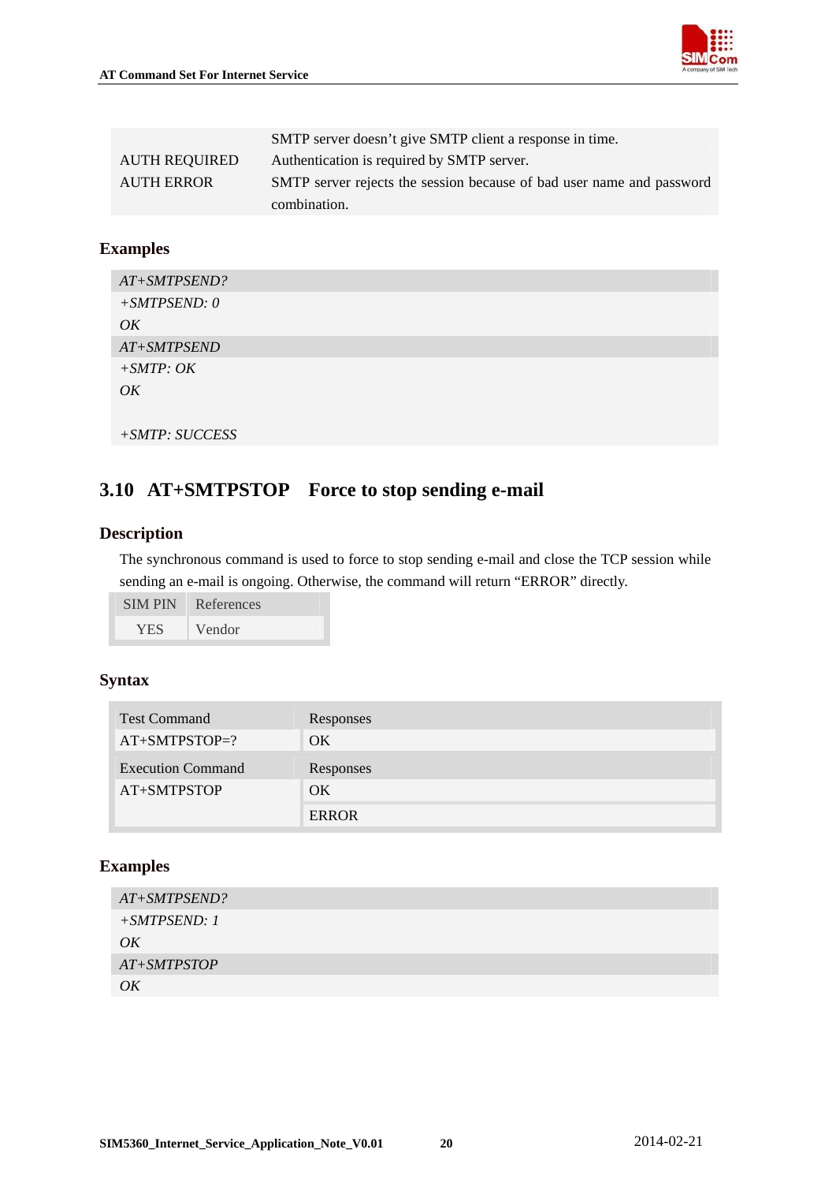| | |
|---|---|
| | SMTP server doesn't give SMTP client a response in time. |
| AUTH REQUIRED | Authentication is required by SMTP server. |
| AUTH ERROR | SMTP server rejects the session because of bad user name and password combination. |

### Examples

```
AT+SMTPSEND?
+SMTPSEND: 0
OK
AT+SMTPSEND
+SMTP: OK
OK

+SMTP: SUCCESS
```

## 3.10 AT+SMTPSTOP Force to stop sending e-mail

### Description

The synchronous command is used to force to stop sending e-mail and close the TCP session while sending an e-mail is ongoing. Otherwise, the command will return "ERROR" directly.

| SIM PIN | References |
|---|---|
| YES | Vendor |

### Syntax

| Test Command | Responses |
|---|---|
| AT+SMTPSTOP=? | OK |
| **Execution Command** | **Responses** |
| AT+SMTPSTOP | OK |
| | ERROR |

### Examples

```
AT+SMTPSEND?
+SMTPSEND: 1
OK
AT+SMTPSTOP
OK
```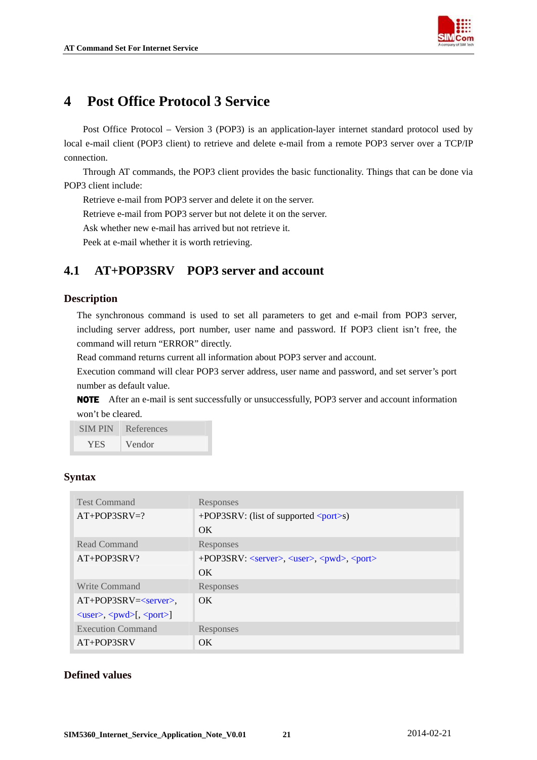# 4 Post Office Protocol 3 Service

Post Office Protocol – Version 3 (POP3) is an application-layer internet standard protocol used by local e-mail client (POP3 client) to retrieve and delete e-mail from a remote POP3 server over a TCP/IP connection.

Through AT commands, the POP3 client provides the basic functionality. Things that can be done via POP3 client include:

Retrieve e-mail from POP3 server and delete it on the server.

Retrieve e-mail from POP3 server but not delete it on the server.

Ask whether new e-mail has arrived but not retrieve it.

Peek at e-mail whether it is worth retrieving.

## 4.1 AT+POP3SRV POP3 server and account

### Description

The synchronous command is used to set all parameters to get and e-mail from POP3 server, including server address, port number, user name and password. If POP3 client isn't free, the command will return "ERROR" directly.

Read command returns current all information about POP3 server and account.

Execution command will clear POP3 server address, user name and password, and set server's port number as default value.

**NOTE** After an e-mail is sent successfully or unsuccessfully, POP3 server and account information won't be cleared.

| SIM PIN | References |
|---|---|
| YES | Vendor |

### Syntax

| Test Command | Responses |
|---|---|
| AT+POP3SRV=? | +POP3SRV: (list of supported <port>s)<br>OK |
| **Read Command** | **Responses** |
| AT+POP3SRV? | +POP3SRV: <server>, <user>, <pwd>, <port><br>OK |
| **Write Command** | **Responses** |
| AT+POP3SRV=<server>, <user>, <pwd>[, <port>] | OK |
| **Execution Command** | **Responses** |
| AT+POP3SRV | OK |

### Defined values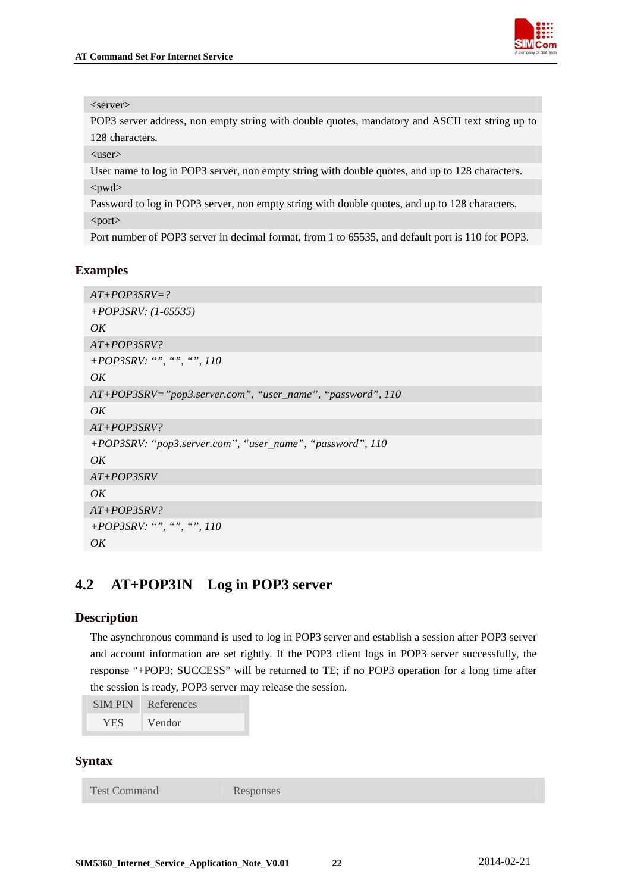| |
|---|
| <server> |
| POP3 server address, non empty string with double quotes, mandatory and ASCII text string up to 128 characters. |
| <user> |
| User name to log in POP3 server, non empty string with double quotes, and up to 128 characters. |
| <pwd> |
| Password to log in POP3 server, non empty string with double quotes, and up to 128 characters. |
| <port> |
| Port number of POP3 server in decimal format, from 1 to 65535, and default port is 110 for POP3. |

### Examples

| |
|---|
| *AT+POP3SRV=?* |
| *+POP3SRV: (1-65535)*<br>*OK* |
| *AT+POP3SRV?* |
| *+POP3SRV: "", "", "", 110*<br>*OK* |
| *AT+POP3SRV="pop3.server.com", "user_name", "password", 110* |
| *OK* |
| *AT+POP3SRV?* |
| *+POP3SRV: "pop3.server.com", "user_name", "password", 110*<br>*OK* |
| *AT+POP3SRV* |
| *OK* |
| *AT+POP3SRV?* |
| *+POP3SRV: "", "", "", 110*<br>*OK* |

## 4.2 AT+POP3IN Log in POP3 server

### Description

The asynchronous command is used to log in POP3 server and establish a session after POP3 server and account information are set rightly. If the POP3 client logs in POP3 server successfully, the response "+POP3: SUCCESS" will be returned to TE; if no POP3 operation for a long time after the session is ready, POP3 server may release the session.

| SIM PIN | References |
|---|---|
| YES | Vendor |

### Syntax

| Test Command | Responses |
|---|---|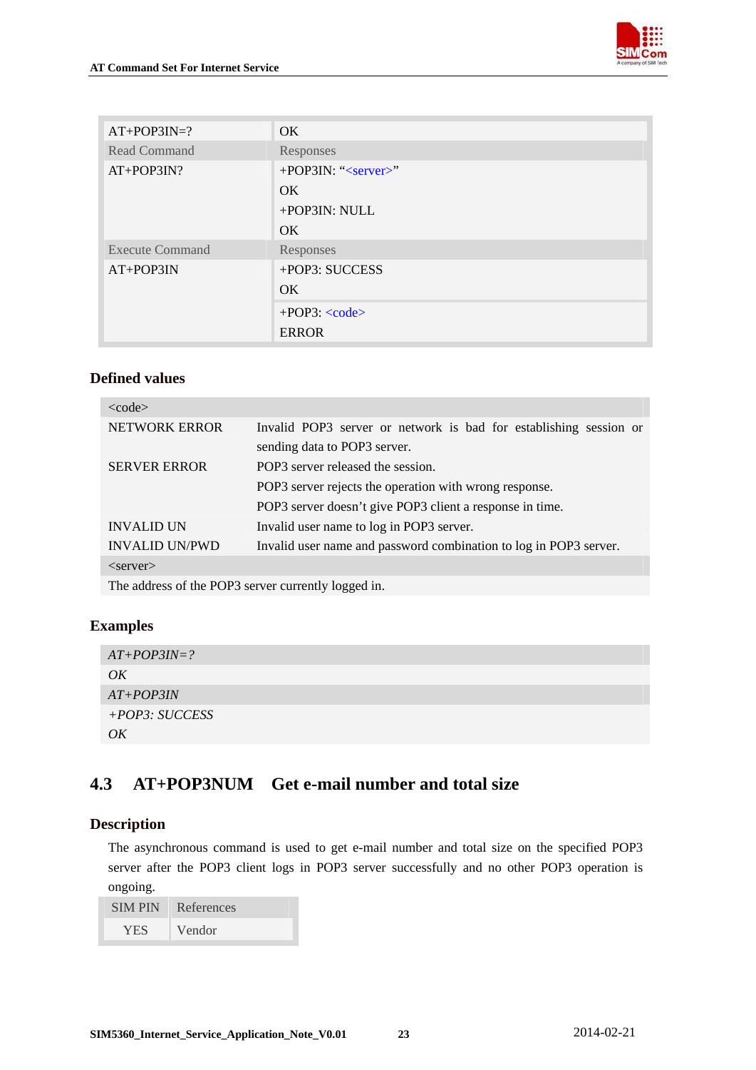| AT+POP3IN=? | OK |
|---|---|
| Read Command | Responses |
| AT+POP3IN? | +POP3IN: "<server>"<br>OK<br>+POP3IN: NULL<br>OK |
| Execute Command | Responses |
| AT+POP3IN | +POP3: SUCCESS<br>OK<br>+POP3: <code><br>ERROR |

### Defined values

| <code> | |
|---|---|
| NETWORK ERROR | Invalid POP3 server or network is bad for establishing session or sending data to POP3 server. |
| SERVER ERROR | POP3 server released the session.<br>POP3 server rejects the operation with wrong response.<br>POP3 server doesn't give POP3 client a response in time. |
| INVALID UN | Invalid user name to log in POP3 server. |
| INVALID UN/PWD | Invalid user name and password combination to log in POP3 server. |
| <server> | |
| The address of the POP3 server currently logged in. | |

### Examples

```
AT+POP3IN=?
OK
AT+POP3IN
+POP3: SUCCESS
OK
```

## 4.3 AT+POP3NUM Get e-mail number and total size

### Description

The asynchronous command is used to get e-mail number and total size on the specified POP3 server after the POP3 client logs in POP3 server successfully and no other POP3 operation is ongoing.

| SIM PIN | References |
|---|---|
| YES | Vendor |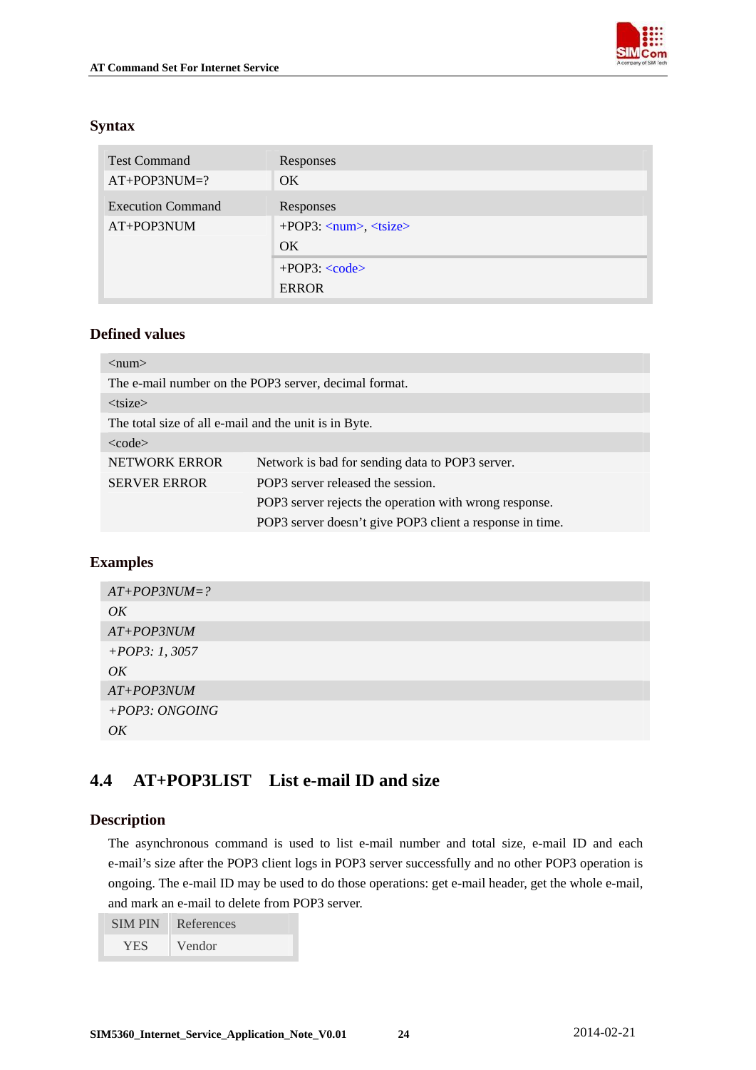### Syntax

| Test Command | Responses |
|---|---|
| AT+POP3NUM=? | OK |
| **Execution Command** | **Responses** |
| AT+POP3NUM | +POP3: <num>, <tsize><br>OK |
| | +POP3: <code><br>ERROR |

### Defined values

| <num> | |
|---|---|
| The e-mail number on the POP3 server, decimal format. | |
| <tsize> | |
| The total size of all e-mail and the unit is in Byte. | |
| <code> | |
| NETWORK ERROR | Network is bad for sending data to POP3 server. |
| SERVER ERROR | POP3 server released the session.<br>POP3 server rejects the operation with wrong response.<br>POP3 server doesn't give POP3 client a response in time. |

### Examples

*AT+POP3NUM=?*
*OK*
*AT+POP3NUM*
*+POP3: 1, 3057*
*OK*
*AT+POP3NUM*
*+POP3: ONGOING*
*OK*

## 4.4 AT+POP3LIST List e-mail ID and size

### Description

The asynchronous command is used to list e-mail number and total size, e-mail ID and each e-mail's size after the POP3 client logs in POP3 server successfully and no other POP3 operation is ongoing. The e-mail ID may be used to do those operations: get e-mail header, get the whole e-mail, and mark an e-mail to delete from POP3 server.

| SIM PIN | References |
|---|---|
| YES | Vendor |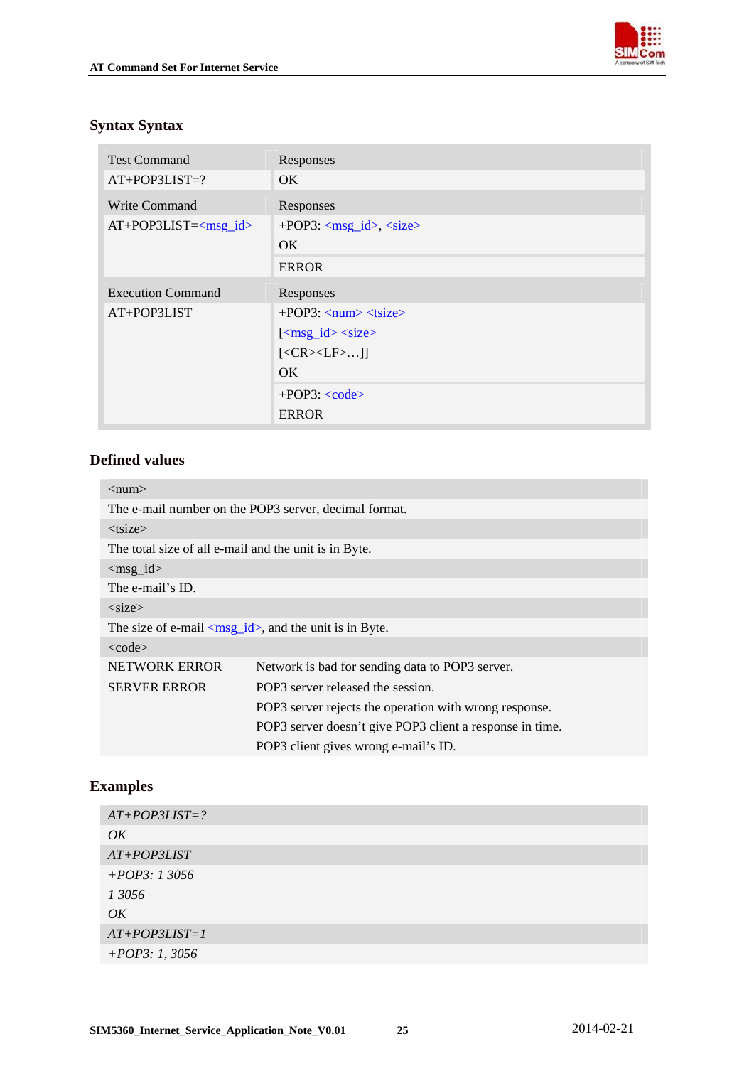### Syntax Syntax

| Test Command | Responses |
| --- | --- |
| AT+POP3LIST=? | OK |
| Write Command | Responses |
| AT+POP3LIST=<msg_id> | +POP3: <msg_id>, <size><br>OK |
| | ERROR |
| Execution Command | Responses |
| AT+POP3LIST | +POP3: <num> <tsize><br>[<msg_id> <size><br>[<CR><LF>…]]<br>OK |
| | +POP3: <code><br>ERROR |

### Defined values

| <num> | |
| --- | --- |
| The e-mail number on the POP3 server, decimal format. | |
| <tsize> | |
| The total size of all e-mail and the unit is in Byte. | |
| <msg_id> | |
| The e-mail's ID. | |
| <size> | |
| The size of e-mail <msg_id>, and the unit is in Byte. | |
| <code> | |
| NETWORK ERROR | Network is bad for sending data to POP3 server. |
| SERVER ERROR | POP3 server released the session.<br>POP3 server rejects the operation with wrong response.<br>POP3 server doesn't give POP3 client a response in time.<br>POP3 client gives wrong e-mail's ID. |

### Examples

```
AT+POP3LIST=?
OK
AT+POP3LIST
+POP3: 1 3056
1 3056
OK
AT+POP3LIST=1
+POP3: 1, 3056
```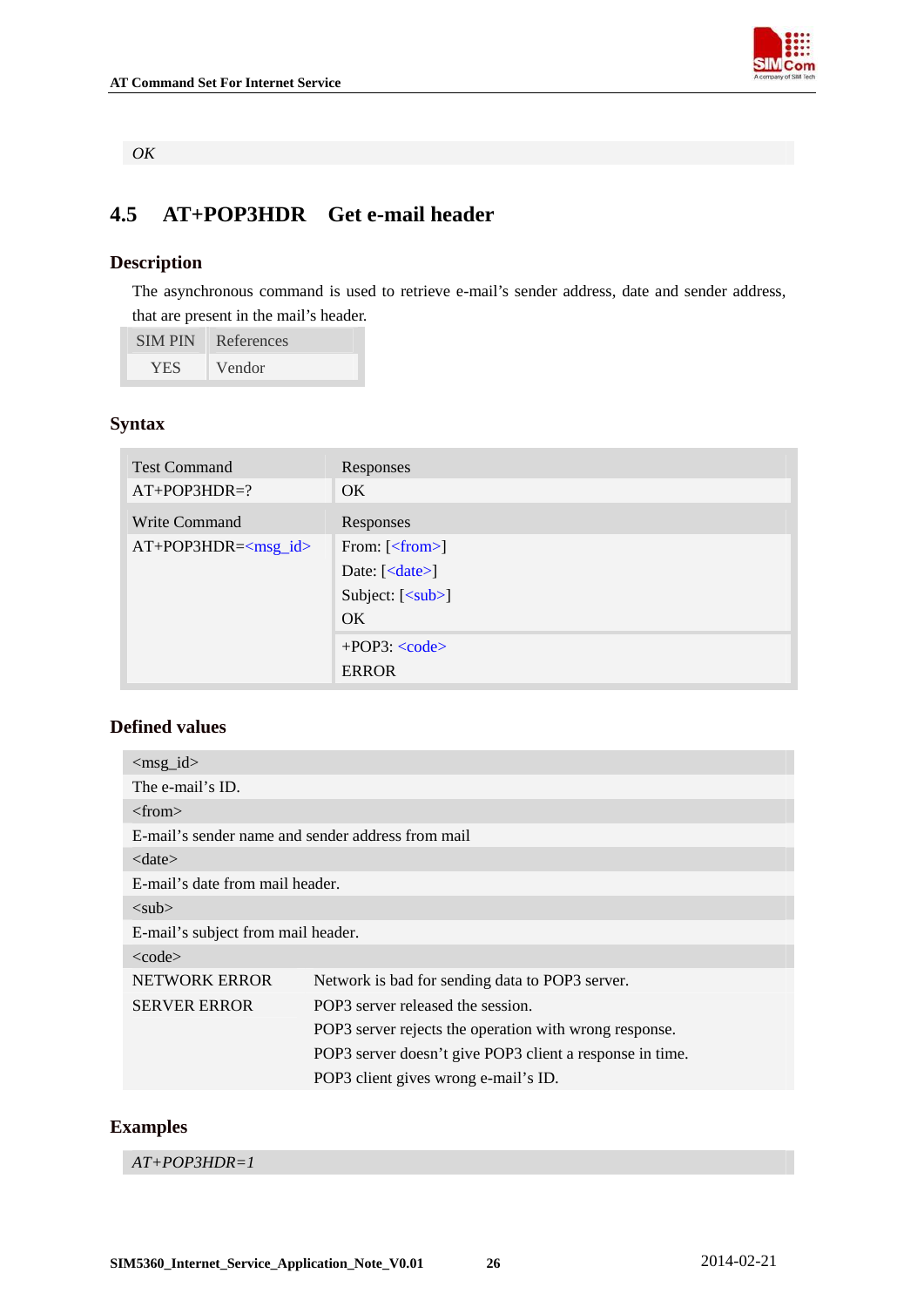*OK*

## 4.5 AT+POP3HDR Get e-mail header

### Description

The asynchronous command is used to retrieve e-mail's sender address, date and sender address, that are present in the mail's header.

| SIM PIN | References |
| --- | --- |
| YES | Vendor |

### Syntax

| Test Command | Responses |
| --- | --- |
| AT+POP3HDR=? | OK |
| **Write Command** | **Responses** |
| AT+POP3HDR=<msg_id> | From: [<from>]<br>Date: [<date>]<br>Subject: [<sub>]<br>OK |
| | +POP3: <code><br>ERROR |

### Defined values

| <msg_id> | |
| --- | --- |
| The e-mail's ID. | |
| <from> | |
| E-mail's sender name and sender address from mail | |
| <date> | |
| E-mail's date from mail header. | |
| <sub> | |
| E-mail's subject from mail header. | |
| <code> | |
| NETWORK ERROR | Network is bad for sending data to POP3 server. |
| SERVER ERROR | POP3 server released the session.<br>POP3 server rejects the operation with wrong response.<br>POP3 server doesn't give POP3 client a response in time.<br>POP3 client gives wrong e-mail's ID. |

### Examples

*AT+POP3HDR=1*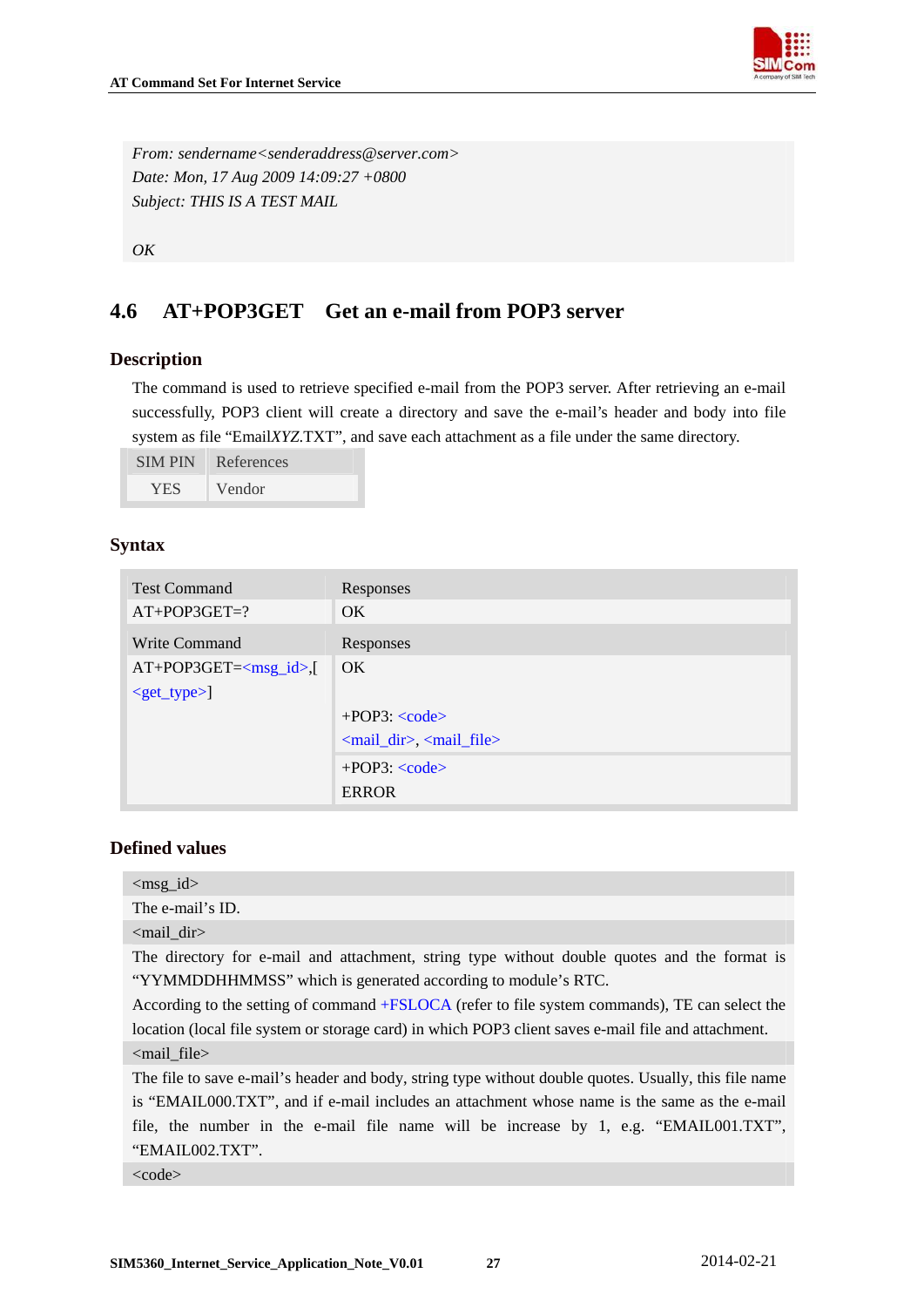```
From: sendername<senderaddress@server.com>
Date: Mon, 17 Aug 2009 14:09:27 +0800
Subject: THIS IS A TEST MAIL

OK
```

## 4.6 AT+POP3GET Get an e-mail from POP3 server

### Description

The command is used to retrieve specified e-mail from the POP3 server. After retrieving an e-mail successfully, POP3 client will create a directory and save the e-mail's header and body into file system as file "Email*XYZ*.TXT", and save each attachment as a file under the same directory.

| SIM PIN | References |
|---|---|
| YES | Vendor |

### Syntax

| Test Command | Responses |
|---|---|
| AT+POP3GET=? | OK |
| **Write Command** | **Responses** |
| AT+POP3GET=<msg_id>,[<get_type>] | OK<br><br>+POP3: <code><br><mail_dir>, <mail_file> |
| | +POP3: <code><br>ERROR |

### Defined values

<msg_id>

The e-mail's ID.

<mail_dir>

The directory for e-mail and attachment, string type without double quotes and the format is "YYMMDDHHMMSS" which is generated according to module's RTC.
According to the setting of command +FSLOCA (refer to file system commands), TE can select the location (local file system or storage card) in which POP3 client saves e-mail file and attachment.

<mail_file>

The file to save e-mail's header and body, string type without double quotes. Usually, this file name is "EMAIL000.TXT", and if e-mail includes an attachment whose name is the same as the e-mail file, the number in the e-mail file name will be increase by 1, e.g. "EMAIL001.TXT", "EMAIL002.TXT".

<code>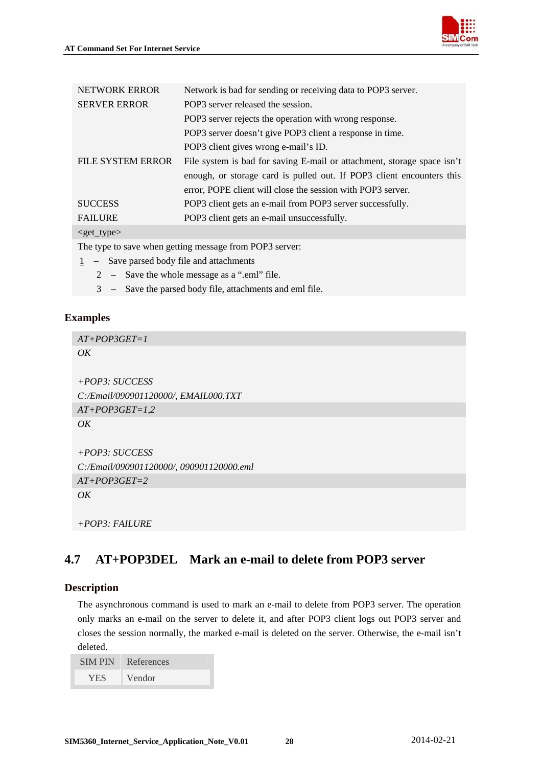| | |
|---|---|
| NETWORK ERROR | Network is bad for sending or receiving data to POP3 server. |
| SERVER ERROR | POP3 server released the session.<br>POP3 server rejects the operation with wrong response.<br>POP3 server doesn't give POP3 client a response in time.<br>POP3 client gives wrong e-mail's ID. |
| FILE SYSTEM ERROR | File system is bad for saving E-mail or attachment, storage space isn't enough, or storage card is pulled out. If POP3 client encounters this error, POPE client will close the session with POP3 server. |
| SUCCESS | POP3 client gets an e-mail from POP3 server successfully. |
| FAILURE | POP3 client gets an e-mail unsuccessfully. |

<get_type>

The type to save when getting message from POP3 server:

1 – Save parsed body file and attachments

2 – Save the whole message as a ".eml" file.

3 – Save the parsed body file, attachments and eml file.

### Examples

```
AT+POP3GET=1
OK

+POP3: SUCCESS
C:/Email/090901120000/, EMAIL000.TXT
AT+POP3GET=1,2
OK

+POP3: SUCCESS
C:/Email/090901120000/, 090901120000.eml
AT+POP3GET=2
OK

+POP3: FAILURE
```

## 4.7 AT+POP3DEL Mark an e-mail to delete from POP3 server

### Description

The asynchronous command is used to mark an e-mail to delete from POP3 server. The operation only marks an e-mail on the server to delete it, and after POP3 client logs out POP3 server and closes the session normally, the marked e-mail is deleted on the server. Otherwise, the e-mail isn't deleted.

| SIM PIN | References |
|---|---|
| YES | Vendor |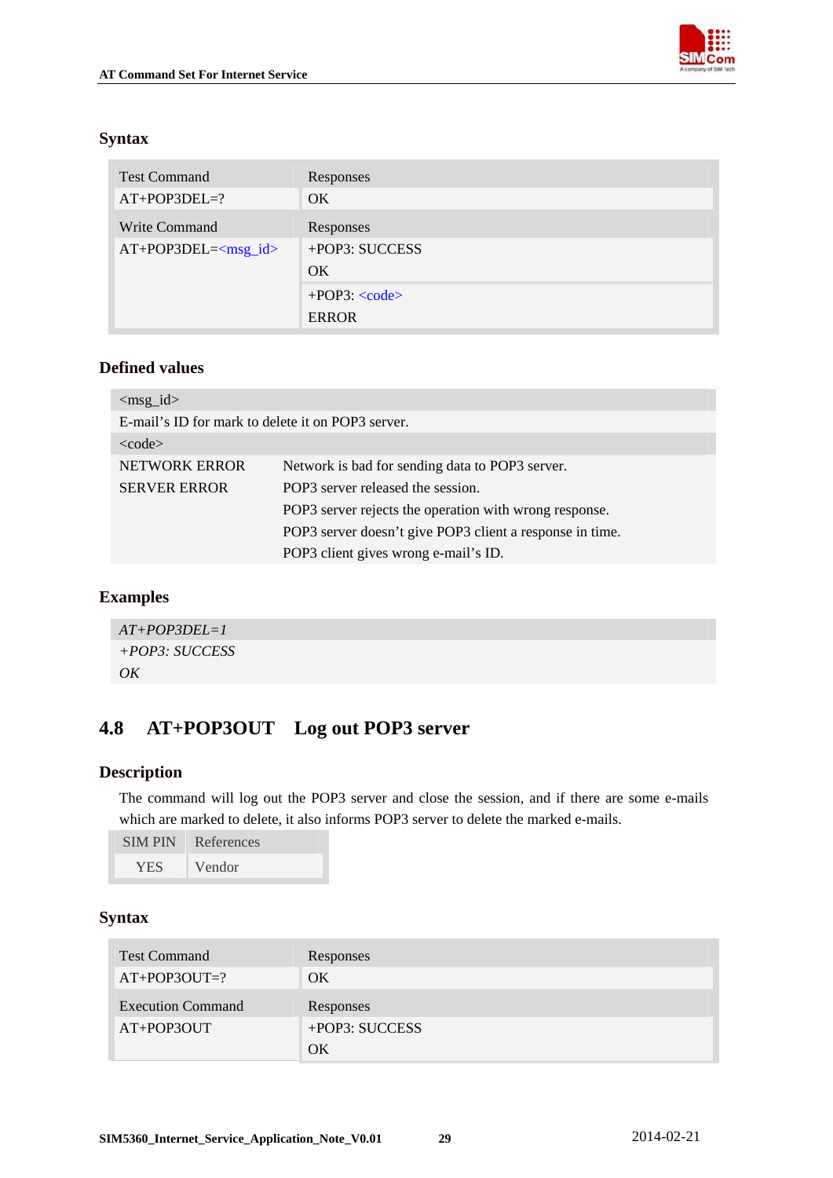### Syntax

| Test Command | Responses |
| --- | --- |
| AT+POP3DEL=? | OK |
| **Write Command** | **Responses** |
| AT+POP3DEL=<msg_id> | +POP3: SUCCESS<br>OK |
| | +POP3: <code><br>ERROR |

### Defined values

| <msg_id> | |
| --- | --- |
| E-mail's ID for mark to delete it on POP3 server. | |
| <code> | |
| NETWORK ERROR | Network is bad for sending data to POP3 server. |
| SERVER ERROR | POP3 server released the session.<br>POP3 server rejects the operation with wrong response.<br>POP3 server doesn't give POP3 client a response in time.<br>POP3 client gives wrong e-mail's ID. |

### Examples

```
AT+POP3DEL=1
+POP3: SUCCESS
OK
```

## 4.8 AT+POP3OUT Log out POP3 server

### Description

The command will log out the POP3 server and close the session, and if there are some e-mails which are marked to delete, it also informs POP3 server to delete the marked e-mails.

| SIM PIN | References |
| --- | --- |
| YES | Vendor |

### Syntax

| Test Command | Responses |
| --- | --- |
| AT+POP3OUT=? | OK |
| **Execution Command** | **Responses** |
| AT+POP3OUT | +POP3: SUCCESS<br>OK |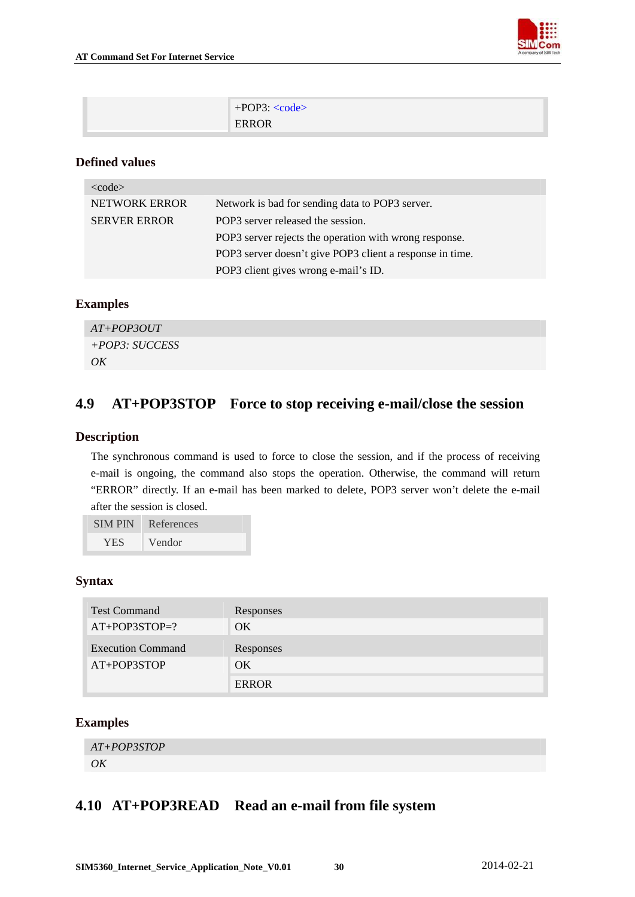| | +POP3: <code><br>ERROR |
|---|---|

### Defined values

| <code> | |
|---|---|
| NETWORK ERROR | Network is bad for sending data to POP3 server. |
| SERVER ERROR | POP3 server released the session.<br>POP3 server rejects the operation with wrong response.<br>POP3 server doesn't give POP3 client a response in time.<br>POP3 client gives wrong e-mail's ID. |

### Examples

*AT+POP3OUT*
*+POP3: SUCCESS*
*OK*

## 4.9 AT+POP3STOP Force to stop receiving e-mail/close the session

### Description

The synchronous command is used to force to close the session, and if the process of receiving e-mail is ongoing, the command also stops the operation. Otherwise, the command will return "ERROR" directly. If an e-mail has been marked to delete, POP3 server won't delete the e-mail after the session is closed.

| SIM PIN | References |
|---|---|
| YES | Vendor |

### Syntax

| Test Command | Responses |
|---|---|
| AT+POP3STOP=? | OK |
| **Execution Command** | **Responses** |
| AT+POP3STOP | OK<br>ERROR |

### Examples

*AT+POP3STOP*
*OK*

## 4.10 AT+POP3READ Read an e-mail from file system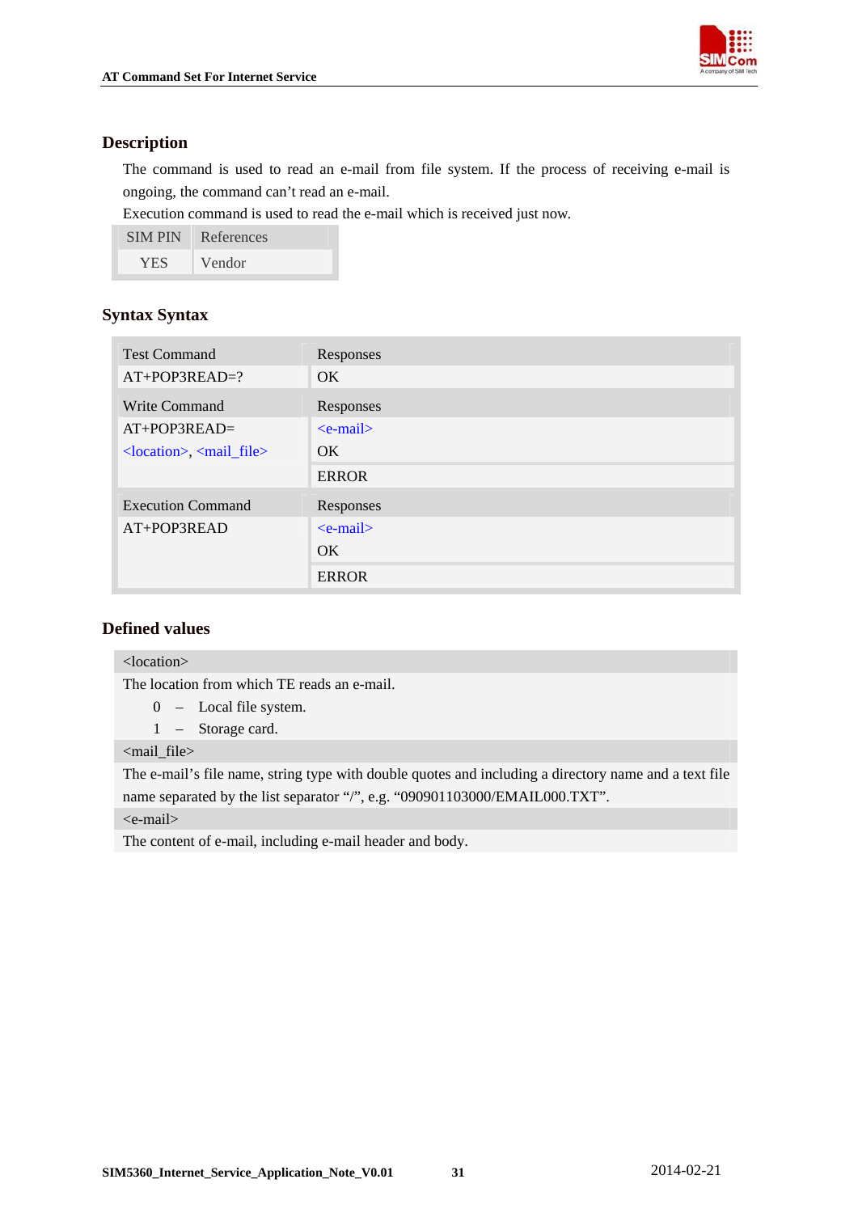## Description

The command is used to read an e-mail from file system. If the process of receiving e-mail is ongoing, the command can't read an e-mail.

Execution command is used to read the e-mail which is received just now.

| SIM PIN | References |
|---|---|
| YES | Vendor |

## Syntax Syntax

| Test Command | Responses |
|---|---|
| AT+POP3READ=? | OK |
| **Write Command** | **Responses** |
| AT+POP3READ=<br><location>, <mail_file> | <e-mail><br>OK |
| | ERROR |
| **Execution Command** | **Responses** |
| AT+POP3READ | <e-mail><br>OK |
| | ERROR |

## Defined values

| <location> |
|---|
| The location from which TE reads an e-mail.<br>0 – Local file system.<br>1 – Storage card. |
| <mail_file> |
| The e-mail's file name, string type with double quotes and including a directory name and a text file name separated by the list separator "/", e.g. "090901103000/EMAIL000.TXT". |
| <e-mail> |
| The content of e-mail, including e-mail header and body. |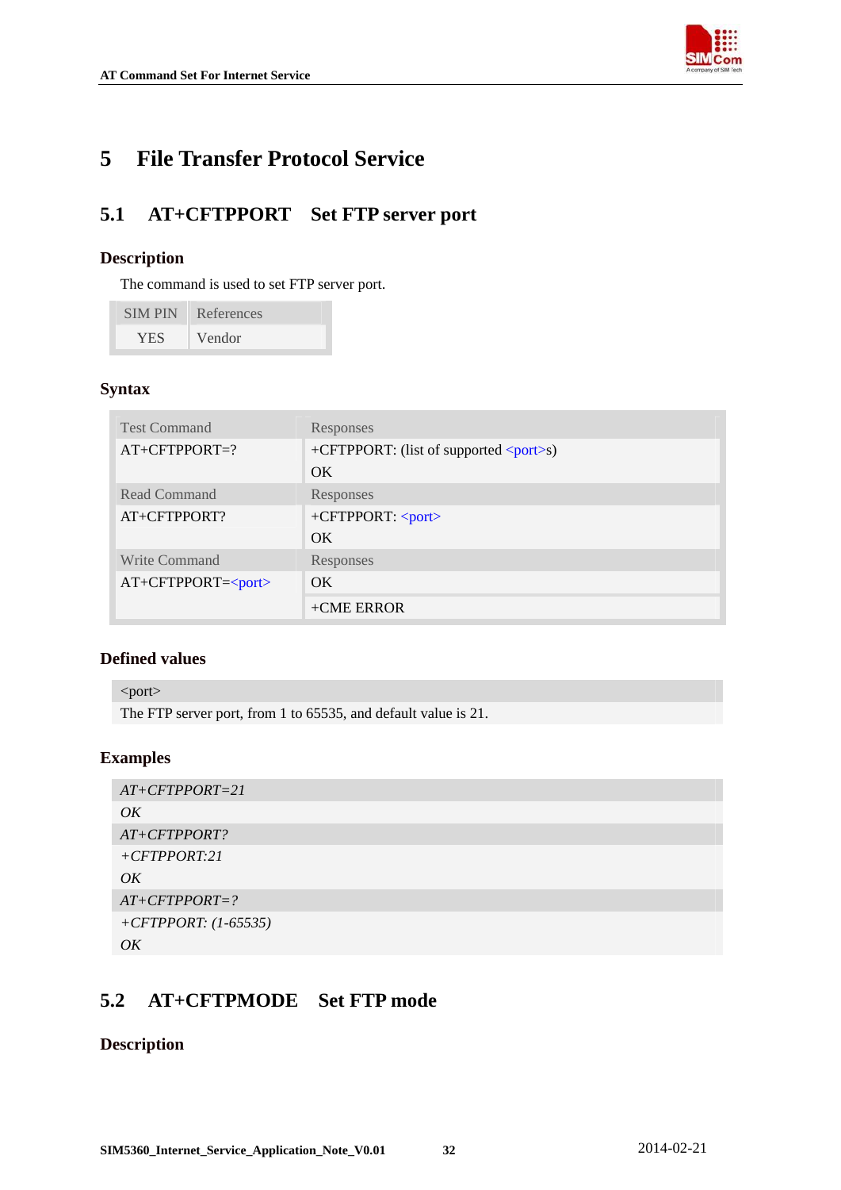# 5 File Transfer Protocol Service

## 5.1 AT+CFTPPORT Set FTP server port

### Description

The command is used to set FTP server port.

| SIM PIN | References |
|---|---|
| YES | Vendor |

### Syntax

| Test Command | Responses |
|---|---|
| AT+CFTPPORT=? | +CFTPPORT: (list of supported <port>s)<br>OK |
| **Read Command** | **Responses** |
| AT+CFTPPORT? | +CFTPPORT: <port><br>OK |
| **Write Command** | **Responses** |
| AT+CFTPPORT=<port> | OK |
| | +CME ERROR |

### Defined values

| <port> |
|---|
| The FTP server port, from 1 to 65535, and default value is 21. |

### Examples

*AT+CFTPPORT=21*
*OK*
*AT+CFTPPORT?*
*+CFTPPORT:21*
*OK*
*AT+CFTPPORT=?*
*+CFTPPORT: (1-65535)*
*OK*

## 5.2 AT+CFTPMODE Set FTP mode

### Description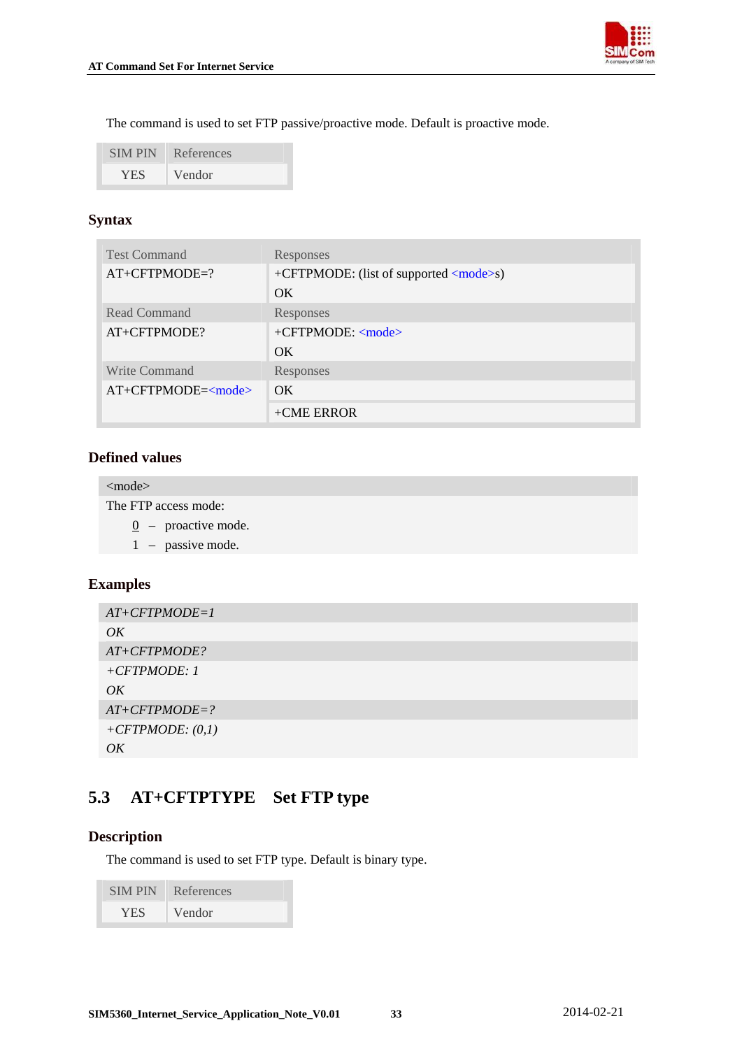The command is used to set FTP passive/proactive mode. Default is proactive mode.

| SIM PIN | References |
|---|---|
| YES | Vendor |

### Syntax

| Test Command | Responses |
|---|---|
| AT+CFTPMODE=? | +CFTPMODE: (list of supported <mode>s)<br>OK |
| **Read Command** | **Responses** |
| AT+CFTPMODE? | +CFTPMODE: <mode><br>OK |
| **Write Command** | **Responses** |
| AT+CFTPMODE=<mode> | OK |
| | +CME ERROR |

### Defined values

| <mode> |
|---|
| The FTP access mode:<br>0 – proactive mode.<br>1 – passive mode. |

### Examples

*AT+CFTPMODE=1*
*OK*
*AT+CFTPMODE?*
*+CFTPMODE: 1*
*OK*
*AT+CFTPMODE=?*
*+CFTPMODE: (0,1)*
*OK*

## 5.3 AT+CFTPTYPE Set FTP type

### Description

The command is used to set FTP type. Default is binary type.

| SIM PIN | References |
|---|---|
| YES | Vendor |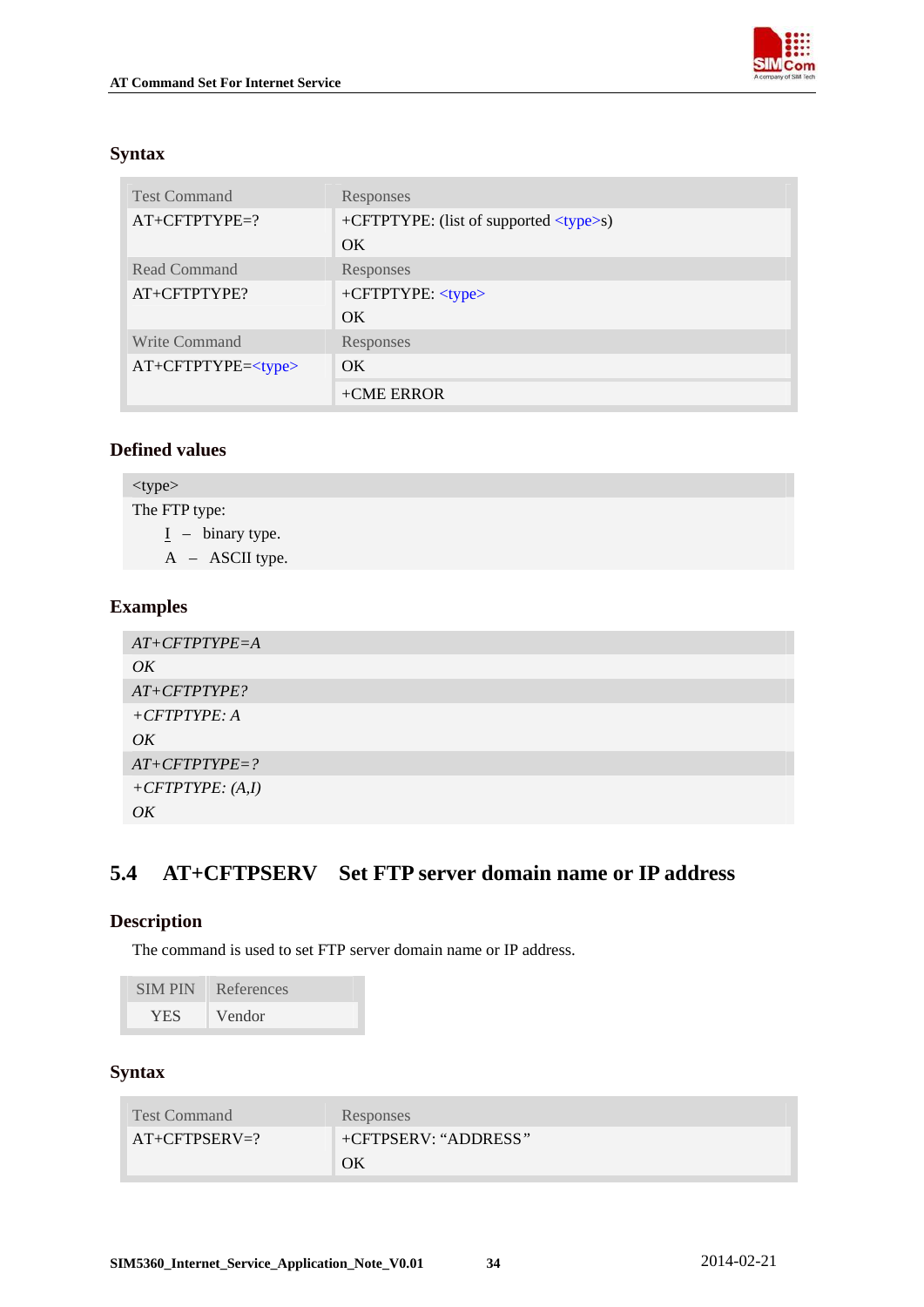### Syntax

| Test Command | Responses |
|---|---|
| AT+CFTPTYPE=? | +CFTPTYPE: (list of supported <type>s)<br>OK |
| **Read Command** | **Responses** |
| AT+CFTPTYPE? | +CFTPTYPE: <type><br>OK |
| **Write Command** | **Responses** |
| AT+CFTPTYPE=<type> | OK |
| | +CME ERROR |

### Defined values

| <type> |
|---|
| The FTP type:<br>I – binary type.<br>A – ASCII type. |

### Examples

| |
|---|
| *AT+CFTPTYPE=A* |
| *OK* |
| *AT+CFTPTYPE?* |
| *+CFTPTYPE: A*<br>*OK* |
| *AT+CFTPTYPE=?* |
| *+CFTPTYPE: (A,I)*<br>*OK* |

## 5.4 AT+CFTPSERV Set FTP server domain name or IP address

### Description

The command is used to set FTP server domain name or IP address.

| SIM PIN | References |
|---|---|
| YES | Vendor |

### Syntax

| Test Command | Responses |
|---|---|
| AT+CFTPSERV=? | +CFTPSERV: "ADDRESS"<br>OK |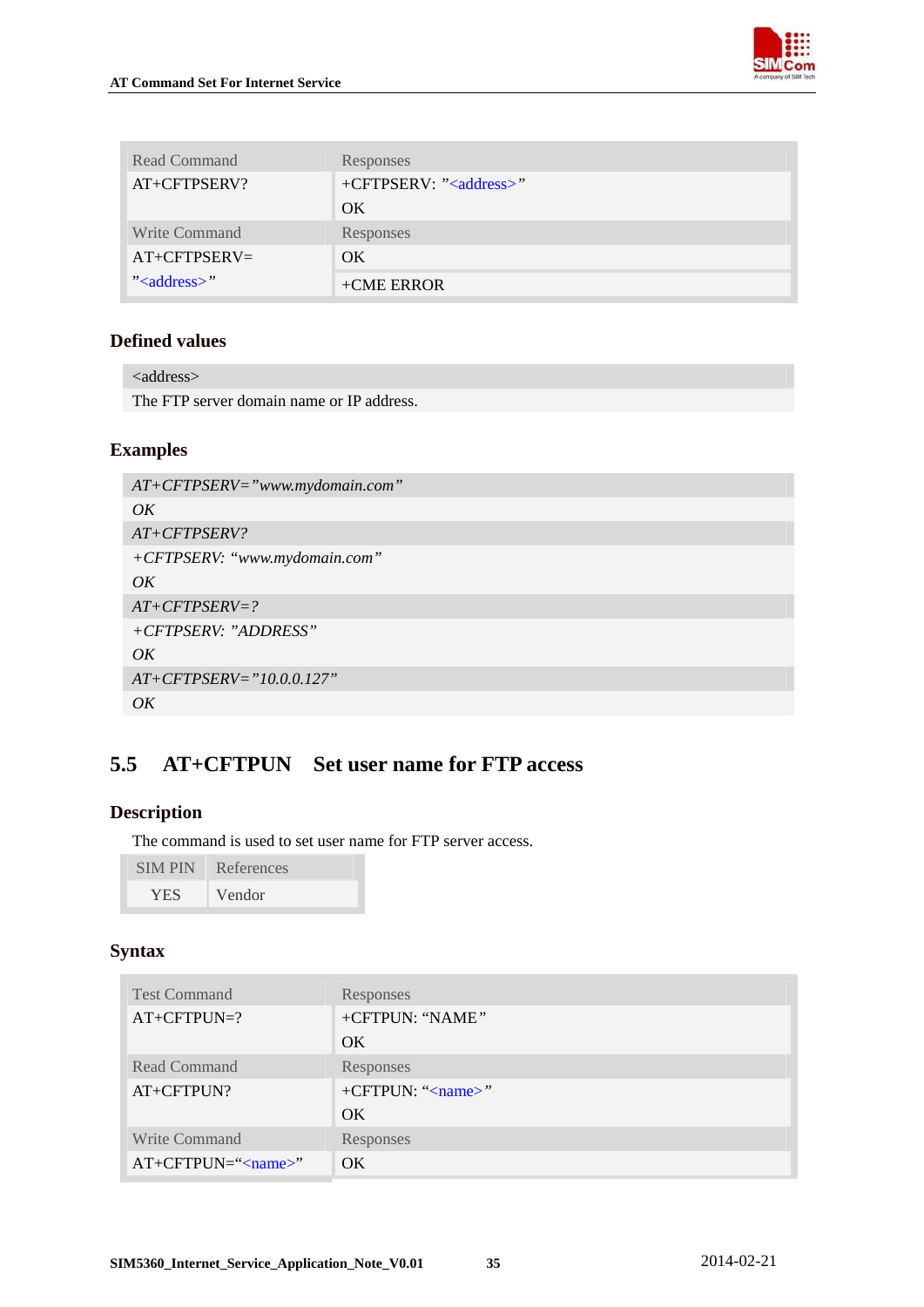| Read Command | Responses |
|---|---|
| AT+CFTPSERV? | +CFTPSERV: "<address>"<br>OK |
| Write Command | Responses |
| AT+CFTPSERV=<br>"<address>" | OK<br>+CME ERROR |

### Defined values

| <address> |
|---|
| The FTP server domain name or IP address. |

### Examples

| *AT+CFTPSERV="www.mydomain.com"* |
|---|
| *OK* |
| *AT+CFTPSERV?* |
| *+CFTPSERV: "www.mydomain.com"*<br>*OK* |
| *AT+CFTPSERV=?* |
| *+CFTPSERV: "ADDRESS"*<br>*OK* |
| *AT+CFTPSERV="10.0.0.127"* |
| *OK* |

## 5.5 AT+CFTPUN Set user name for FTP access

### Description

The command is used to set user name for FTP server access.

| SIM PIN | References |
|---|---|
| YES | Vendor |

### Syntax

| Test Command | Responses |
|---|---|
| AT+CFTPUN=? | +CFTPUN: "NAME"<br>OK |
| Read Command | Responses |
| AT+CFTPUN? | +CFTPUN: "<name>"<br>OK |
| Write Command | Responses |
| AT+CFTPUN="<name>" | OK |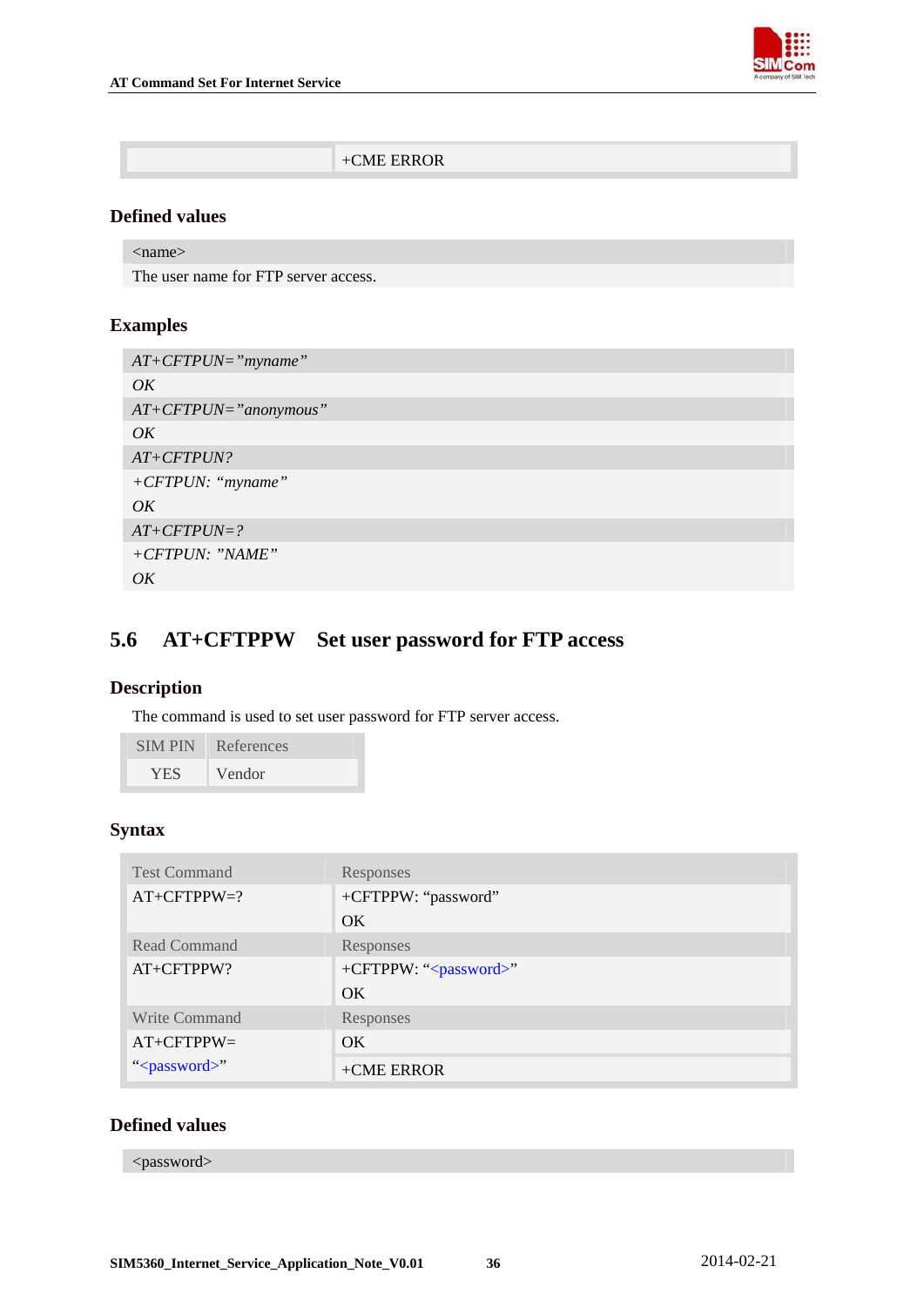| | +CME ERROR |
|---|---|

### Defined values

| <name> |
|---|
| The user name for FTP server access. |

### Examples

| |
|---|
| *AT+CFTPUN="myname"* |
| *OK* |
| *AT+CFTPUN="anonymous"* |
| *OK* |
| *AT+CFTPUN?* |
| *+CFTPUN: "myname"* |
| *OK* |
| *AT+CFTPUN=?* |
| *+CFTPUN: "NAME"* |
| *OK* |

## 5.6 AT+CFTPPW Set user password for FTP access

### Description

The command is used to set user password for FTP server access.

| SIM PIN | References |
|---|---|
| YES | Vendor |

### Syntax

| Test Command | Responses |
|---|---|
| AT+CFTPPW=? | +CFTPPW: "password"<br>OK |
| **Read Command** | **Responses** |
| AT+CFTPPW? | +CFTPPW: "<password>"<br>OK |
| **Write Command** | **Responses** |
| AT+CFTPPW="<password>" | OK<br>+CME ERROR |

### Defined values

| <password> |
|---|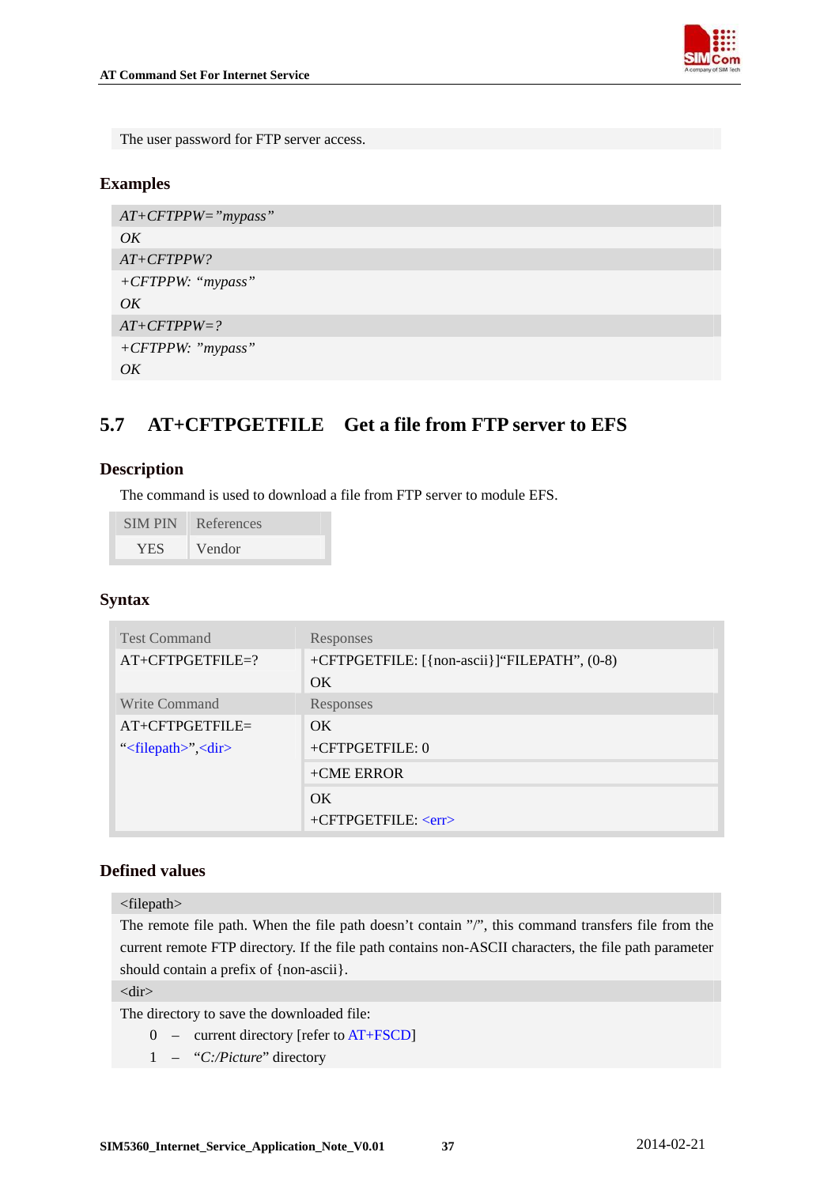The user password for FTP server access.

### Examples

| |
|---|
| *AT+CFTPPW="mypass"* |
| *OK* |
| *AT+CFTPPW?* |
| *+CFTPPW: "mypass"* |
| *OK* |
| *AT+CFTPPW=?* |
| *+CFTPPW: "mypass"* |
| *OK* |

## 5.7 AT+CFTPGETFILE Get a file from FTP server to EFS

### Description

The command is used to download a file from FTP server to module EFS.

| SIM PIN | References |
|---|---|
| YES | Vendor |

### Syntax

| Test Command | Responses |
|---|---|
| AT+CFTPGETFILE=? | +CFTPGETFILE: [{non-ascii}]"FILEPATH", (0-8)<br>OK |
| **Write Command** | **Responses** |
| AT+CFTPGETFILE=<br>"<filepath>",<dir> | OK<br>+CFTPGETFILE: 0 |
| | +CME ERROR |
| | OK<br>+CFTPGETFILE: <err> |

### Defined values

<filepath>

The remote file path. When the file path doesn't contain "/", this command transfers file from the current remote FTP directory. If the file path contains non-ASCII characters, the file path parameter should contain a prefix of {non-ascii}.

<dir>

The directory to save the downloaded file:

0 – current directory [refer to AT+FSCD]

1 – "*C:/Picture*" directory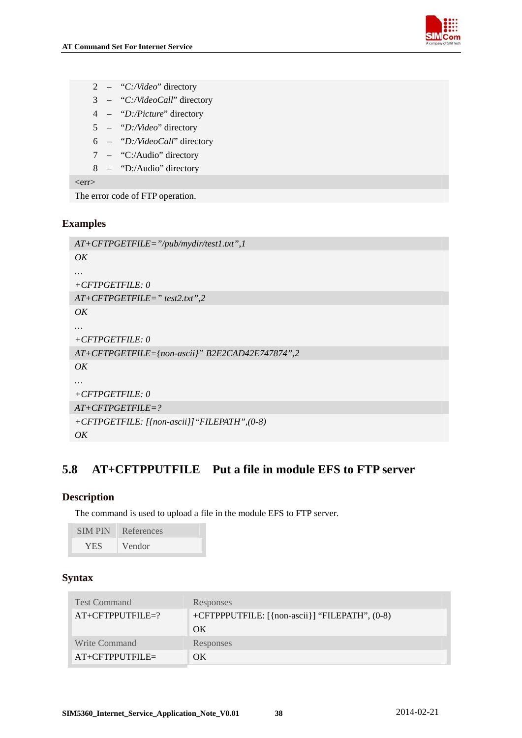| 2 | – | "*C:/Video*" directory |
|---|---|---|
| 3 | – | "*C:/VideoCall*" directory |
| 4 | – | "*D:/Picture*" directory |
| 5 | – | "*D:/Video*" directory |
| 6 | – | "*D:/VideoCall*" directory |
| 7 | – | "C:/Audio" directory |
| 8 | – | "D:/Audio" directory |

<err>

The error code of FTP operation.

## Examples

```
AT+CFTPGETFILE="/pub/mydir/test1.txt",1
OK
…
+CFTPGETFILE: 0
AT+CFTPGETFILE=" test2.txt",2
OK
…
+CFTPGETFILE: 0
AT+CFTPGETFILE={non-ascii}" B2E2CAD42E747874",2
OK
…
+CFTPGETFILE: 0
AT+CFTPGETFILE=?
+CFTPGETFILE: [{non-ascii}]"FILEPATH",(0-8)
OK
```

# 5.8 AT+CFTPPUTFILE Put a file in module EFS to FTP server

## Description

The command is used to upload a file in the module EFS to FTP server.

| SIM PIN | References |
|---|---|
| YES | Vendor |

## Syntax

| Test Command | Responses |
|---|---|
| AT+CFTPPUTFILE=? | +CFTPPPUTFILE: [{non-ascii}] "FILEPATH", (0-8)<br>OK |
| **Write Command** | **Responses** |
| AT+CFTPPUTFILE= | OK |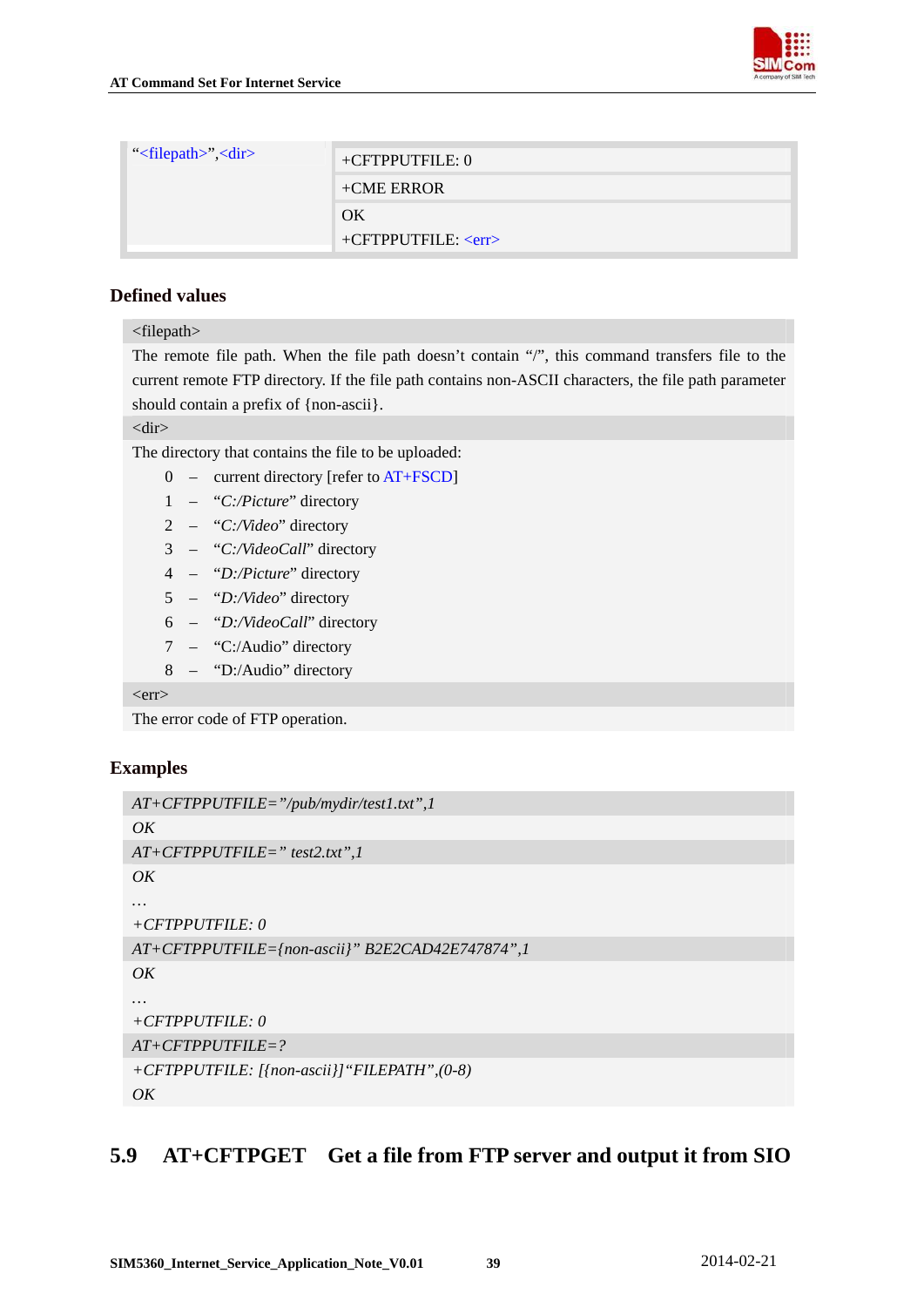| "<filepath>",<dir> | +CFTPPUTFILE: 0 |
|---|---|
| | +CME ERROR |
| | OK<br>+CFTPPUTFILE: <err> |

### Defined values

| <filepath> |
|---|
| The remote file path. When the file path doesn't contain "/", this command transfers file to the current remote FTP directory. If the file path contains non-ASCII characters, the file path parameter should contain a prefix of {non-ascii}. |
| <dir> |
| The directory that contains the file to be uploaded:<br>0 – current directory [refer to AT+FSCD]<br>1 – "*C:/Picture*" directory<br>2 – "*C:/Video*" directory<br>3 – "*C:/VideoCall*" directory<br>4 – "*D:/Picture*" directory<br>5 – "*D:/Video*" directory<br>6 – "*D:/VideoCall*" directory<br>7 – "C:/Audio" directory<br>8 – "D:/Audio" directory |
| <err> |
| The error code of FTP operation. |

### Examples

```
AT+CFTPPUTFILE="/pub/mydir/test1.txt",1
OK
AT+CFTPPUTFILE=" test2.txt",1
OK
…
+CFTPPUTFILE: 0
AT+CFTPPUTFILE={non-ascii}" B2E2CAD42E747874",1
OK
…
+CFTPPUTFILE: 0
AT+CFTPPUTFILE=?
+CFTPPUTFILE: [{non-ascii}]"FILEPATH",(0-8)
OK
```

## 5.9 AT+CFTPGET Get a file from FTP server and output it from SIO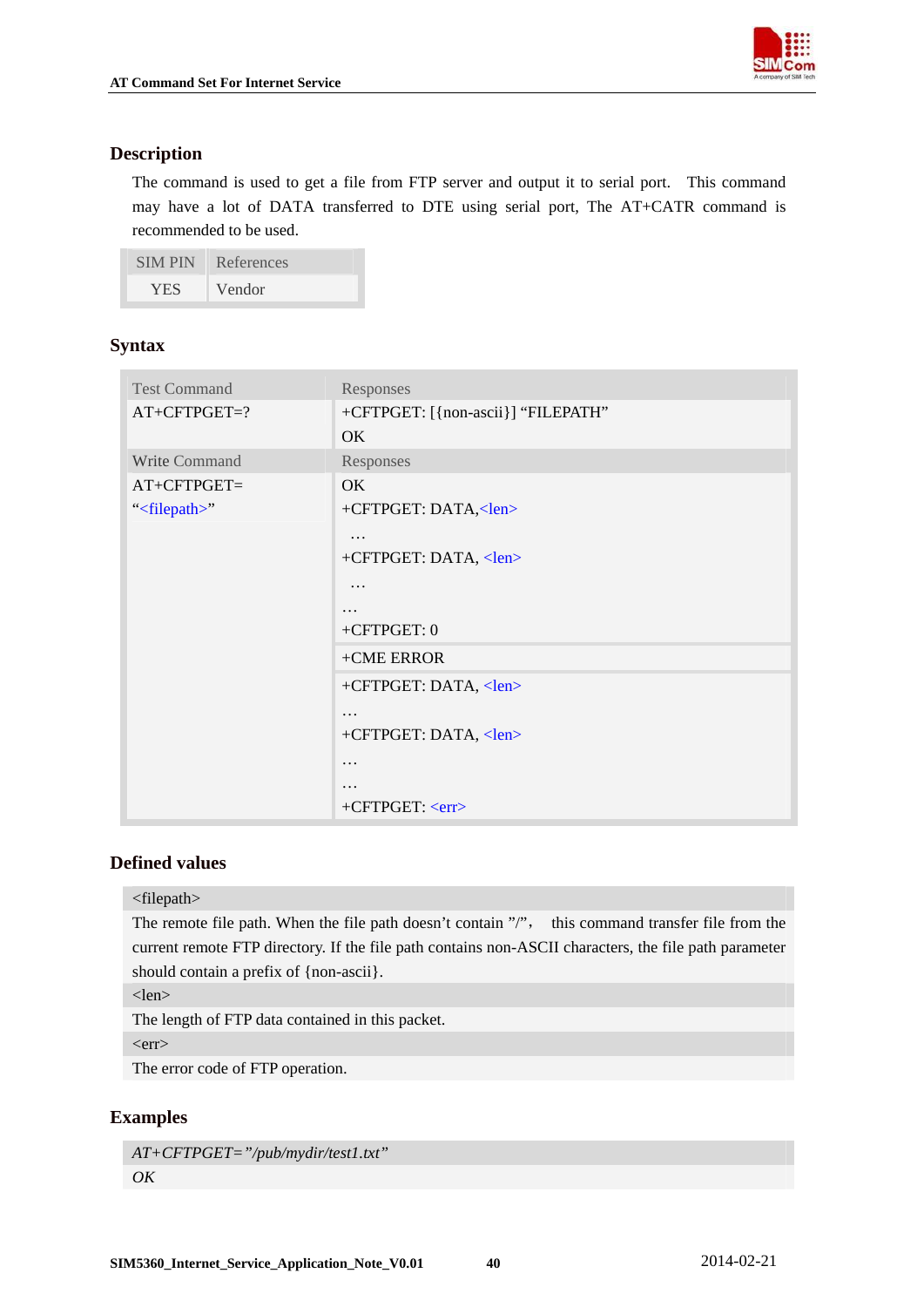### Description

The command is used to get a file from FTP server and output it to serial port. This command may have a lot of DATA transferred to DTE using serial port, The AT+CATR command is recommended to be used.

| SIM PIN | References |
|---|---|
| YES | Vendor |

### Syntax

| Test Command | Responses |
|---|---|
| AT+CFTPGET=? | +CFTPGET: [{non-ascii}] "FILEPATH"<br>OK |
| **Write Command** | **Responses** |
| AT+CFTPGET=<br>"<filepath>" | OK<br>+CFTPGET: DATA,<len><br>…<br>+CFTPGET: DATA, <len><br>…<br>…<br>+CFTPGET: 0 |
| | +CME ERROR |
| | +CFTPGET: DATA, <len><br>…<br>+CFTPGET: DATA, <len><br>…<br>…<br>+CFTPGET: <err> |

### Defined values

| <filepath> |
|---|
| The remote file path. When the file path doesn't contain "/", this command transfer file from the current remote FTP directory. If the file path contains non-ASCII characters, the file path parameter should contain a prefix of {non-ascii}. |
| <len> |
| The length of FTP data contained in this packet. |
| <err> |
| The error code of FTP operation. |

### Examples

*AT+CFTPGET="/pub/mydir/test1.txt"*
*OK*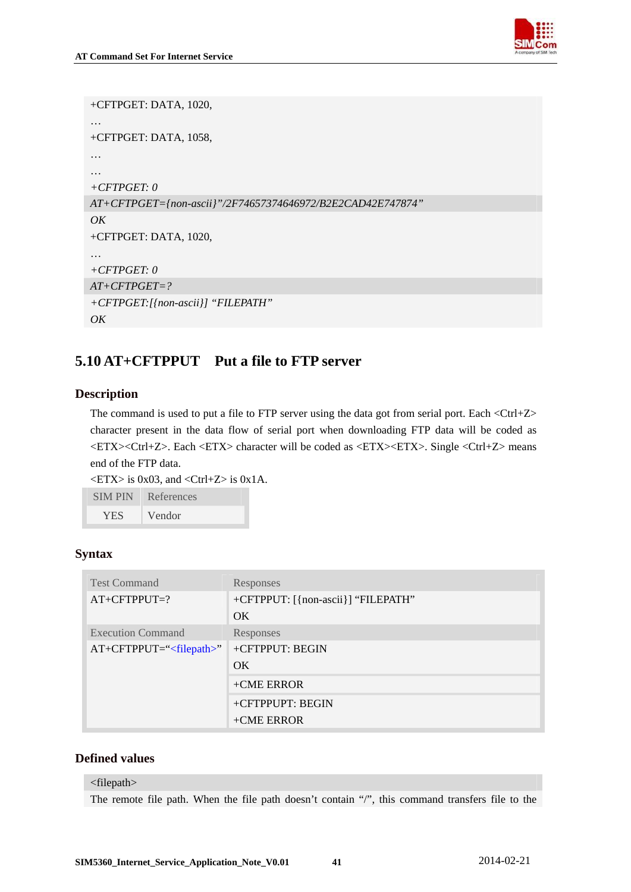| |
|---|
| +CFTPGET: DATA, 1020,<br>…<br>+CFTPGET: DATA, 1058,<br>…<br>…<br>*+CFTPGET: 0* |
| *AT+CFTPGET={non-ascii}"/2F74657374646972/B2E2CAD42E747874"* |
| *OK*<br>+CFTPGET: DATA, 1020,<br>…<br>*+CFTPGET: 0* |
| *AT+CFTPGET=?* |
| *+CFTPGET:[{non-ascii}] "FILEPATH"*<br>*OK* |

## 5.10 AT+CFTPPUT Put a file to FTP server

### Description

The command is used to put a file to FTP server using the data got from serial port. Each <Ctrl+Z> character present in the data flow of serial port when downloading FTP data will be coded as <ETX><Ctrl+Z>. Each <ETX> character will be coded as <ETX><ETX>. Single <Ctrl+Z> means end of the FTP data.

<ETX> is 0x03, and <Ctrl+Z> is 0x1A.

| SIM PIN | References |
|---|---|
| YES | Vendor |

### Syntax

| Test Command | Responses |
|---|---|
| AT+CFTPPUT=? | +CFTPPUT: [{non-ascii}] "FILEPATH"<br>OK |
| **Execution Command** | **Responses** |
| AT+CFTPPUT="<filepath>" | +CFTPPUT: BEGIN<br>OK |
| | +CME ERROR |
| | +CFTPPUPT: BEGIN<br>+CME ERROR |

### Defined values

| <filepath> |
|---|
| The remote file path. When the file path doesn't contain "/", this command transfers file to the |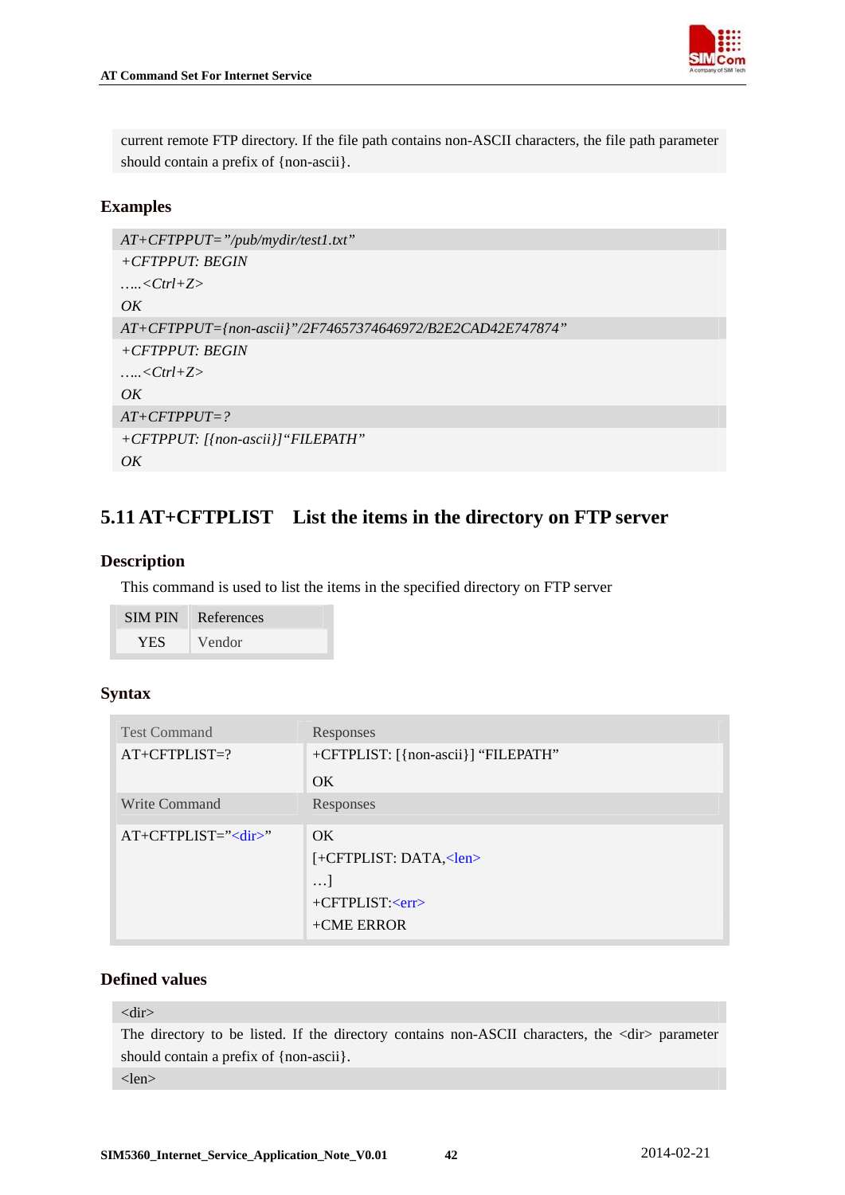current remote FTP directory. If the file path contains non-ASCII characters, the file path parameter should contain a prefix of {non-ascii}.

### Examples

*AT+CFTPPUT="/pub/mydir/test1.txt"*
*+CFTPPUT: BEGIN*
*…..<Ctrl+Z>*
*OK*
*AT+CFTPPUT={non-ascii}"/2F74657374646972/B2E2CAD42E747874"*
*+CFTPPUT: BEGIN*
*…..<Ctrl+Z>*
*OK*
*AT+CFTPPUT=?*
*+CFTPPUT: [{non-ascii}]"FILEPATH"*
*OK*

## 5.11 AT+CFTPLIST　List the items in the directory on FTP server

### Description

This command is used to list the items in the specified directory on FTP server

| SIM PIN | References |
|---|---|
| YES | Vendor |

### Syntax

| Test Command | Responses |
|---|---|
| AT+CFTPLIST=? | +CFTPLIST: [{non-ascii}] "FILEPATH"<br>OK |
| Write Command | Responses |
| AT+CFTPLIST="<dir>" | OK<br>[+CFTPLIST: DATA,<len><br>…]<br>+CFTPLIST:<err><br>+CME ERROR |

### Defined values

<dir>
The directory to be listed. If the directory contains non-ASCII characters, the <dir> parameter should contain a prefix of {non-ascii}.

<len>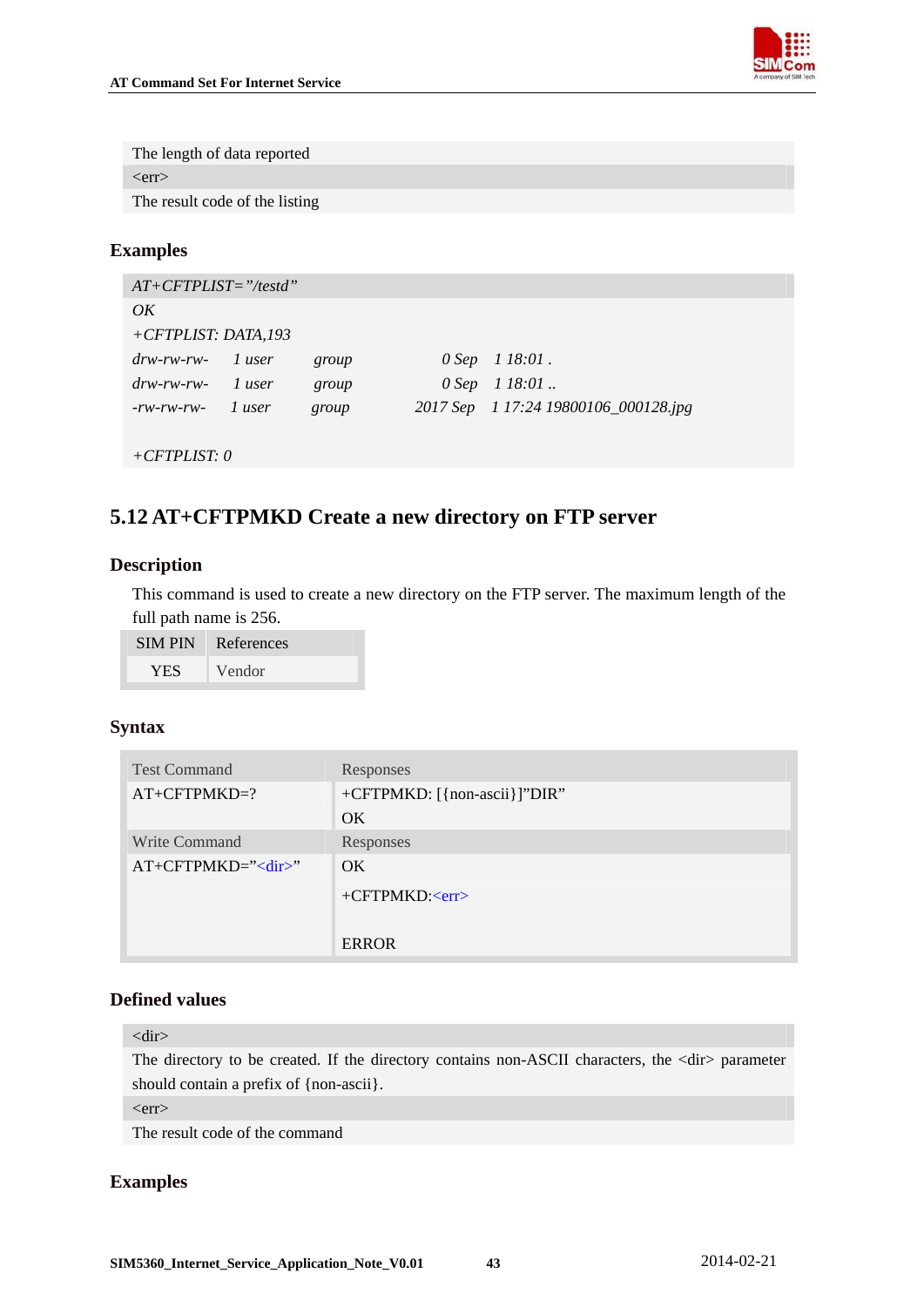| |
|---|
| The length of data reported |
| <err> |
| The result code of the listing |

### Examples

```
AT+CFTPLIST="/testd"
OK
+CFTPLIST: DATA,193
drw-rw-rw-    1 user      group             0 Sep    1 18:01 .
drw-rw-rw-    1 user      group             0 Sep    1 18:01 ..
-rw-rw-rw-    1 user      group          2017 Sep    1 17:24 19800106_000128.jpg

+CFTPLIST: 0
```

## 5.12 AT+CFTPMKD Create a new directory on FTP server

### Description

This command is used to create a new directory on the FTP server. The maximum length of the full path name is 256.

| SIM PIN | References |
|---|---|
| YES | Vendor |

### Syntax

| Test Command | Responses |
|---|---|
| AT+CFTPMKD=? | +CFTPMKD: [{non-ascii}]"DIR"<br>OK |
| **Write Command** | **Responses** |
| AT+CFTPMKD="<dir>" | OK<br>+CFTPMKD:<err><br><br>ERROR |

### Defined values

| |
|---|
| <dir> |
| The directory to be created. If the directory contains non-ASCII characters, the <dir> parameter should contain a prefix of {non-ascii}. |
| <err> |
| The result code of the command |

### Examples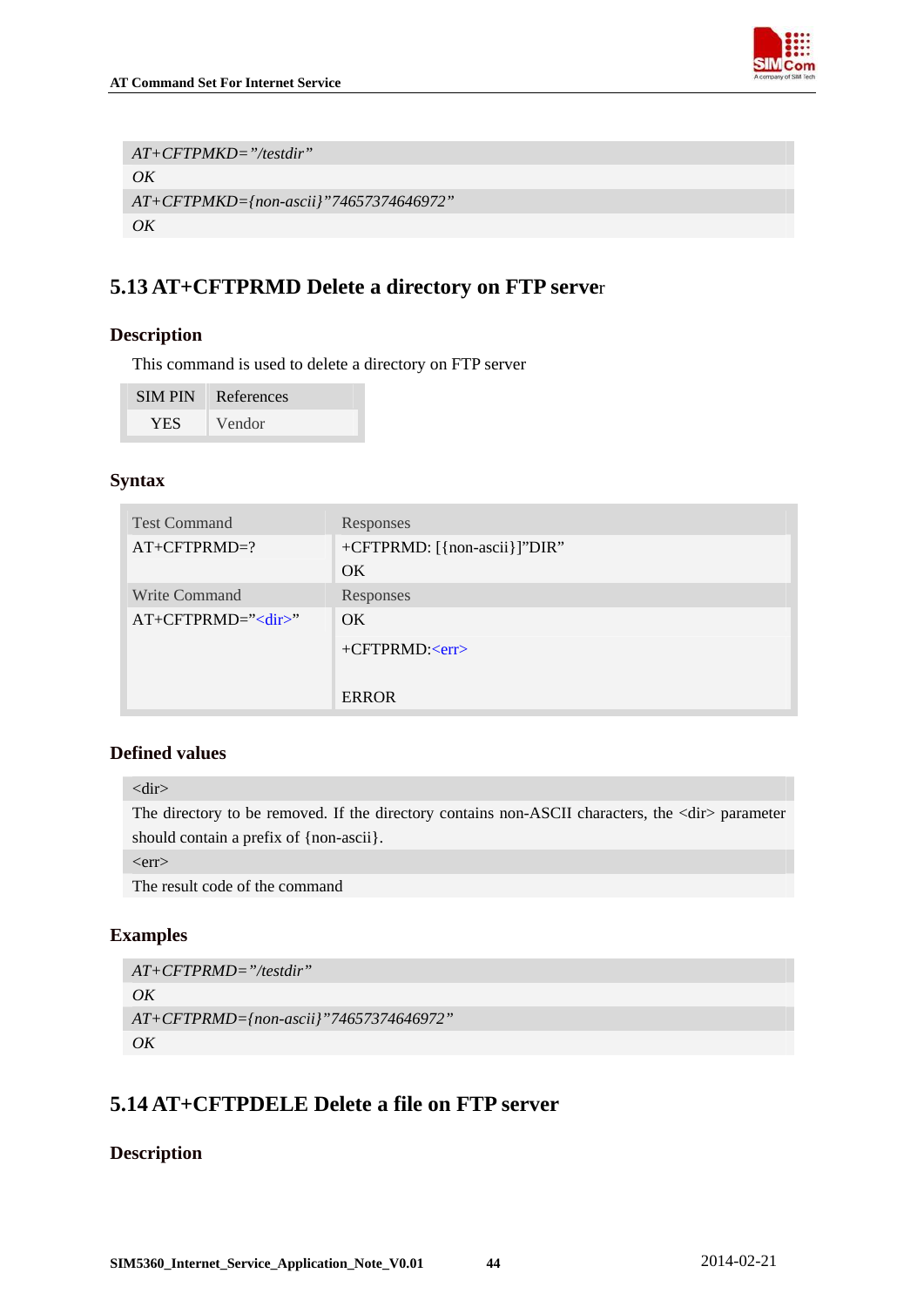| *AT+CFTPMKD="/testdir"* |
|---|
| *OK* |
| *AT+CFTPMKD={non-ascii}"74657374646972"* |
| *OK* |

## 5.13 AT+CFTPRMD Delete a directory on FTP server

### Description

This command is used to delete a directory on FTP server

| SIM PIN | References |
|---|---|
| YES | Vendor |

### Syntax

| Test Command | Responses |
|---|---|
| AT+CFTPRMD=? | +CFTPRMD: [{non-ascii}]"DIR"<br>OK |
| **Write Command** | **Responses** |
| AT+CFTPRMD="<dir>" | OK<br>+CFTPRMD:<err><br><br>ERROR |

### Defined values

| <dir> |
|---|
| The directory to be removed. If the directory contains non-ASCII characters, the <dir> parameter should contain a prefix of {non-ascii}. |
| <err> |
| The result code of the command |

### Examples

| *AT+CFTPRMD="/testdir"* |
|---|
| *OK* |
| *AT+CFTPRMD={non-ascii}"74657374646972"* |
| *OK* |

## 5.14 AT+CFTPDELE Delete a file on FTP server

### Description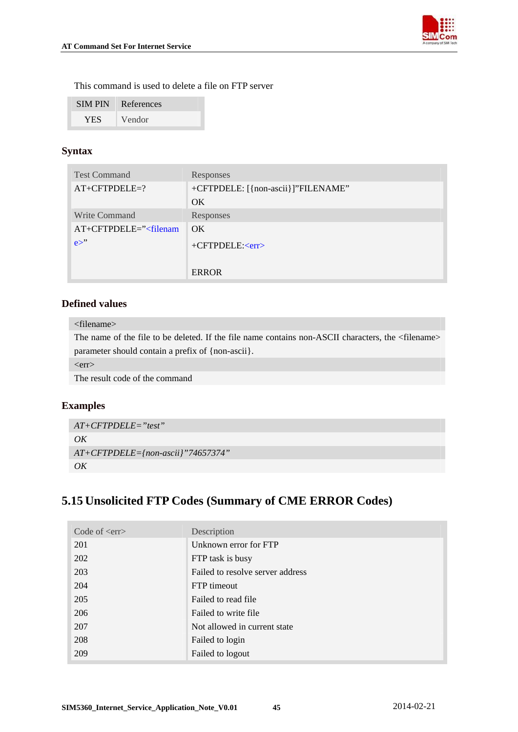This command is used to delete a file on FTP server

| SIM PIN | References |
| --- | --- |
| YES | Vendor |

### Syntax

| Test Command | Responses |
| --- | --- |
| AT+CFTPDELE=? | +CFTPDELE: [{non-ascii}]"FILENAME"<br>OK |
| **Write Command** | **Responses** |
| AT+CFTPDELE="<filename>" | OK<br>+CFTPDELE:<err><br><br>ERROR |

### Defined values

| <filename> |
| --- |
| The name of the file to be deleted. If the file name contains non-ASCII characters, the <filename> parameter should contain a prefix of {non-ascii}. |
| <err> |
| The result code of the command |

### Examples

| *AT+CFTPDELE="test"* |
| --- |
| *OK* |
| *AT+CFTPDELE={non-ascii}"74657374"* |
| *OK* |

## 5.15 Unsolicited FTP Codes (Summary of CME ERROR Codes)

| Code of <err> | Description |
| --- | --- |
| 201 | Unknown error for FTP |
| 202 | FTP task is busy |
| 203 | Failed to resolve server address |
| 204 | FTP timeout |
| 205 | Failed to read file |
| 206 | Failed to write file |
| 207 | Not allowed in current state |
| 208 | Failed to login |
| 209 | Failed to logout |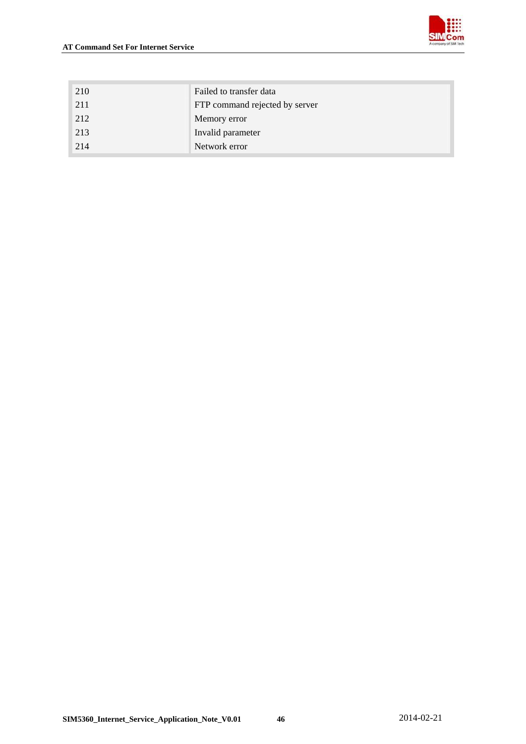| | |
|---|---|
| 210 | Failed to transfer data |
| 211 | FTP command rejected by server |
| 212 | Memory error |
| 213 | Invalid parameter |
| 214 | Network error |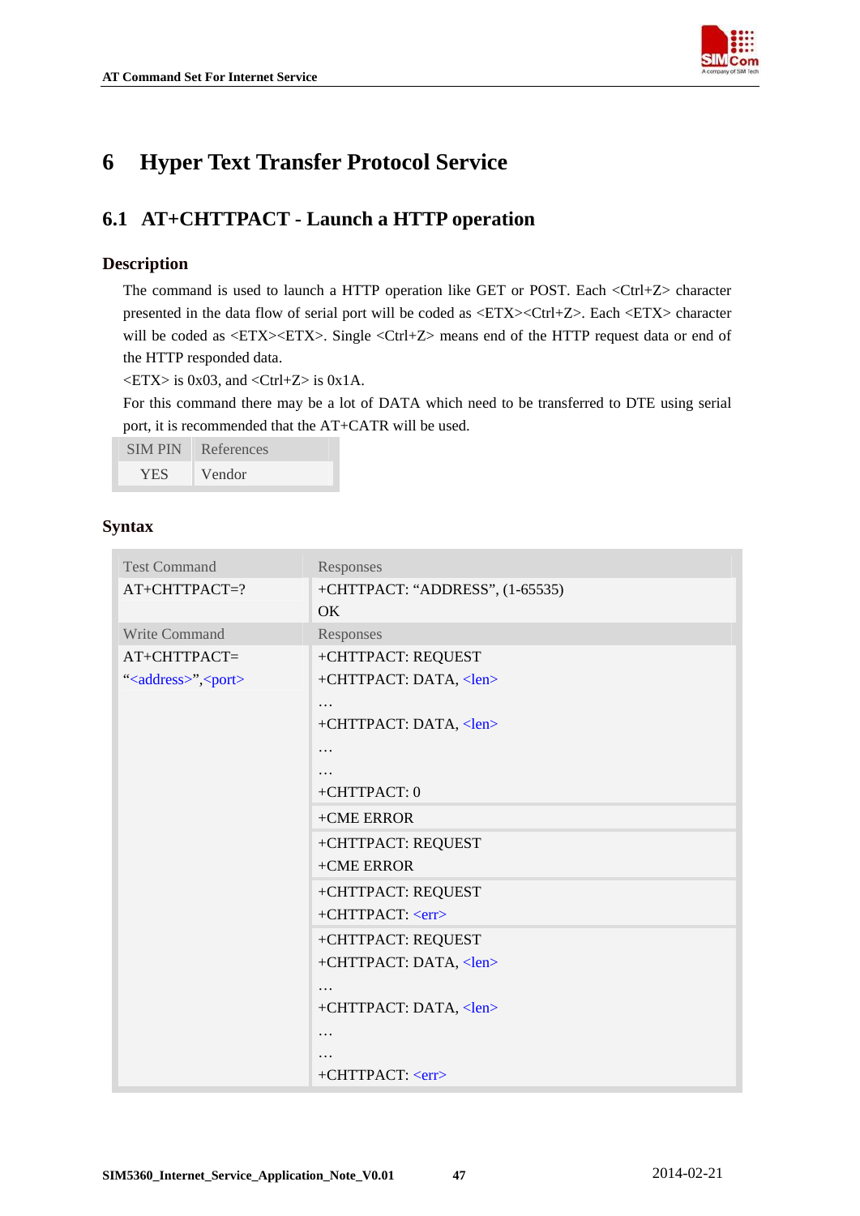# 6 Hyper Text Transfer Protocol Service

## 6.1 AT+CHTTPACT - Launch a HTTP operation

### Description

The command is used to launch a HTTP operation like GET or POST. Each <Ctrl+Z> character presented in the data flow of serial port will be coded as <ETX><Ctrl+Z>. Each <ETX> character will be coded as <ETX><ETX>. Single <Ctrl+Z> means end of the HTTP request data or end of the HTTP responded data.

<ETX> is 0x03, and <Ctrl+Z> is 0x1A.

For this command there may be a lot of DATA which need to be transferred to DTE using serial port, it is recommended that the AT+CATR will be used.

| SIM PIN | References |
|---|---|
| YES | Vendor |

### Syntax

| Test Command | Responses |
|---|---|
| AT+CHTTPACT=? | +CHTTPACT: "ADDRESS", (1-65535)<br>OK |
| **Write Command** | **Responses** |
| AT+CHTTPACT=<br>"<address>",<port> | +CHTTPACT: REQUEST<br>+CHTTPACT: DATA, <len><br>…<br>+CHTTPACT: DATA, <len><br>…<br>…<br>+CHTTPACT: 0 |
| | +CME ERROR |
| | +CHTTPACT: REQUEST<br>+CME ERROR |
| | +CHTTPACT: REQUEST<br>+CHTTPACT: <err> |
| | +CHTTPACT: REQUEST<br>+CHTTPACT: DATA, <len><br>…<br>+CHTTPACT: DATA, <len><br>…<br>…<br>+CHTTPACT: <err> |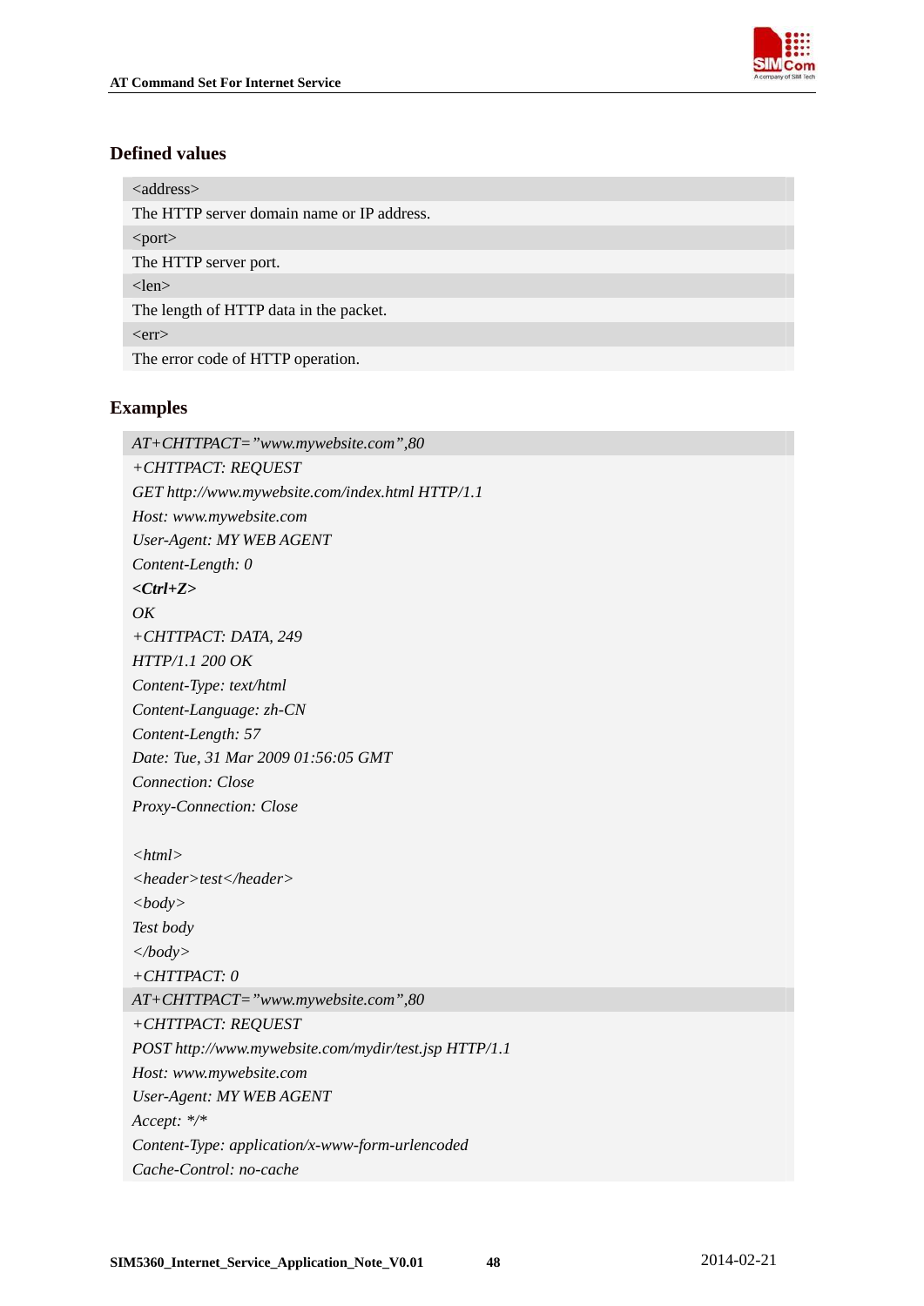### Defined values

| <address> |
|---|
| The HTTP server domain name or IP address. |
| <port> |
| The HTTP server port. |
| <len> |
| The length of HTTP data in the packet. |
| <err> |
| The error code of HTTP operation. |

### Examples

```
AT+CHTTPACT="www.mywebsite.com",80
+CHTTPACT: REQUEST
GET http://www.mywebsite.com/index.html HTTP/1.1
Host: www.mywebsite.com
User-Agent: MY WEB AGENT
Content-Length: 0
<Ctrl+Z>
OK
+CHTTPACT: DATA, 249
HTTP/1.1 200 OK
Content-Type: text/html
Content-Language: zh-CN
Content-Length: 57
Date: Tue, 31 Mar 2009 01:56:05 GMT
Connection: Close
Proxy-Connection: Close

<html>
<header>test</header>
<body>
Test body
</body>
+CHTTPACT: 0
AT+CHTTPACT="www.mywebsite.com",80
+CHTTPACT: REQUEST
POST http://www.mywebsite.com/mydir/test.jsp HTTP/1.1
Host: www.mywebsite.com
User-Agent: MY WEB AGENT
Accept: */*
Content-Type: application/x-www-form-urlencoded
Cache-Control: no-cache
```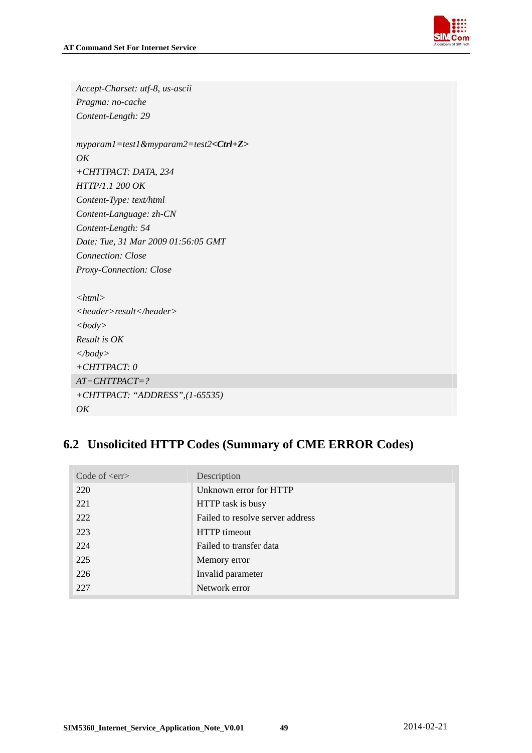```
Accept-Charset: utf-8, us-ascii
Pragma: no-cache
Content-Length: 29

myparam1=test1&myparam2=test2<Ctrl+Z>
OK
+CHTTPACT: DATA, 234
HTTP/1.1 200 OK
Content-Type: text/html
Content-Language: zh-CN
Content-Length: 54
Date: Tue, 31 Mar 2009 01:56:05 GMT
Connection: Close
Proxy-Connection: Close

<html>
<header>result</header>
<body>
Result is OK
</body>
+CHTTPACT: 0
AT+CHTTPACT=?
+CHTTPACT: "ADDRESS",(1-65535)
OK
```

## 6.2 Unsolicited HTTP Codes (Summary of CME ERROR Codes)

| Code of <err> | Description |
|---|---|
| 220 | Unknown error for HTTP |
| 221 | HTTP task is busy |
| 222 | Failed to resolve server address |
| 223 | HTTP timeout |
| 224 | Failed to transfer data |
| 225 | Memory error |
| 226 | Invalid parameter |
| 227 | Network error |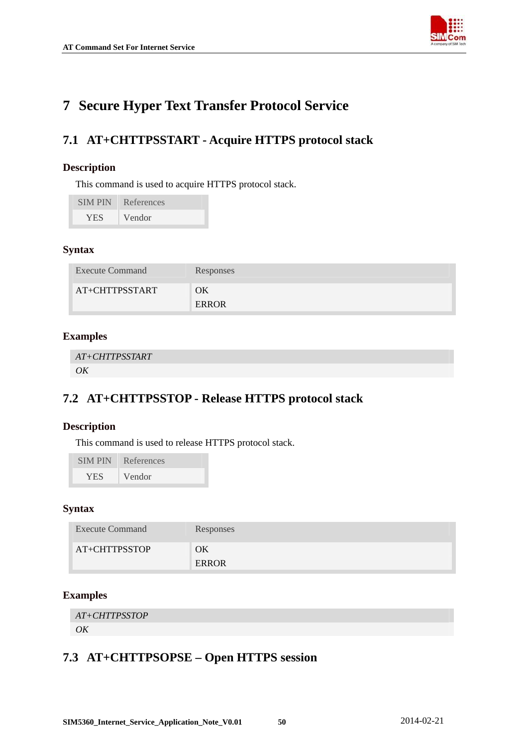# 7 Secure Hyper Text Transfer Protocol Service

## 7.1 AT+CHTTPSSTART - Acquire HTTPS protocol stack

### Description

This command is used to acquire HTTPS protocol stack.

| SIM PIN | References |
|---|---|
| YES | Vendor |

### Syntax

| Execute Command | Responses |
|---|---|
| AT+CHTTPSSTART | OK<br>ERROR |

### Examples

| |
|---|
| *AT+CHTTPSSTART* |
| *OK* |

## 7.2 AT+CHTTPSSTOP - Release HTTPS protocol stack

### Description

This command is used to release HTTPS protocol stack.

| SIM PIN | References |
|---|---|
| YES | Vendor |

### Syntax

| Execute Command | Responses |
|---|---|
| AT+CHTTPSSTOP | OK<br>ERROR |

### Examples

| |
|---|
| *AT+CHTTPSSTOP* |
| *OK* |

## 7.3 AT+CHTTPSOPSE – Open HTTPS session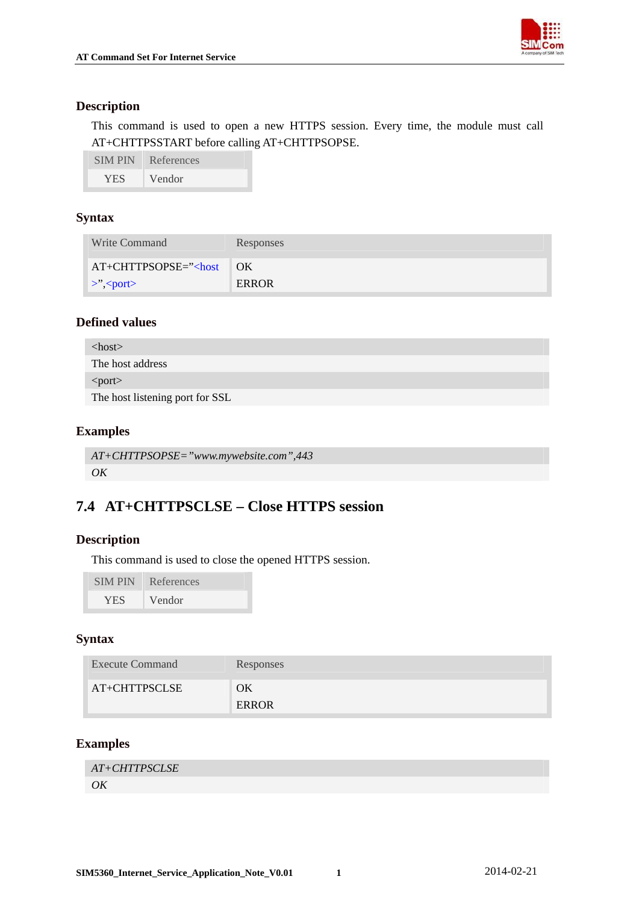### Description

This command is used to open a new HTTPS session. Every time, the module must call AT+CHTTPSSTART before calling AT+CHTTPSOPSE.

| SIM PIN | References |
|---|---|
| YES | Vendor |

### Syntax

| Write Command | Responses |
|---|---|
| AT+CHTTPSOPSE="<host>",<port> | OK<br>ERROR |

### Defined values

| <host> |
|---|
| The host address |
| <port> |
| The host listening port for SSL |

### Examples

| *AT+CHTTPSOPSE="www.mywebsite.com",443* |
|---|
| *OK* |

## 7.4 AT+CHTTPSCLSE – Close HTTPS session

### Description

This command is used to close the opened HTTPS session.

| SIM PIN | References |
|---|---|
| YES | Vendor |

### Syntax

| Execute Command | Responses |
|---|---|
| AT+CHTTPSCLSE | OK<br>ERROR |

### Examples

| *AT+CHTTPSCLSE* |
|---|
| *OK* |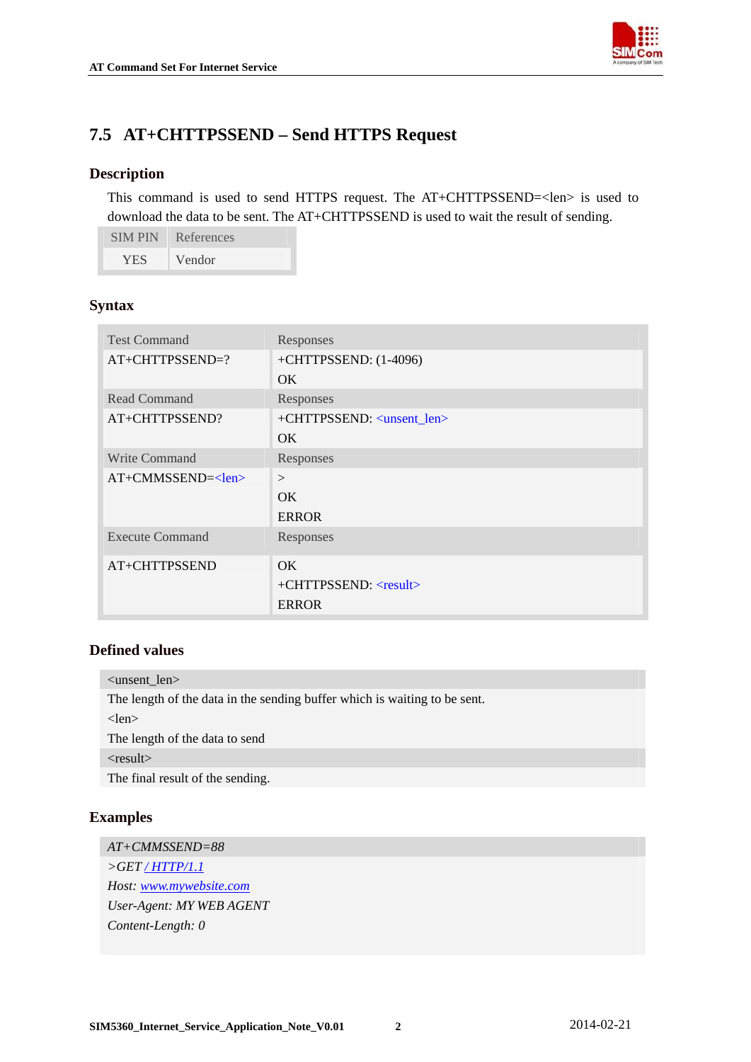## 7.5 AT+CHTTPSSEND – Send HTTPS Request

### Description

This command is used to send HTTPS request. The AT+CHTTPSSEND=<len> is used to download the data to be sent. The AT+CHTTPSSEND is used to wait the result of sending.

| SIM PIN | References |
|---|---|
| YES | Vendor |

### Syntax

| Test Command | Responses |
|---|---|
| AT+CHTTPSSEND=? | +CHTTPSSEND: (1-4096)<br>OK |
| **Read Command** | **Responses** |
| AT+CHTTPSSEND? | +CHTTPSSEND: <unsent_len><br>OK |
| **Write Command** | **Responses** |
| AT+CMMSSEND=<len> | ><br>OK<br>ERROR |
| **Execute Command** | **Responses** |
| AT+CHTTPSSEND | OK<br>+CHTTPSSEND: <result><br>ERROR |

### Defined values

<unsent_len>
The length of the data in the sending buffer which is waiting to be sent.
<len>
The length of the data to send
<result>
The final result of the sending.

### Examples

*AT+CMMSSEND=88*
*>GET / HTTP/1.1*
*Host: www.mywebsite.com*
*User-Agent: MY WEB AGENT*
*Content-Length: 0*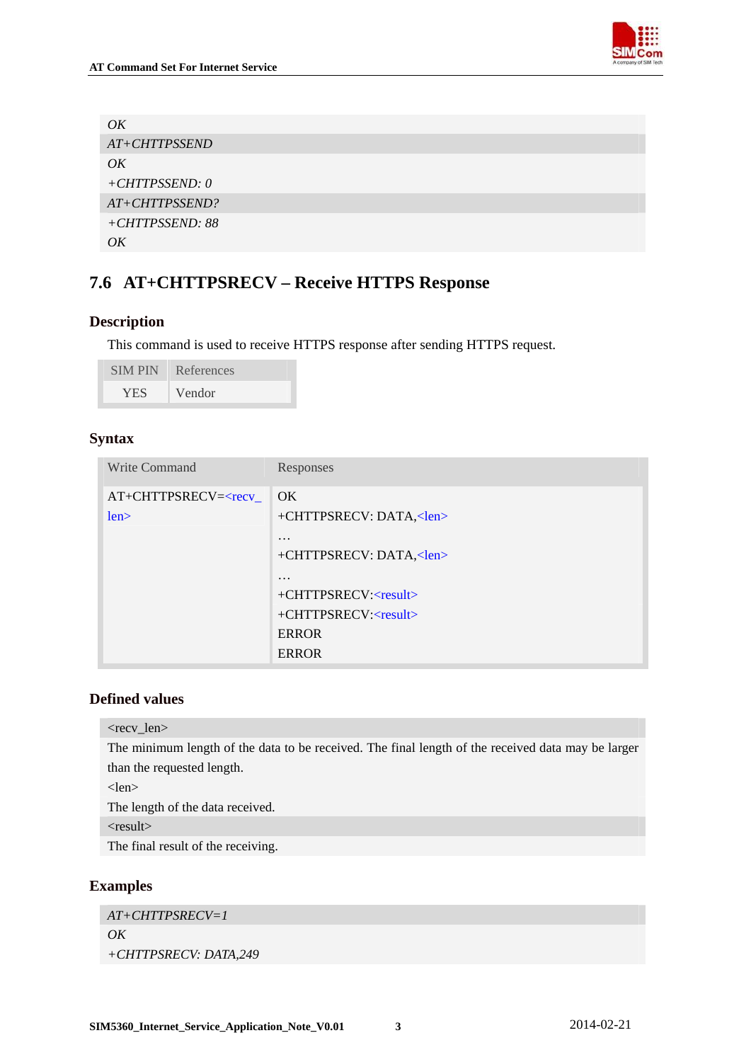```
OK
AT+CHTTPSSEND
OK
+CHTTPSSEND: 0
AT+CHTTPSSEND?
+CHTTPSSEND: 88
OK
```

## 7.6 AT+CHTTPSRECV – Receive HTTPS Response

### Description

This command is used to receive HTTPS response after sending HTTPS request.

| SIM PIN | References |
|---|---|
| YES | Vendor |

### Syntax

| Write Command | Responses |
|---|---|
| AT+CHTTPSRECV=<recv_len> | OK<br>+CHTTPSRECV: DATA,<len><br>…<br>+CHTTPSRECV: DATA,<len><br>…<br>+CHTTPSRECV:<result><br>+CHTTPSRECV:<result><br>ERROR<br>ERROR |

### Defined values

<recv_len>

The minimum length of the data to be received. The final length of the received data may be larger than the requested length.

<len>

The length of the data received.

<result>

The final result of the receiving.

### Examples

```
AT+CHTTPSRECV=1
OK
+CHTTPSRECV: DATA,249
```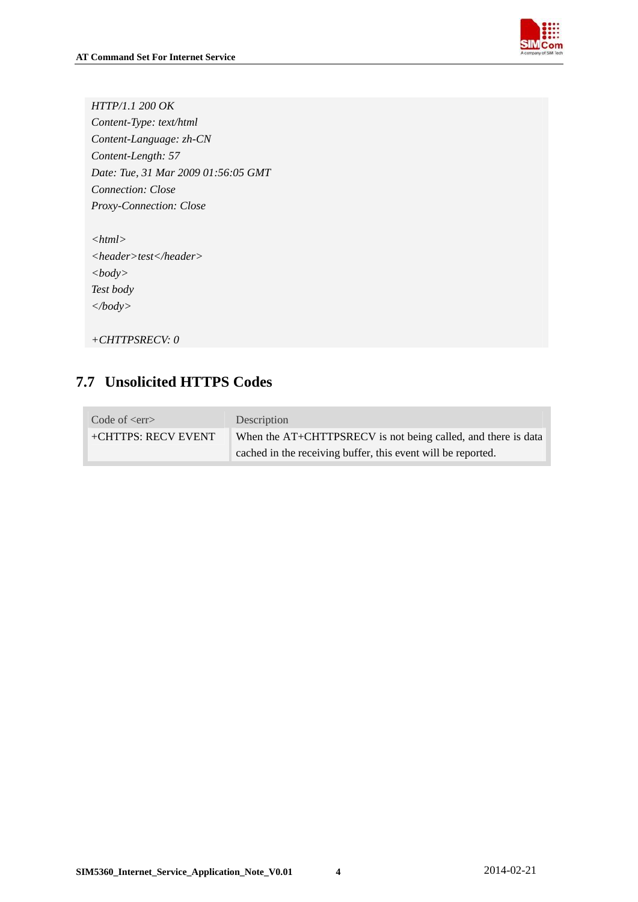```
HTTP/1.1 200 OK
Content-Type: text/html
Content-Language: zh-CN
Content-Length: 57
Date: Tue, 31 Mar 2009 01:56:05 GMT
Connection: Close
Proxy-Connection: Close

<html>
<header>test</header>
<body>
Test body
</body>

+CHTTPSRECV: 0
```

## 7.7 Unsolicited HTTPS Codes

| Code of <err> | Description |
|---|---|
| +CHTTPS: RECV EVENT | When the AT+CHTTPSRECV is not being called, and there is data cached in the receiving buffer, this event will be reported. |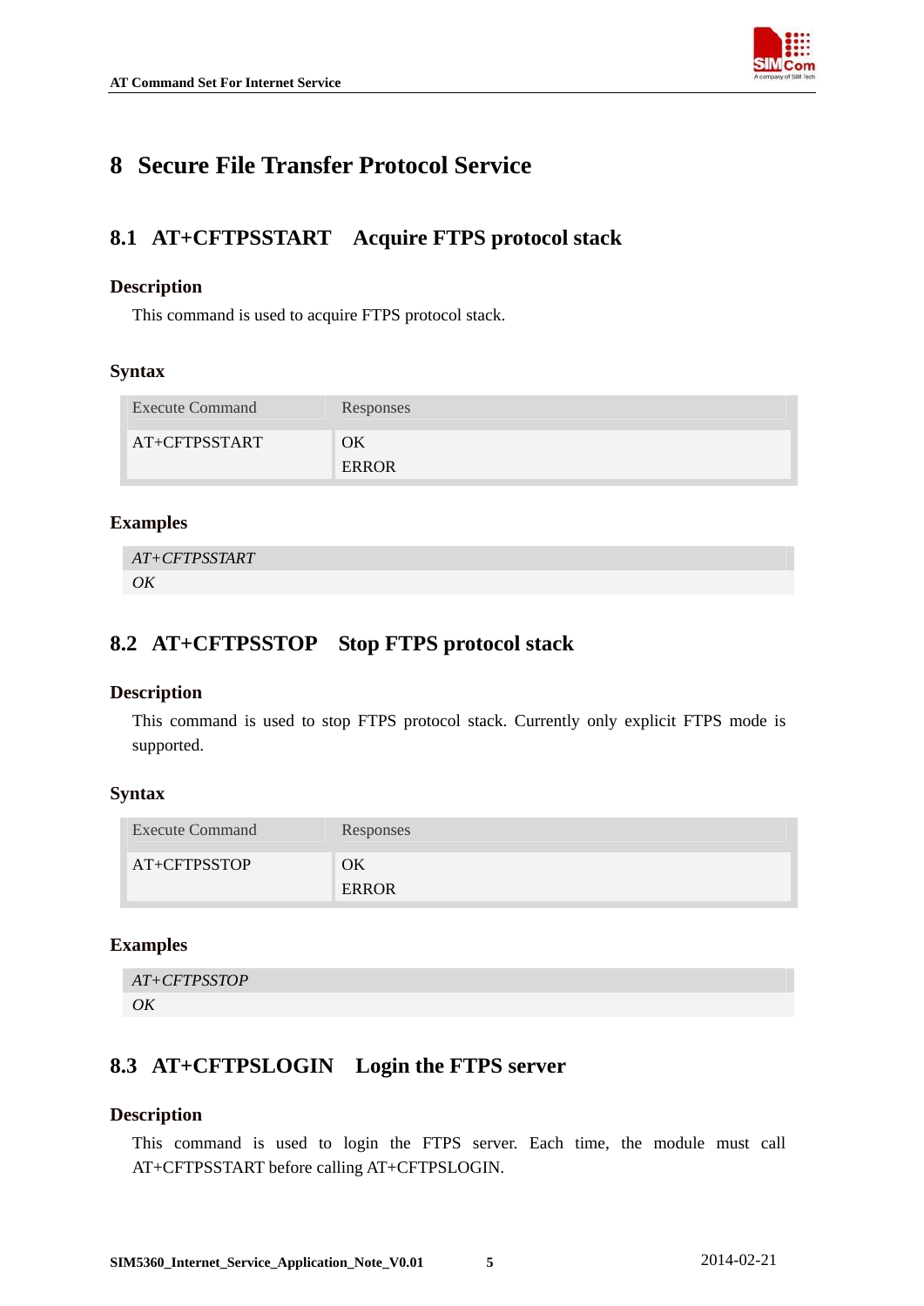# 8 Secure File Transfer Protocol Service

## 8.1 AT+CFTPSSTART Acquire FTPS protocol stack

### Description

This command is used to acquire FTPS protocol stack.

### Syntax

| Execute Command | Responses |
|---|---|
| AT+CFTPSSTART | OK<br>ERROR |

### Examples

| *AT+CFTPSSTART* |
|---|
| *OK* |

## 8.2 AT+CFTPSSTOP Stop FTPS protocol stack

### Description

This command is used to stop FTPS protocol stack. Currently only explicit FTPS mode is supported.

### Syntax

| Execute Command | Responses |
|---|---|
| AT+CFTPSSTOP | OK<br>ERROR |

### Examples

| *AT+CFTPSSTOP* |
|---|
| *OK* |

## 8.3 AT+CFTPSLOGIN Login the FTPS server

### Description

This command is used to login the FTPS server. Each time, the module must call AT+CFTPSSTART before calling AT+CFTPSLOGIN.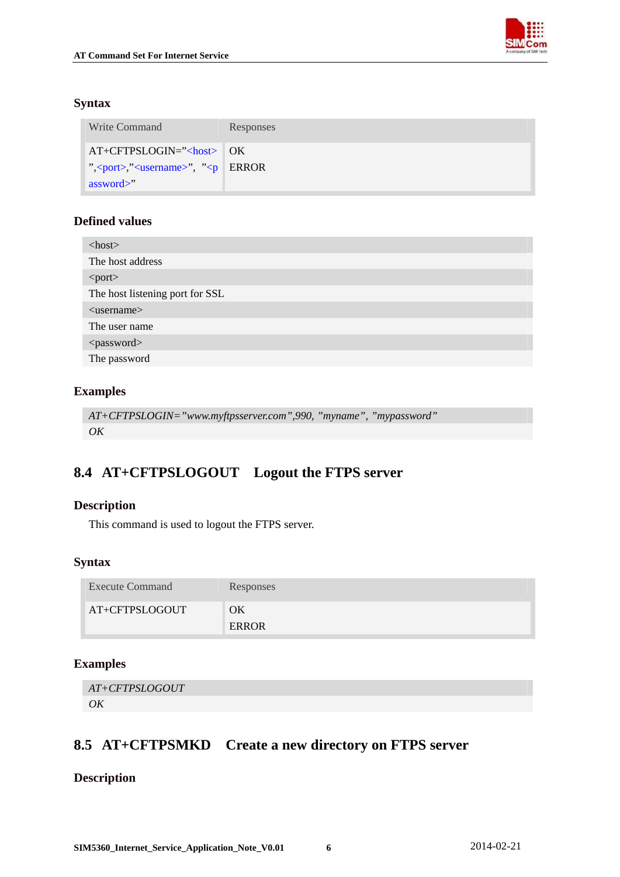### Syntax

| Write Command | Responses |
|---|---|
| AT+CFTPSLOGIN=”<host>”,<port>,”<username>”, ”<password>” | OK<br>ERROR |

### Defined values

| <host> |
|---|
| The host address |
| <port> |
| The host listening port for SSL |
| <username> |
| The user name |
| <password> |
| The password |

### Examples

*AT+CFTPSLOGIN=”www.myftpsserver.com”,990, ”myname”, ”mypassword”*
*OK*

## 8.4 AT+CFTPSLOGOUT Logout the FTPS server

### Description

This command is used to logout the FTPS server.

### Syntax

| Execute Command | Responses |
|---|---|
| AT+CFTPSLOGOUT | OK<br>ERROR |

### Examples

*AT+CFTPSLOGOUT*
*OK*

## 8.5 AT+CFTPSMKD Create a new directory on FTPS server

### Description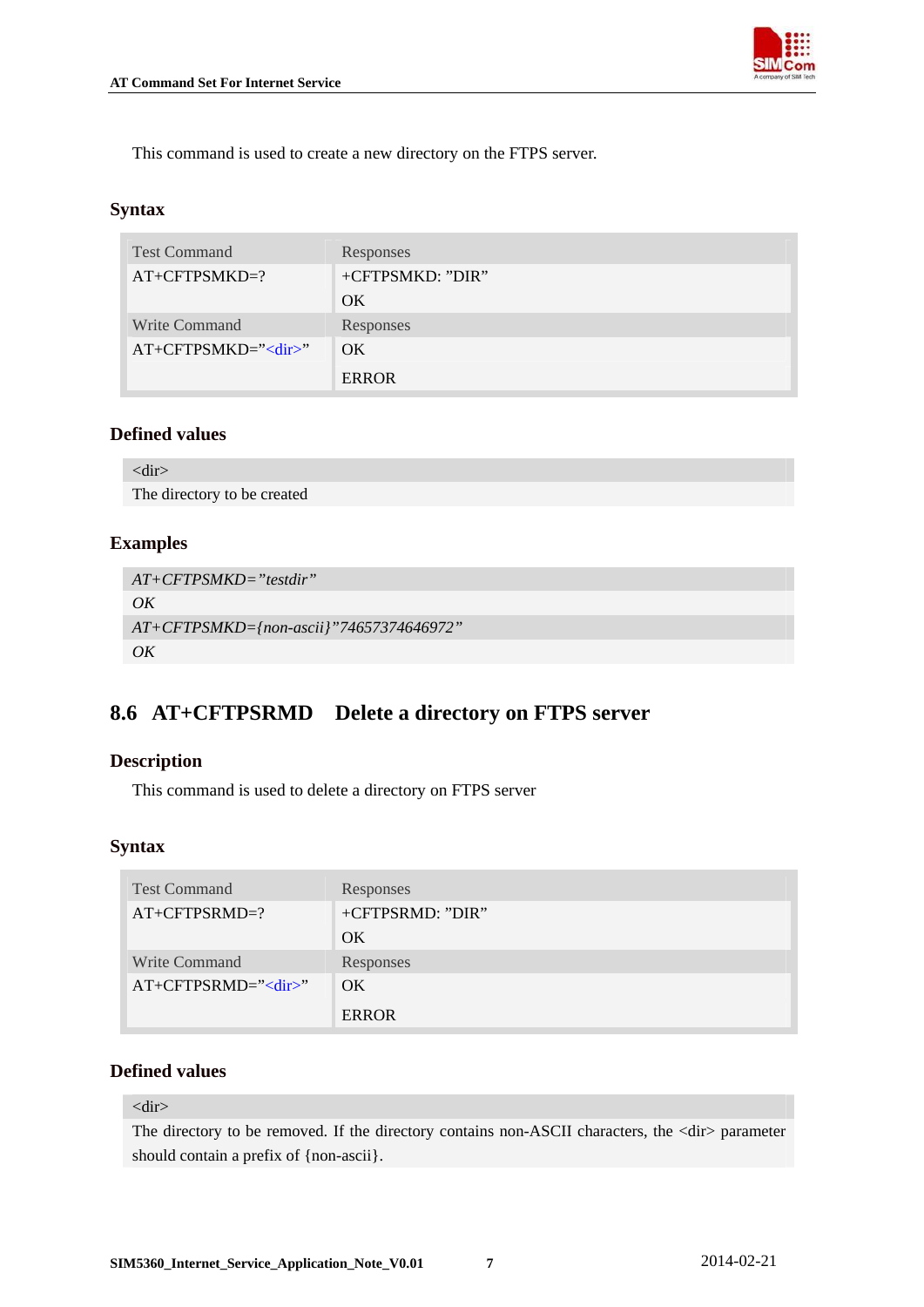This command is used to create a new directory on the FTPS server.

### Syntax

| Test Command | Responses |
|---|---|
| AT+CFTPSMKD=? | +CFTPSMKD: "DIR"<br>OK |
| **Write Command** | **Responses** |
| AT+CFTPSMKD="<dir>" | OK<br>ERROR |

### Defined values

| <dir> |
|---|
| The directory to be created |

### Examples

*AT+CFTPSMKD="testdir"*
*OK*
*AT+CFTPSMKD={non-ascii}"74657374646972"*
*OK*

## 8.6 AT+CFTPSRMD Delete a directory on FTPS server

### Description

This command is used to delete a directory on FTPS server

### Syntax

| Test Command | Responses |
|---|---|
| AT+CFTPSRMD=? | +CFTPSRMD: "DIR"<br>OK |
| **Write Command** | **Responses** |
| AT+CFTPSRMD="<dir>" | OK<br>ERROR |

### Defined values

| <dir> |
|---|
| The directory to be removed. If the directory contains non-ASCII characters, the <dir> parameter should contain a prefix of {non-ascii}. |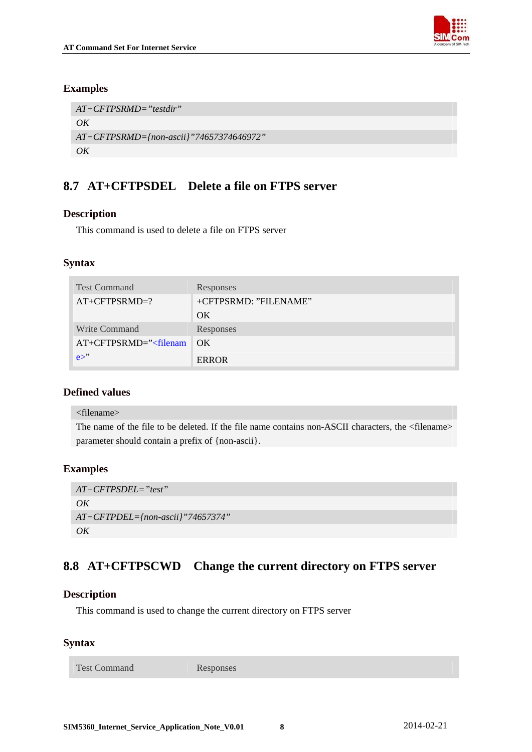### Examples

| *AT+CFTPSRMD="testdir"* |
|---|
| *OK* |
| *AT+CFTPSRMD={non-ascii}"74657374646972"* |
| *OK* |

## 8.7 AT+CFTPSDEL Delete a file on FTPS server

### Description

This command is used to delete a file on FTPS server

### Syntax

| Test Command | Responses |
|---|---|
| AT+CFTPSRMD=? | +CFTPSRMD: "FILENAME"<br>OK |
| Write Command | Responses |
| AT+CFTPSRMD="<filename>" | OK<br>ERROR |

### Defined values

| <filename> |
|---|
| The name of the file to be deleted. If the file name contains non-ASCII characters, the <filename> parameter should contain a prefix of {non-ascii}. |

### Examples

| *AT+CFTPSDEL="test"* |
|---|
| *OK* |
| *AT+CFTPDEL={non-ascii}"74657374"* |
| *OK* |

## 8.8 AT+CFTPSCWD Change the current directory on FTPS server

### Description

This command is used to change the current directory on FTPS server

### Syntax

| Test Command | Responses |
|---|---|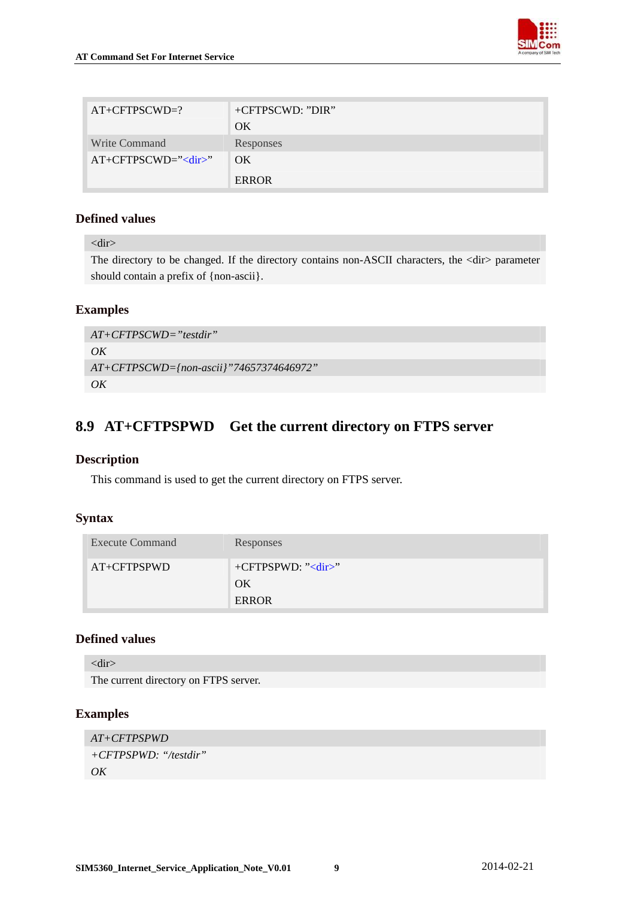| AT+CFTPSCWD=? | +CFTPSCWD: ”DIR”<br>OK |
|---|---|
| Write Command | Responses |
| AT+CFTPSCWD=”<dir>” | OK<br>ERROR |

### Defined values

| <dir> |
|---|
| The directory to be changed. If the directory contains non-ASCII characters, the <dir> parameter should contain a prefix of {non-ascii}. |

### Examples

| *AT+CFTPSCWD=”testdir”* |
|---|
| *OK* |
| *AT+CFTPSCWD={non-ascii}”74657374646972”* |
| *OK* |

## 8.9 AT+CFTPSPWD Get the current directory on FTPS server

### Description

This command is used to get the current directory on FTPS server.

### Syntax

| Execute Command | Responses |
|---|---|
| AT+CFTPSPWD | +CFTPSPWD: ”<dir>”<br>OK<br>ERROR |

### Defined values

| <dir> |
|---|
| The current directory on FTPS server. |

### Examples

| *AT+CFTPSPWD* |
|---|
| *+CFTPSPWD: “/testdir”*<br>*OK* |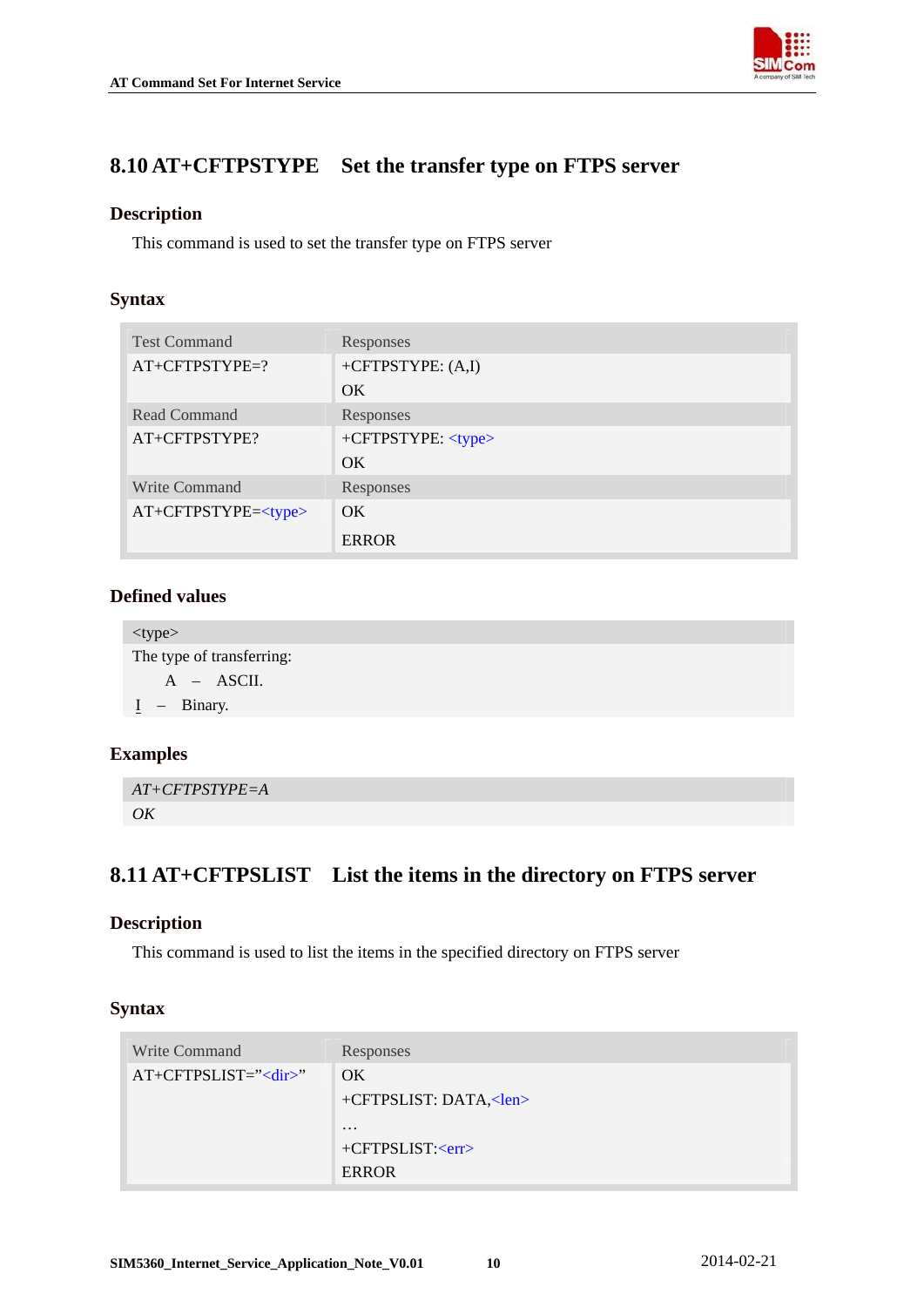## 8.10 AT+CFTPSTYPE Set the transfer type on FTPS server

### Description

This command is used to set the transfer type on FTPS server

### Syntax

| Test Command | Responses |
|---|---|
| AT+CFTPSTYPE=? | +CFTPSTYPE: (A,I)<br>OK |
| Read Command | Responses |
| AT+CFTPSTYPE? | +CFTPSTYPE: <type><br>OK |
| Write Command | Responses |
| AT+CFTPSTYPE=<type> | OK<br>ERROR |

### Defined values

| <type> |
|---|
| The type of transferring:<br>A – ASCII.<br>I – Binary. |

### Examples

| AT+CFTPSTYPE=A |
|---|
| OK |

## 8.11 AT+CFTPSLIST List the items in the directory on FTPS server

### Description

This command is used to list the items in the specified directory on FTPS server

### Syntax

| Write Command | Responses |
|---|---|
| AT+CFTPSLIST="<dir>" | OK<br>+CFTPSLIST: DATA,<len><br>…<br>+CFTPSLIST:<err><br>ERROR |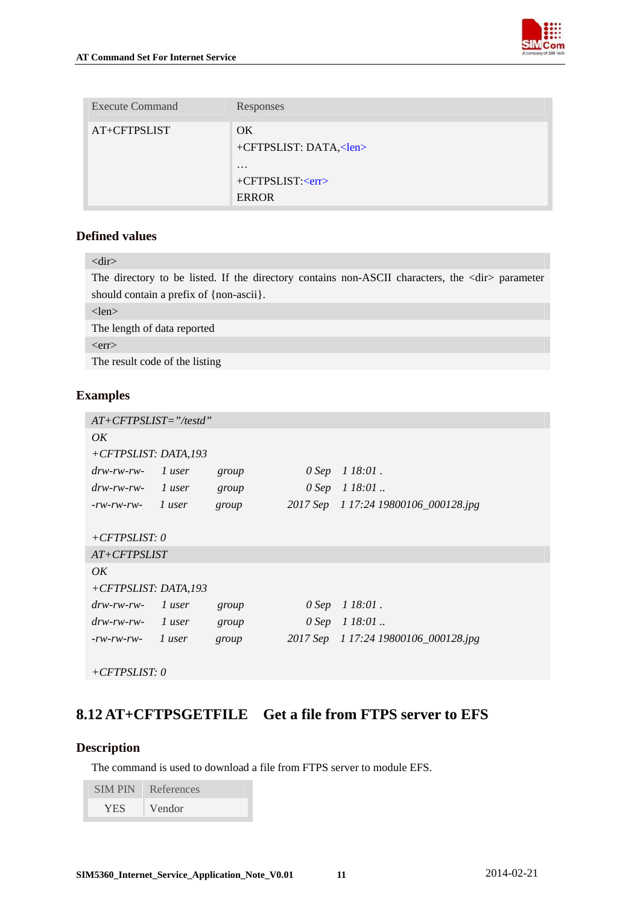| Execute Command | Responses |
|---|---|
| AT+CFTPSLIST | OK<br>+CFTPSLIST: DATA,<len><br>…<br>+CFTPSLIST:<err><br>ERROR |

### Defined values

| <dir> |
|---|
| The directory to be listed. If the directory contains non-ASCII characters, the <dir> parameter should contain a prefix of {non-ascii}. |
| <len> |
| The length of data reported |
| <err> |
| The result code of the listing |

### Examples

```
AT+CFTPSLIST="/testd"
OK
+CFTPSLIST: DATA,193
drw-rw-rw-    1 user    group          0 Sep   1 18:01 .
drw-rw-rw-    1 user    group          0 Sep   1 18:01 ..
-rw-rw-rw-    1 user    group       2017 Sep   1 17:24 19800106_000128.jpg

+CFTPSLIST: 0
AT+CFTPSLIST
OK
+CFTPSLIST: DATA,193
drw-rw-rw-    1 user    group          0 Sep   1 18:01 .
drw-rw-rw-    1 user    group          0 Sep   1 18:01 ..
-rw-rw-rw-    1 user    group       2017 Sep   1 17:24 19800106_000128.jpg

+CFTPSLIST: 0
```

## 8.12 AT+CFTPSGETFILE Get a file from FTPS server to EFS

### Description

The command is used to download a file from FTPS server to module EFS.

| SIM PIN | References |
|---|---|
| YES | Vendor |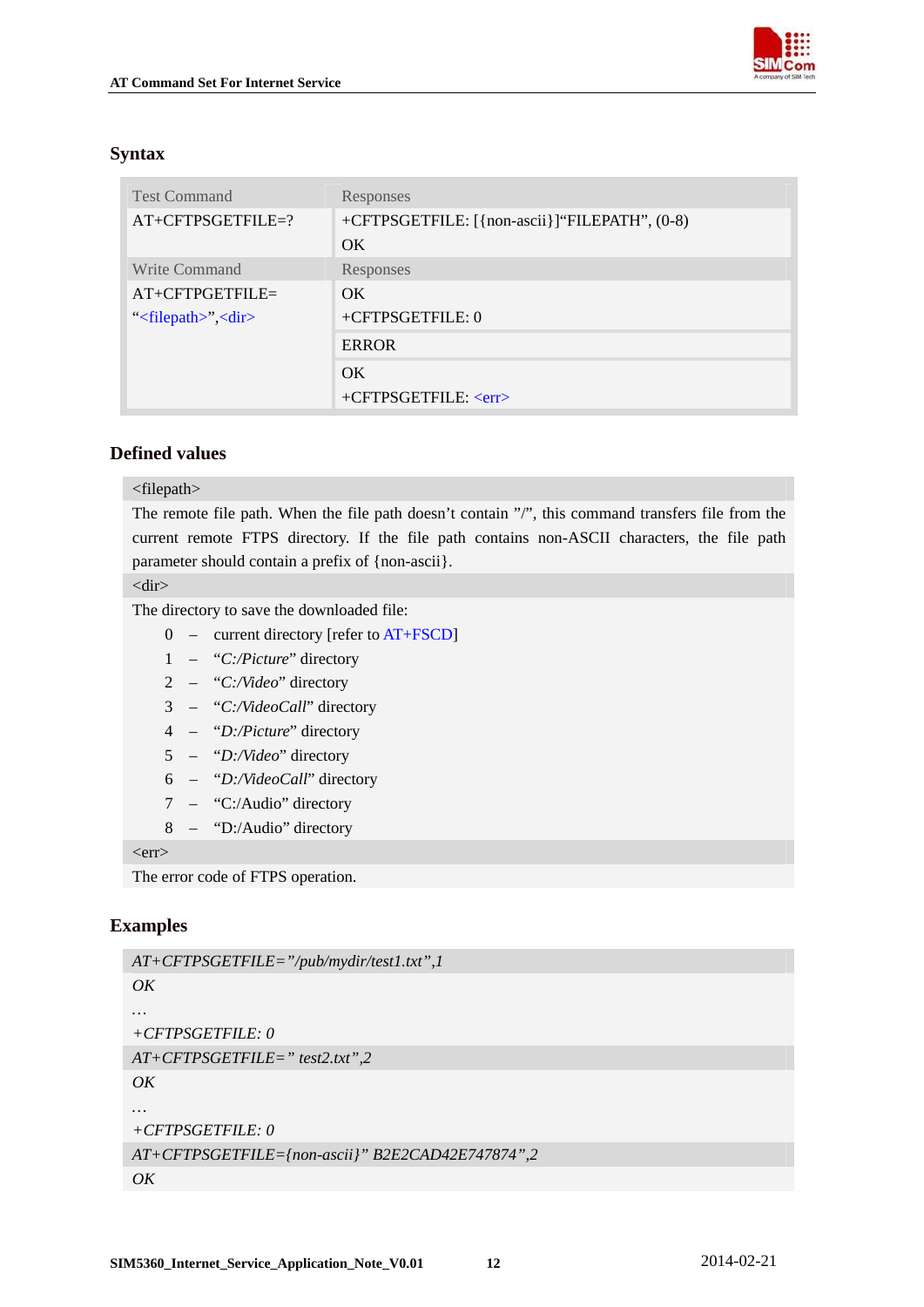## Syntax

| Test Command | Responses |
|---|---|
| AT+CFTPSGETFILE=? | +CFTPSGETFILE: [{non-ascii}]"FILEPATH", (0-8)<br>OK |
| **Write Command** | **Responses** |
| AT+CFTPGETFILE=<br>"<filepath>",<dir> | OK<br>+CFTPSGETFILE: 0 |
| | ERROR |
| | OK<br>+CFTPSGETFILE: <err> |

## Defined values

<filepath>

The remote file path. When the file path doesn't contain "/", this command transfers file from the current remote FTPS directory. If the file path contains non-ASCII characters, the file path parameter should contain a prefix of {non-ascii}.

<dir>

The directory to save the downloaded file:

- 0 – current directory [refer to AT+FSCD]
- 1 – "*C:/Picture*" directory
- 2 – "*C:/Video*" directory
- 3 – "*C:/VideoCall*" directory
- 4 – "*D:/Picture*" directory
- 5 – "*D:/Video*" directory
- 6 – "*D:/VideoCall*" directory
- 7 – "C:/Audio" directory
- 8 – "D:/Audio" directory

<err>

The error code of FTPS operation.

## Examples

```
AT+CFTPSGETFILE="/pub/mydir/test1.txt",1
OK
…
+CFTPSGETFILE: 0
AT+CFTPSGETFILE=" test2.txt",2
OK
…
+CFTPSGETFILE: 0
AT+CFTPSGETFILE={non-ascii}" B2E2CAD42E747874",2
OK
```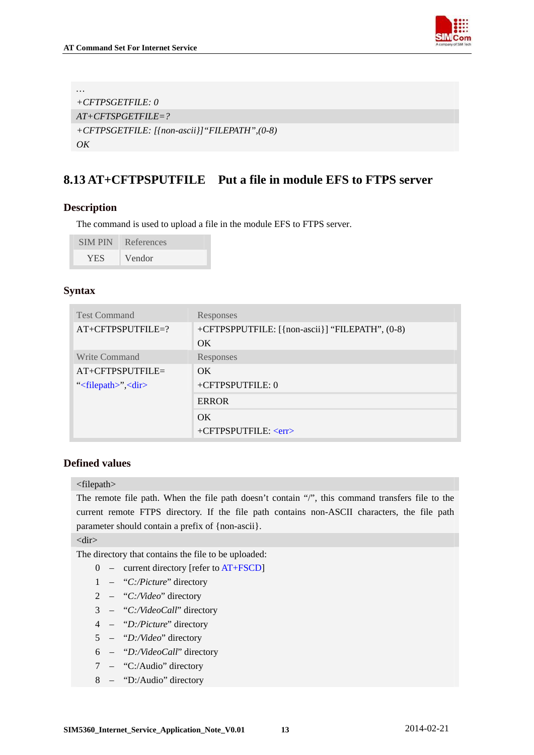```
…
+CFTPSGETFILE: 0
AT+CFTSPGETFILE=?
+CFTPSGETFILE: [{non-ascii}]"FILEPATH",(0-8)
OK
```

## 8.13 AT+CFTPSPUTFILE Put a file in module EFS to FTPS server

### Description

The command is used to upload a file in the module EFS to FTPS server.

| SIM PIN | References |
|---|---|
| YES | Vendor |

### Syntax

| Test Command | Responses |
|---|---|
| AT+CFTPSPUTFILE=? | +CFTPSPPUTFILE: [{non-ascii}] "FILEPATH", (0-8)<br>OK |
| **Write Command** | **Responses** |
| AT+CFTPSPUTFILE=<br>"<filepath>",<dir> | OK<br>+CFTPSPUTFILE: 0 |
| | ERROR |
| | OK<br>+CFTPSPUTFILE: <err> |

### Defined values

<filepath>

The remote file path. When the file path doesn't contain "/", this command transfers file to the current remote FTPS directory. If the file path contains non-ASCII characters, the file path parameter should contain a prefix of {non-ascii}.

<dir>

The directory that contains the file to be uploaded:

- 0 – current directory [refer to AT+FSCD]
- 1 – "*C:/Picture*" directory
- 2 – "*C:/Video*" directory
- 3 – "*C:/VideoCall*" directory
- 4 – "*D:/Picture*" directory
- 5 – "*D:/Video*" directory
- 6 – "*D:/VideoCall*" directory
- 7 – "C:/Audio" directory
- 8 – "D:/Audio" directory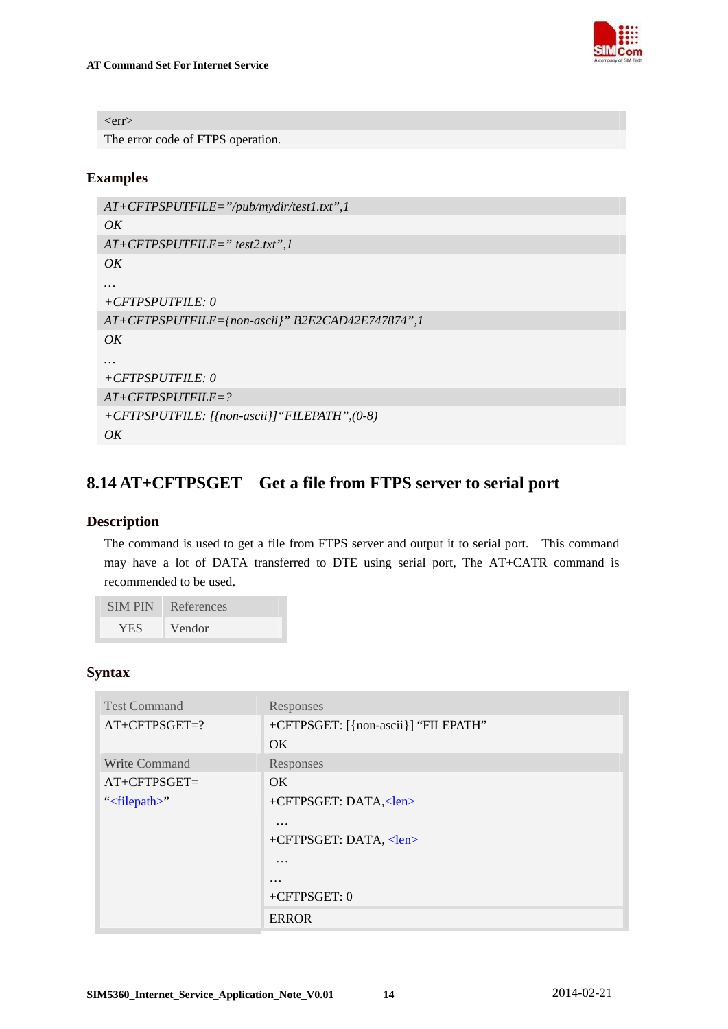| <err> |
|---|
| The error code of FTPS operation. |

### Examples

| |
|---|
| *AT+CFTPSPUTFILE="/pub/mydir/test1.txt",1* |
| *OK* |
| *AT+CFTPSPUTFILE=" test2.txt",1* |
| *OK* <br> *…* <br> *+CFTPSPUTFILE: 0* |
| *AT+CFTPSPUTFILE={non-ascii}" B2E2CAD42E747874",1* |
| *OK* <br> *…* <br> *+CFTPSPUTFILE: 0* |
| *AT+CFTPSPUTFILE=?* |
| *+CFTPSPUTFILE: [{non-ascii}]"FILEPATH",(0-8)* <br> *OK* |

## 8.14 AT+CFTPSGET Get a file from FTPS server to serial port

### Description

The command is used to get a file from FTPS server and output it to serial port. This command may have a lot of DATA transferred to DTE using serial port, The AT+CATR command is recommended to be used.

| SIM PIN | References |
|---|---|
| YES | Vendor |

### Syntax

| Test Command | Responses |
|---|---|
| AT+CFTPSGET=? | +CFTPSGET: [{non-ascii}] "FILEPATH"<br>OK |
| **Write Command** | **Responses** |
| AT+CFTPSGET=<br>"<filepath>" | OK<br>+CFTPSGET: DATA,<len><br>…<br>+CFTPSGET: DATA, <len><br>…<br>…<br>+CFTPSGET: 0 |
| | ERROR |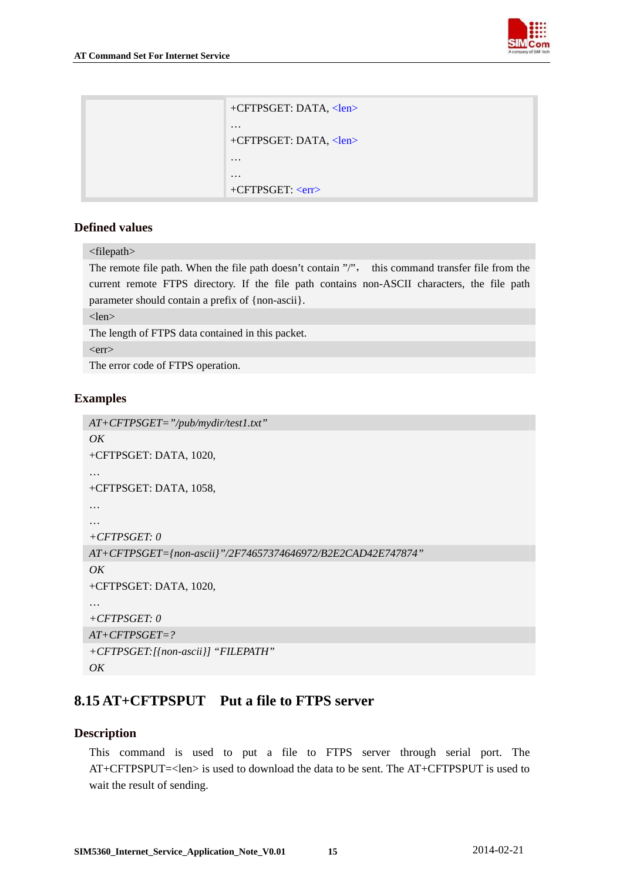| | +CFTPSGET: DATA, <len><br>…<br>+CFTPSGET: DATA, <len><br>…<br>…<br>+CFTPSGET: <err> |
|---|---|

### Defined values

| <filepath> |
|---|
| The remote file path. When the file path doesn't contain "/", this command transfer file from the current remote FTPS directory. If the file path contains non-ASCII characters, the file path parameter should contain a prefix of {non-ascii}. |
| <len> |
| The length of FTPS data contained in this packet. |
| <err> |
| The error code of FTPS operation. |

### Examples

| *AT+CFTPSGET="/pub/mydir/test1.txt"* |
|---|
| *OK*<br>+CFTPSGET: DATA, 1020,<br>…<br>+CFTPSGET: DATA, 1058,<br>…<br>…<br>*+CFTPSGET: 0* |
| *AT+CFTPSGET={non-ascii}"/2F74657374646972/B2E2CAD42E747874"* |
| *OK*<br>+CFTPSGET: DATA, 1020,<br>…<br>*+CFTPSGET: 0* |
| *AT+CFTPSGET=?* |
| *+CFTPSGET:[{non-ascii}] "FILEPATH"*<br>*OK* |

## 8.15 AT+CFTPSPUT Put a file to FTPS server

### Description

This command is used to put a file to FTPS server through serial port. The AT+CFTPSPUT=<len> is used to download the data to be sent. The AT+CFTPSPUT is used to wait the result of sending.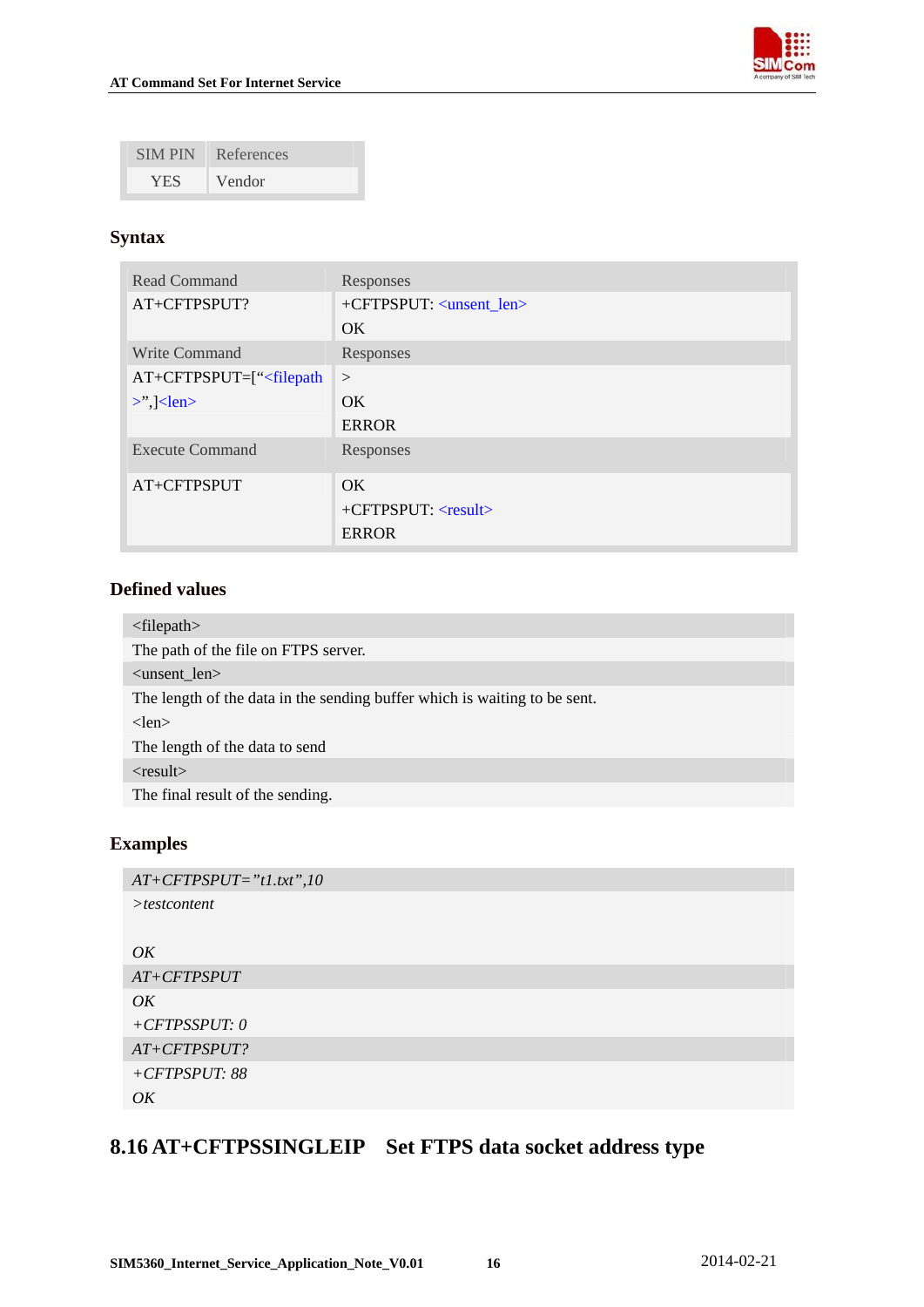| SIM PIN | References |
|---|---|
| YES | Vendor |

### Syntax

| Read Command | Responses |
|---|---|
| AT+CFTPSPUT? | +CFTPSPUT: <unsent_len><br>OK |
| **Write Command** | **Responses** |
| AT+CFTPSPUT=[“<filepath>”,]<len> | ><br>OK<br>ERROR |
| **Execute Command** | **Responses** |
| AT+CFTPSPUT | OK<br>+CFTPSPUT: <result><br>ERROR |

### Defined values

| <filepath> |
|---|
| The path of the file on FTPS server. |
| <unsent_len> |
| The length of the data in the sending buffer which is waiting to be sent. |
| <len> |
| The length of the data to send |
| <result> |
| The final result of the sending. |

### Examples

| *AT+CFTPSPUT=”t1.txt”,10* |
|---|
| *>testcontent*<br><br>*OK* |
| *AT+CFTPSPUT* |
| *OK*<br>*+CFTPSSPUT: 0* |
| *AT+CFTPSPUT?* |
| *+CFTPSPUT: 88*<br>*OK* |

## 8.16 AT+CFTPSSINGLEIP Set FTPS data socket address type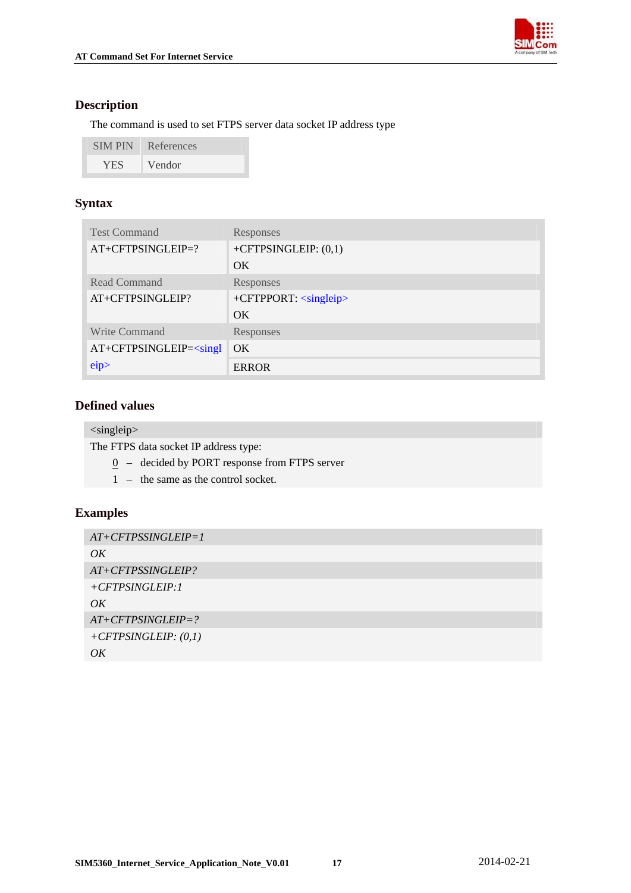### Description

The command is used to set FTPS server data socket IP address type

| SIM PIN | References |
|---|---|
| YES | Vendor |

### Syntax

| Test Command | Responses |
|---|---|
| AT+CFTPSINGLEIP=? | +CFTPSINGLEIP: (0,1)<br>OK |
| **Read Command** | **Responses** |
| AT+CFTPSINGLEIP? | +CFTPPORT: <singleip><br>OK |
| **Write Command** | **Responses** |
| AT+CFTPSINGLEIP=<singleip> | OK<br>ERROR |

### Defined values

| <singleip> |
|---|
| The FTPS data socket IP address type:<br>0 – decided by PORT response from FTPS server<br>1 – the same as the control socket. |

### Examples

| *AT+CFTPSSINGLEIP=1* |
|---|
| *OK* |
| *AT+CFTPSSINGLEIP?* |
| *+CFTPSINGLEIP:1* |
| *OK* |
| *AT+CFTPSINGLEIP=?* |
| *+CFTPSINGLEIP: (0,1)* |
| *OK* |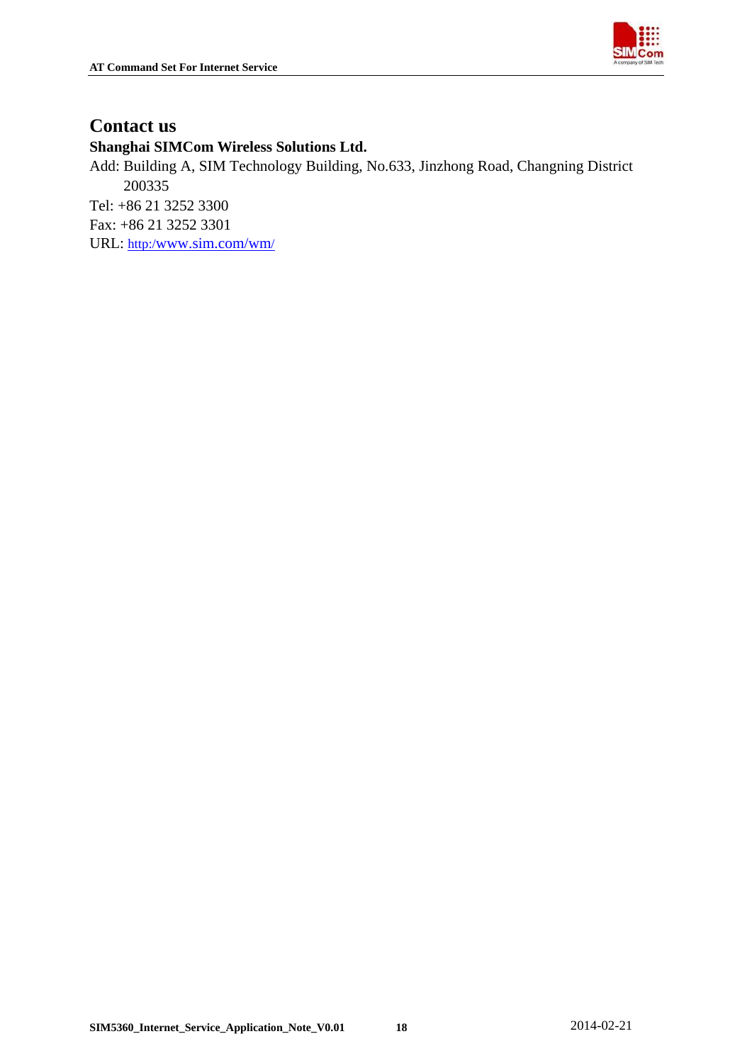# Contact us

**Shanghai SIMCom Wireless Solutions Ltd.**

Add: Building A, SIM Technology Building, No.633, Jinzhong Road, Changning District 200335

Tel: +86 21 3252 3300

Fax: +86 21 3252 3301

URL: http:/www.sim.com/wm/